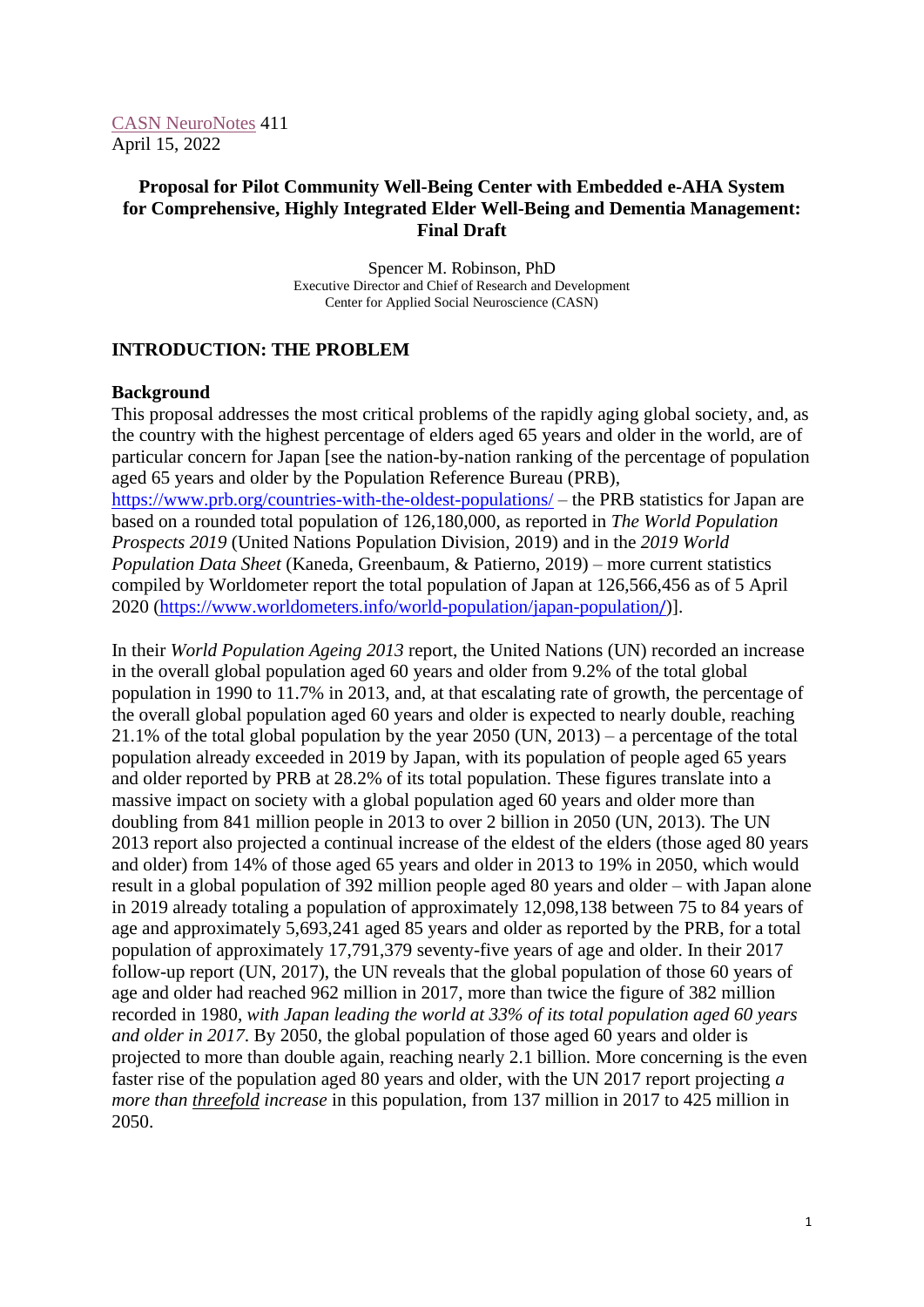CASN NeuroNotes 411
April 15, 2022

# Proposal for Pilot Community Well-Being Center with Embedded e-AHA System for Comprehensive, Highly Integrated Elder Well-Being and Dementia Management: Final Draft

Spencer M. Robinson, PhD
Executive Director and Chief of Research and Development
Center for Applied Social Neuroscience (CASN)

## INTRODUCTION: THE PROBLEM

### Background

This proposal addresses the most critical problems of the rapidly aging global society, and, as the country with the highest percentage of elders aged 65 years and older in the world, are of particular concern for Japan [see the nation-by-nation ranking of the percentage of population aged 65 years and older by the Population Reference Bureau (PRB), https://www.prb.org/countries-with-the-oldest-populations/ – the PRB statistics for Japan are based on a rounded total population of 126,180,000, as reported in *The World Population Prospects 2019* (United Nations Population Division, 2019) and in the *2019 World Population Data Sheet* (Kaneda, Greenbaum, & Patierno, 2019) – more current statistics compiled by Worldometer report the total population of Japan at 126,566,456 as of 5 April 2020 (https://www.worldometers.info/world-population/japan-population/)].

In their *World Population Ageing 2013* report, the United Nations (UN) recorded an increase in the overall global population aged 60 years and older from 9.2% of the total global population in 1990 to 11.7% in 2013, and, at that escalating rate of growth, the percentage of the overall global population aged 60 years and older is expected to nearly double, reaching 21.1% of the total global population by the year 2050 (UN, 2013) – a percentage of the total population already exceeded in 2019 by Japan, with its population of people aged 65 years and older reported by PRB at 28.2% of its total population. These figures translate into a massive impact on society with a global population aged 60 years and older more than doubling from 841 million people in 2013 to over 2 billion in 2050 (UN, 2013). The UN 2013 report also projected a continual increase of the eldest of the elders (those aged 80 years and older) from 14% of those aged 65 years and older in 2013 to 19% in 2050, which would result in a global population of 392 million people aged 80 years and older – with Japan alone in 2019 already totaling a population of approximately 12,098,138 between 75 to 84 years of age and approximately 5,693,241 aged 85 years and older as reported by the PRB, for a total population of approximately 17,791,379 seventy-five years of age and older. In their 2017 follow-up report (UN, 2017), the UN reveals that the global population of those 60 years of age and older had reached 962 million in 2017, more than twice the figure of 382 million recorded in 1980, *with Japan leading the world at 33% of its total population aged 60 years and older in 2017*. By 2050, the global population of those aged 60 years and older is projected to more than double again, reaching nearly 2.1 billion. More concerning is the even faster rise of the population aged 80 years and older, with the UN 2017 report projecting *a more than threefold increase* in this population, from 137 million in 2017 to 425 million in 2050.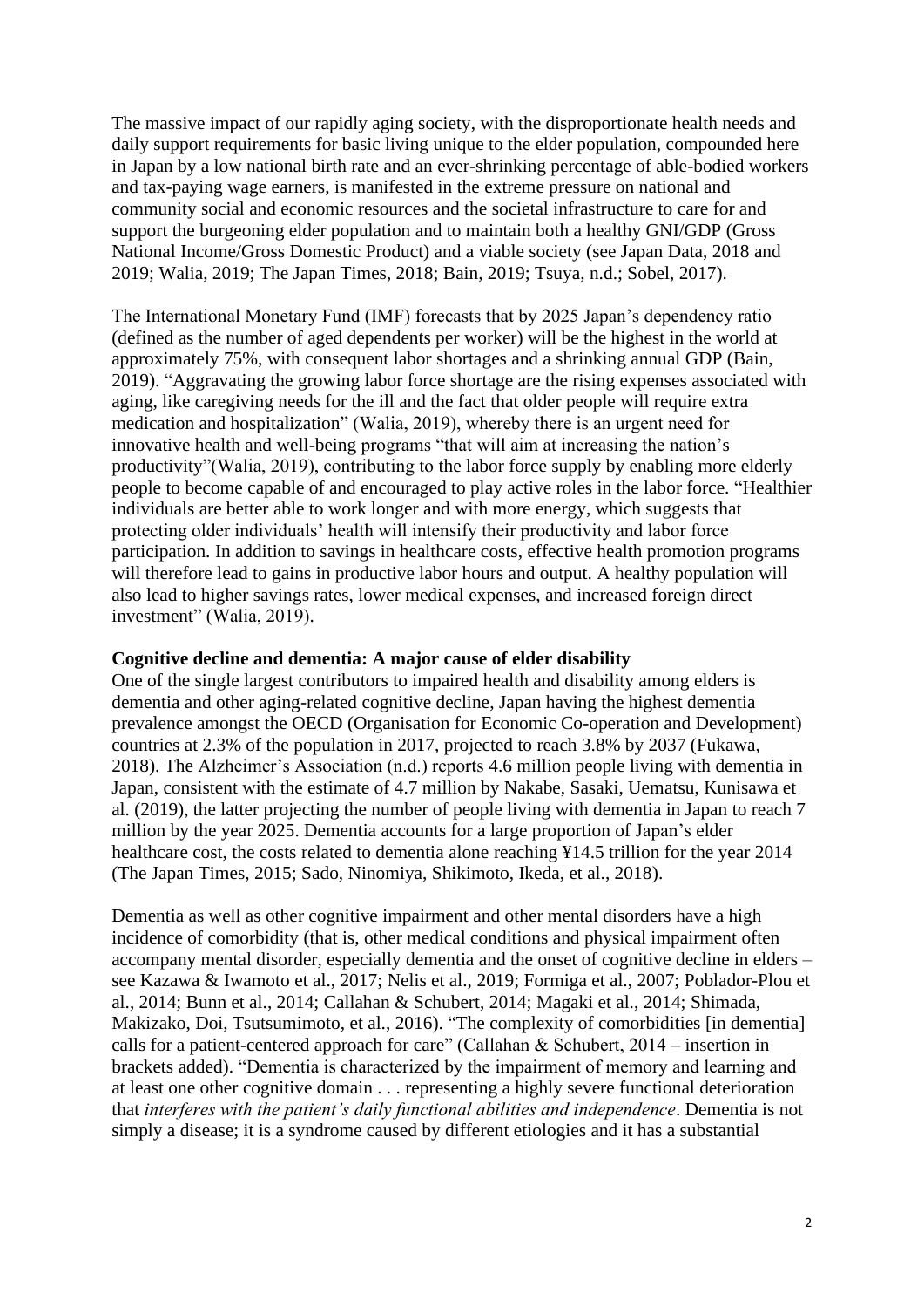The massive impact of our rapidly aging society, with the disproportionate health needs and daily support requirements for basic living unique to the elder population, compounded here in Japan by a low national birth rate and an ever-shrinking percentage of able-bodied workers and tax-paying wage earners, is manifested in the extreme pressure on national and community social and economic resources and the societal infrastructure to care for and support the burgeoning elder population and to maintain both a healthy GNI/GDP (Gross National Income/Gross Domestic Product) and a viable society (see Japan Data, 2018 and 2019; Walia, 2019; The Japan Times, 2018; Bain, 2019; Tsuya, n.d.; Sobel, 2017).

The International Monetary Fund (IMF) forecasts that by 2025 Japan's dependency ratio (defined as the number of aged dependents per worker) will be the highest in the world at approximately 75%, with consequent labor shortages and a shrinking annual GDP (Bain, 2019). "Aggravating the growing labor force shortage are the rising expenses associated with aging, like caregiving needs for the ill and the fact that older people will require extra medication and hospitalization" (Walia, 2019), whereby there is an urgent need for innovative health and well-being programs "that will aim at increasing the nation's productivity"(Walia, 2019), contributing to the labor force supply by enabling more elderly people to become capable of and encouraged to play active roles in the labor force. "Healthier individuals are better able to work longer and with more energy, which suggests that protecting older individuals' health will intensify their productivity and labor force participation. In addition to savings in healthcare costs, effective health promotion programs will therefore lead to gains in productive labor hours and output. A healthy population will also lead to higher savings rates, lower medical expenses, and increased foreign direct investment" (Walia, 2019).

**Cognitive decline and dementia: A major cause of elder disability**

One of the single largest contributors to impaired health and disability among elders is dementia and other aging-related cognitive decline, Japan having the highest dementia prevalence amongst the OECD (Organisation for Economic Co-operation and Development) countries at 2.3% of the population in 2017, projected to reach 3.8% by 2037 (Fukawa, 2018). The Alzheimer's Association (n.d.) reports 4.6 million people living with dementia in Japan, consistent with the estimate of 4.7 million by Nakabe, Sasaki, Uematsu, Kunisawa et al. (2019), the latter projecting the number of people living with dementia in Japan to reach 7 million by the year 2025. Dementia accounts for a large proportion of Japan's elder healthcare cost, the costs related to dementia alone reaching ¥14.5 trillion for the year 2014 (The Japan Times, 2015; Sado, Ninomiya, Shikimoto, Ikeda, et al., 2018).

Dementia as well as other cognitive impairment and other mental disorders have a high incidence of comorbidity (that is, other medical conditions and physical impairment often accompany mental disorder, especially dementia and the onset of cognitive decline in elders – see Kazawa & Iwamoto et al., 2017; Nelis et al., 2019; Formiga et al., 2007; Poblador-Plou et al., 2014; Bunn et al., 2014; Callahan & Schubert, 2014; Magaki et al., 2014; Shimada, Makizako, Doi, Tsutsumimoto, et al., 2016). "The complexity of comorbidities [in dementia] calls for a patient-centered approach for care" (Callahan & Schubert, 2014 – insertion in brackets added). "Dementia is characterized by the impairment of memory and learning and at least one other cognitive domain . . . representing a highly severe functional deterioration that *interferes with the patient's daily functional abilities and independence*. Dementia is not simply a disease; it is a syndrome caused by different etiologies and it has a substantial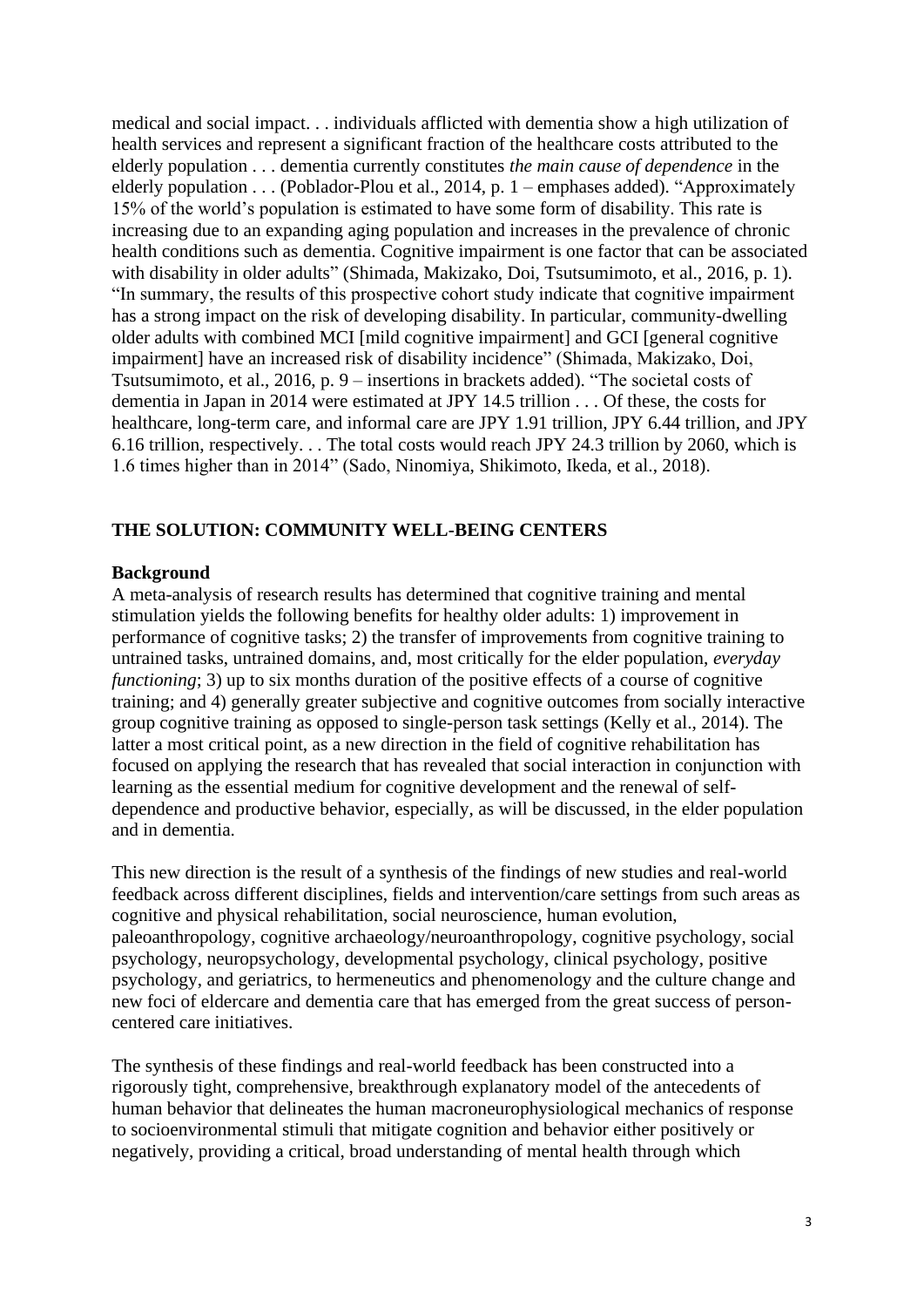medical and social impact. . . individuals afflicted with dementia show a high utilization of health services and represent a significant fraction of the healthcare costs attributed to the elderly population . . . dementia currently constitutes *the main cause of dependence* in the elderly population . . . (Poblador-Plou et al., 2014, p. 1 – emphases added). "Approximately 15% of the world's population is estimated to have some form of disability. This rate is increasing due to an expanding aging population and increases in the prevalence of chronic health conditions such as dementia. Cognitive impairment is one factor that can be associated with disability in older adults" (Shimada, Makizako, Doi, Tsutsumimoto, et al., 2016, p. 1). "In summary, the results of this prospective cohort study indicate that cognitive impairment has a strong impact on the risk of developing disability. In particular, community-dwelling older adults with combined MCI [mild cognitive impairment] and GCI [general cognitive impairment] have an increased risk of disability incidence" (Shimada, Makizako, Doi, Tsutsumimoto, et al., 2016, p. 9 – insertions in brackets added). "The societal costs of dementia in Japan in 2014 were estimated at JPY 14.5 trillion . . . Of these, the costs for healthcare, long-term care, and informal care are JPY 1.91 trillion, JPY 6.44 trillion, and JPY 6.16 trillion, respectively. . . The total costs would reach JPY 24.3 trillion by 2060, which is 1.6 times higher than in 2014" (Sado, Ninomiya, Shikimoto, Ikeda, et al., 2018).

## THE SOLUTION: COMMUNITY WELL-BEING CENTERS

### Background

A meta-analysis of research results has determined that cognitive training and mental stimulation yields the following benefits for healthy older adults: 1) improvement in performance of cognitive tasks; 2) the transfer of improvements from cognitive training to untrained tasks, untrained domains, and, most critically for the elder population, *everyday functioning*; 3) up to six months duration of the positive effects of a course of cognitive training; and 4) generally greater subjective and cognitive outcomes from socially interactive group cognitive training as opposed to single-person task settings (Kelly et al., 2014). The latter a most critical point, as a new direction in the field of cognitive rehabilitation has focused on applying the research that has revealed that social interaction in conjunction with learning as the essential medium for cognitive development and the renewal of self-dependence and productive behavior, especially, as will be discussed, in the elder population and in dementia.

This new direction is the result of a synthesis of the findings of new studies and real-world feedback across different disciplines, fields and intervention/care settings from such areas as cognitive and physical rehabilitation, social neuroscience, human evolution, paleoanthropology, cognitive archaeology/neuroanthropology, cognitive psychology, social psychology, neuropsychology, developmental psychology, clinical psychology, positive psychology, and geriatrics, to hermeneutics and phenomenology and the culture change and new foci of eldercare and dementia care that has emerged from the great success of person-centered care initiatives.

The synthesis of these findings and real-world feedback has been constructed into a rigorously tight, comprehensive, breakthrough explanatory model of the antecedents of human behavior that delineates the human macroneurophysiological mechanics of response to socioenvironmental stimuli that mitigate cognition and behavior either positively or negatively, providing a critical, broad understanding of mental health through which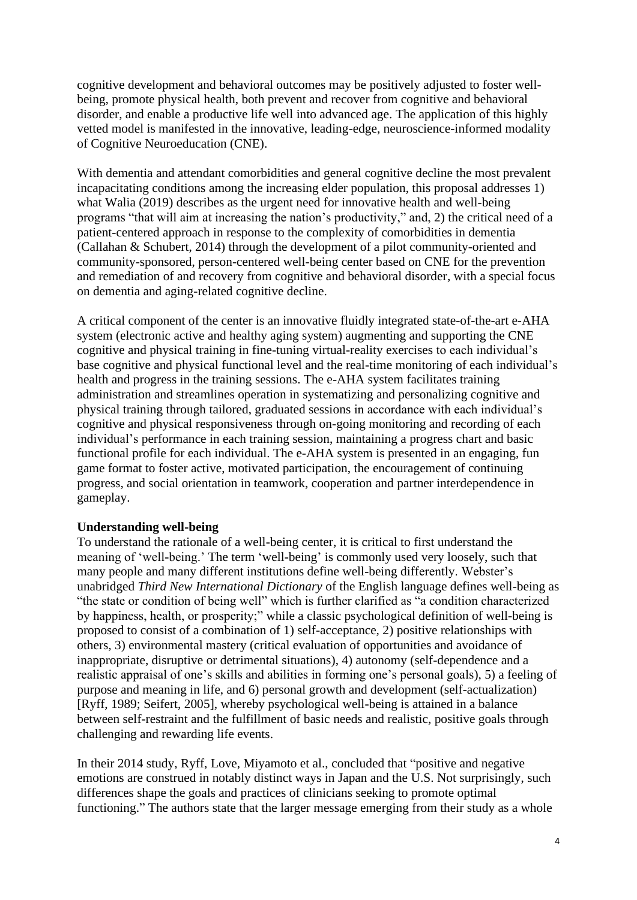cognitive development and behavioral outcomes may be positively adjusted to foster well-being, promote physical health, both prevent and recover from cognitive and behavioral disorder, and enable a productive life well into advanced age. The application of this highly vetted model is manifested in the innovative, leading-edge, neuroscience-informed modality of Cognitive Neuroeducation (CNE).

With dementia and attendant comorbidities and general cognitive decline the most prevalent incapacitating conditions among the increasing elder population, this proposal addresses 1) what Walia (2019) describes as the urgent need for innovative health and well-being programs "that will aim at increasing the nation's productivity," and, 2) the critical need of a patient-centered approach in response to the complexity of comorbidities in dementia (Callahan & Schubert, 2014) through the development of a pilot community-oriented and community-sponsored, person-centered well-being center based on CNE for the prevention and remediation of and recovery from cognitive and behavioral disorder, with a special focus on dementia and aging-related cognitive decline.

A critical component of the center is an innovative fluidly integrated state-of-the-art e-AHA system (electronic active and healthy aging system) augmenting and supporting the CNE cognitive and physical training in fine-tuning virtual-reality exercises to each individual's base cognitive and physical functional level and the real-time monitoring of each individual's health and progress in the training sessions. The e-AHA system facilitates training administration and streamlines operation in systematizing and personalizing cognitive and physical training through tailored, graduated sessions in accordance with each individual's cognitive and physical responsiveness through on-going monitoring and recording of each individual's performance in each training session, maintaining a progress chart and basic functional profile for each individual. The e-AHA system is presented in an engaging, fun game format to foster active, motivated participation, the encouragement of continuing progress, and social orientation in teamwork, cooperation and partner interdependence in gameplay.

**Understanding well-being**

To understand the rationale of a well-being center, it is critical to first understand the meaning of 'well-being.' The term 'well-being' is commonly used very loosely, such that many people and many different institutions define well-being differently. Webster's unabridged *Third New International Dictionary* of the English language defines well-being as "the state or condition of being well" which is further clarified as "a condition characterized by happiness, health, or prosperity;" while a classic psychological definition of well-being is proposed to consist of a combination of 1) self-acceptance, 2) positive relationships with others, 3) environmental mastery (critical evaluation of opportunities and avoidance of inappropriate, disruptive or detrimental situations), 4) autonomy (self-dependence and a realistic appraisal of one's skills and abilities in forming one's personal goals), 5) a feeling of purpose and meaning in life, and 6) personal growth and development (self-actualization) [Ryff, 1989; Seifert, 2005], whereby psychological well-being is attained in a balance between self-restraint and the fulfillment of basic needs and realistic, positive goals through challenging and rewarding life events.

In their 2014 study, Ryff, Love, Miyamoto et al., concluded that "positive and negative emotions are construed in notably distinct ways in Japan and the U.S. Not surprisingly, such differences shape the goals and practices of clinicians seeking to promote optimal functioning." The authors state that the larger message emerging from their study as a whole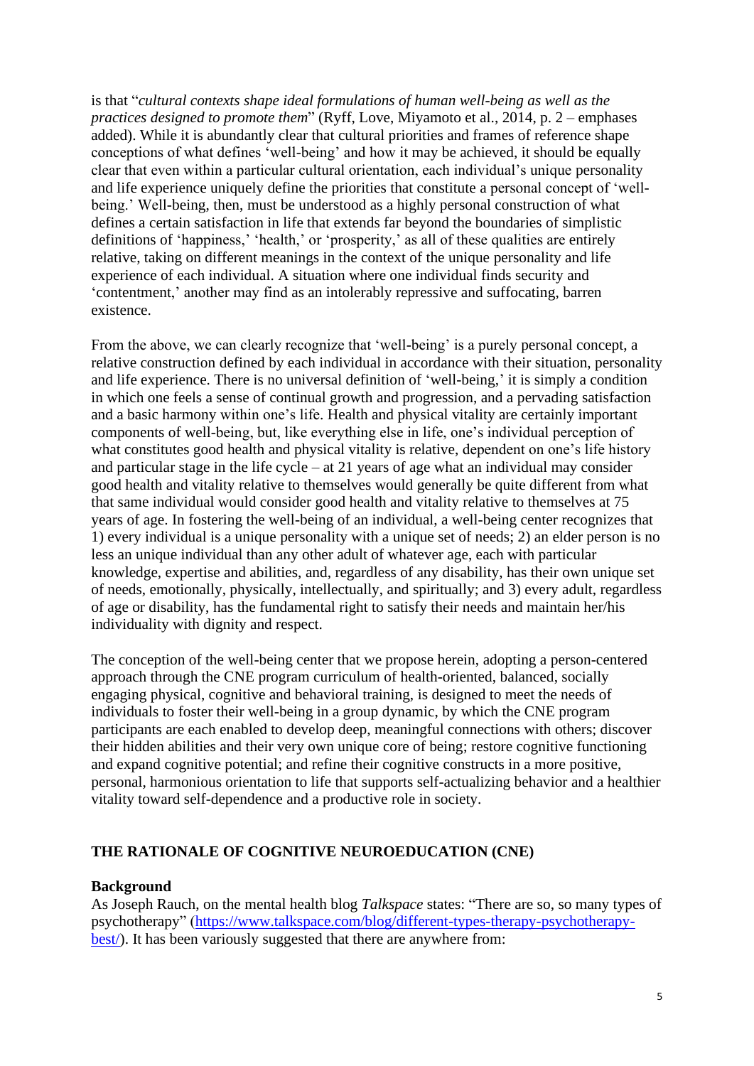is that "*cultural contexts shape ideal formulations of human well-being as well as the practices designed to promote them*" (Ryff, Love, Miyamoto et al., 2014, p. 2 – emphases added). While it is abundantly clear that cultural priorities and frames of reference shape conceptions of what defines 'well-being' and how it may be achieved, it should be equally clear that even within a particular cultural orientation, each individual's unique personality and life experience uniquely define the priorities that constitute a personal concept of 'well-being.' Well-being, then, must be understood as a highly personal construction of what defines a certain satisfaction in life that extends far beyond the boundaries of simplistic definitions of 'happiness,' 'health,' or 'prosperity,' as all of these qualities are entirely relative, taking on different meanings in the context of the unique personality and life experience of each individual. A situation where one individual finds security and 'contentment,' another may find as an intolerably repressive and suffocating, barren existence.

From the above, we can clearly recognize that 'well-being' is a purely personal concept, a relative construction defined by each individual in accordance with their situation, personality and life experience. There is no universal definition of 'well-being,' it is simply a condition in which one feels a sense of continual growth and progression, and a pervading satisfaction and a basic harmony within one's life. Health and physical vitality are certainly important components of well-being, but, like everything else in life, one's individual perception of what constitutes good health and physical vitality is relative, dependent on one's life history and particular stage in the life cycle – at 21 years of age what an individual may consider good health and vitality relative to themselves would generally be quite different from what that same individual would consider good health and vitality relative to themselves at 75 years of age. In fostering the well-being of an individual, a well-being center recognizes that 1) every individual is a unique personality with a unique set of needs; 2) an elder person is no less an unique individual than any other adult of whatever age, each with particular knowledge, expertise and abilities, and, regardless of any disability, has their own unique set of needs, emotionally, physically, intellectually, and spiritually; and 3) every adult, regardless of age or disability, has the fundamental right to satisfy their needs and maintain her/his individuality with dignity and respect.

The conception of the well-being center that we propose herein, adopting a person-centered approach through the CNE program curriculum of health-oriented, balanced, socially engaging physical, cognitive and behavioral training, is designed to meet the needs of individuals to foster their well-being in a group dynamic, by which the CNE program participants are each enabled to develop deep, meaningful connections with others; discover their hidden abilities and their very own unique core of being; restore cognitive functioning and expand cognitive potential; and refine their cognitive constructs in a more positive, personal, harmonious orientation to life that supports self-actualizing behavior and a healthier vitality toward self-dependence and a productive role in society.

## THE RATIONALE OF COGNITIVE NEUROEDUCATION (CNE)

### Background

As Joseph Rauch, on the mental health blog *Talkspace* states: "There are so, so many types of psychotherapy" (https://www.talkspace.com/blog/different-types-therapy-psychotherapy-best/). It has been variously suggested that there are anywhere from: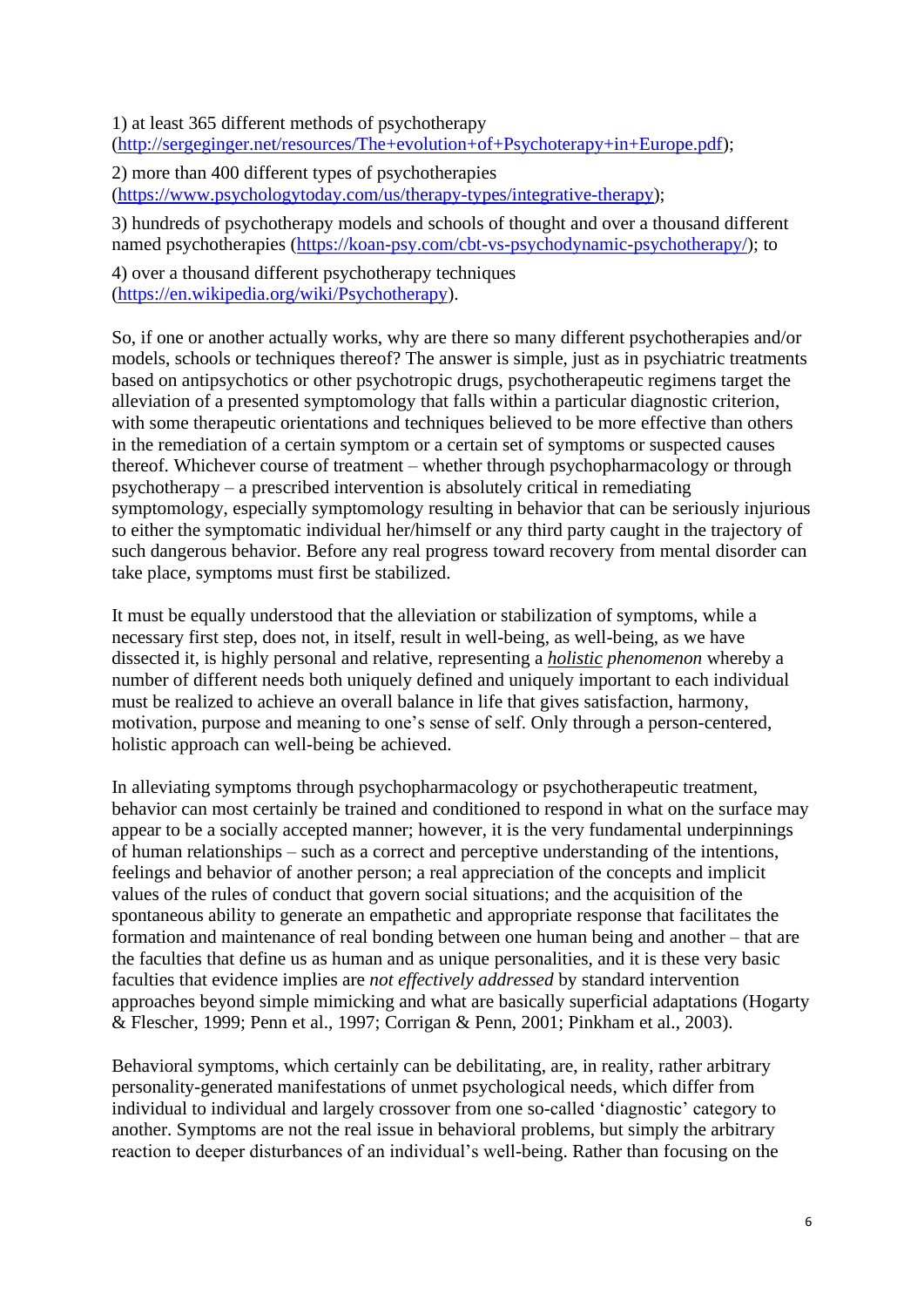1) at least 365 different methods of psychotherapy (http://sergeginger.net/resources/The+evolution+of+Psychoterapy+in+Europe.pdf);

2) more than 400 different types of psychotherapies (https://www.psychologytoday.com/us/therapy-types/integrative-therapy);

3) hundreds of psychotherapy models and schools of thought and over a thousand different named psychotherapies (https://koan-psy.com/cbt-vs-psychodynamic-psychotherapy/); to

4) over a thousand different psychotherapy techniques (https://en.wikipedia.org/wiki/Psychotherapy).

So, if one or another actually works, why are there so many different psychotherapies and/or models, schools or techniques thereof? The answer is simple, just as in psychiatric treatments based on antipsychotics or other psychotropic drugs, psychotherapeutic regimens target the alleviation of a presented symptomology that falls within a particular diagnostic criterion, with some therapeutic orientations and techniques believed to be more effective than others in the remediation of a certain symptom or a certain set of symptoms or suspected causes thereof. Whichever course of treatment – whether through psychopharmacology or through psychotherapy – a prescribed intervention is absolutely critical in remediating symptomology, especially symptomology resulting in behavior that can be seriously injurious to either the symptomatic individual her/himself or any third party caught in the trajectory of such dangerous behavior. Before any real progress toward recovery from mental disorder can take place, symptoms must first be stabilized.

It must be equally understood that the alleviation or stabilization of symptoms, while a necessary first step, does not, in itself, result in well-being, as well-being, as we have dissected it, is highly personal and relative, representing a *holistic phenomenon* whereby a number of different needs both uniquely defined and uniquely important to each individual must be realized to achieve an overall balance in life that gives satisfaction, harmony, motivation, purpose and meaning to one's sense of self. Only through a person-centered, holistic approach can well-being be achieved.

In alleviating symptoms through psychopharmacology or psychotherapeutic treatment, behavior can most certainly be trained and conditioned to respond in what on the surface may appear to be a socially accepted manner; however, it is the very fundamental underpinnings of human relationships – such as a correct and perceptive understanding of the intentions, feelings and behavior of another person; a real appreciation of the concepts and implicit values of the rules of conduct that govern social situations; and the acquisition of the spontaneous ability to generate an empathetic and appropriate response that facilitates the formation and maintenance of real bonding between one human being and another – that are the faculties that define us as human and as unique personalities, and it is these very basic faculties that evidence implies are *not effectively addressed* by standard intervention approaches beyond simple mimicking and what are basically superficial adaptations (Hogarty & Flescher, 1999; Penn et al., 1997; Corrigan & Penn, 2001; Pinkham et al., 2003).

Behavioral symptoms, which certainly can be debilitating, are, in reality, rather arbitrary personality-generated manifestations of unmet psychological needs, which differ from individual to individual and largely crossover from one so-called 'diagnostic' category to another. Symptoms are not the real issue in behavioral problems, but simply the arbitrary reaction to deeper disturbances of an individual's well-being. Rather than focusing on the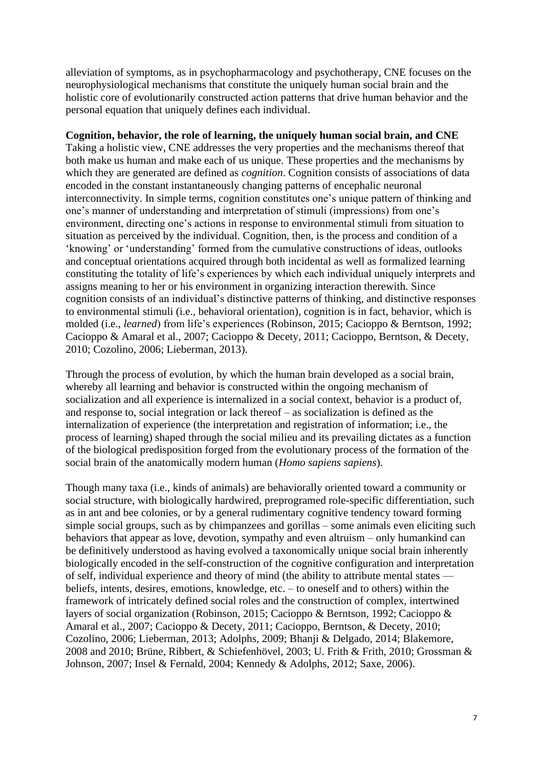alleviation of symptoms, as in psychopharmacology and psychotherapy, CNE focuses on the neurophysiological mechanisms that constitute the uniquely human social brain and the holistic core of evolutionarily constructed action patterns that drive human behavior and the personal equation that uniquely defines each individual.

**Cognition, behavior, the role of learning, the uniquely human social brain, and CNE**

Taking a holistic view, CNE addresses the very properties and the mechanisms thereof that both make us human and make each of us unique. These properties and the mechanisms by which they are generated are defined as *cognition*. Cognition consists of associations of data encoded in the constant instantaneously changing patterns of encephalic neuronal interconnectivity. In simple terms, cognition constitutes one's unique pattern of thinking and one's manner of understanding and interpretation of stimuli (impressions) from one's environment, directing one's actions in response to environmental stimuli from situation to situation as perceived by the individual. Cognition, then, is the process and condition of a 'knowing' or 'understanding' formed from the cumulative constructions of ideas, outlooks and conceptual orientations acquired through both incidental as well as formalized learning constituting the totality of life's experiences by which each individual uniquely interprets and assigns meaning to her or his environment in organizing interaction therewith. Since cognition consists of an individual's distinctive patterns of thinking, and distinctive responses to environmental stimuli (i.e., behavioral orientation), cognition is in fact, behavior, which is molded (i.e., *learned*) from life's experiences (Robinson, 2015; Cacioppo & Berntson, 1992; Cacioppo & Amaral et al., 2007; Cacioppo & Decety, 2011; Cacioppo, Berntson, & Decety, 2010; Cozolino, 2006; Lieberman, 2013).

Through the process of evolution, by which the human brain developed as a social brain, whereby all learning and behavior is constructed within the ongoing mechanism of socialization and all experience is internalized in a social context, behavior is a product of, and response to, social integration or lack thereof – as socialization is defined as the internalization of experience (the interpretation and registration of information; i.e., the process of learning) shaped through the social milieu and its prevailing dictates as a function of the biological predisposition forged from the evolutionary process of the formation of the social brain of the anatomically modern human (*Homo sapiens sapiens*).

Though many taxa (i.e., kinds of animals) are behaviorally oriented toward a community or social structure, with biologically hardwired, preprogramed role-specific differentiation, such as in ant and bee colonies, or by a general rudimentary cognitive tendency toward forming simple social groups, such as by chimpanzees and gorillas – some animals even eliciting such behaviors that appear as love, devotion, sympathy and even altruism – only humankind can be definitively understood as having evolved a taxonomically unique social brain inherently biologically encoded in the self-construction of the cognitive configuration and interpretation of self, individual experience and theory of mind (the ability to attribute mental states — beliefs, intents, desires, emotions, knowledge, etc. – to oneself and to others) within the framework of intricately defined social roles and the construction of complex, intertwined layers of social organization (Robinson, 2015; Cacioppo & Berntson, 1992; Cacioppo & Amaral et al., 2007; Cacioppo & Decety, 2011; Cacioppo, Berntson, & Decety, 2010; Cozolino, 2006; Lieberman, 2013; Adolphs, 2009; Bhanji & Delgado, 2014; Blakemore, 2008 and 2010; Brüne, Ribbert, & Schiefenhövel, 2003; U. Frith & Frith, 2010; Grossman & Johnson, 2007; Insel & Fernald, 2004; Kennedy & Adolphs, 2012; Saxe, 2006).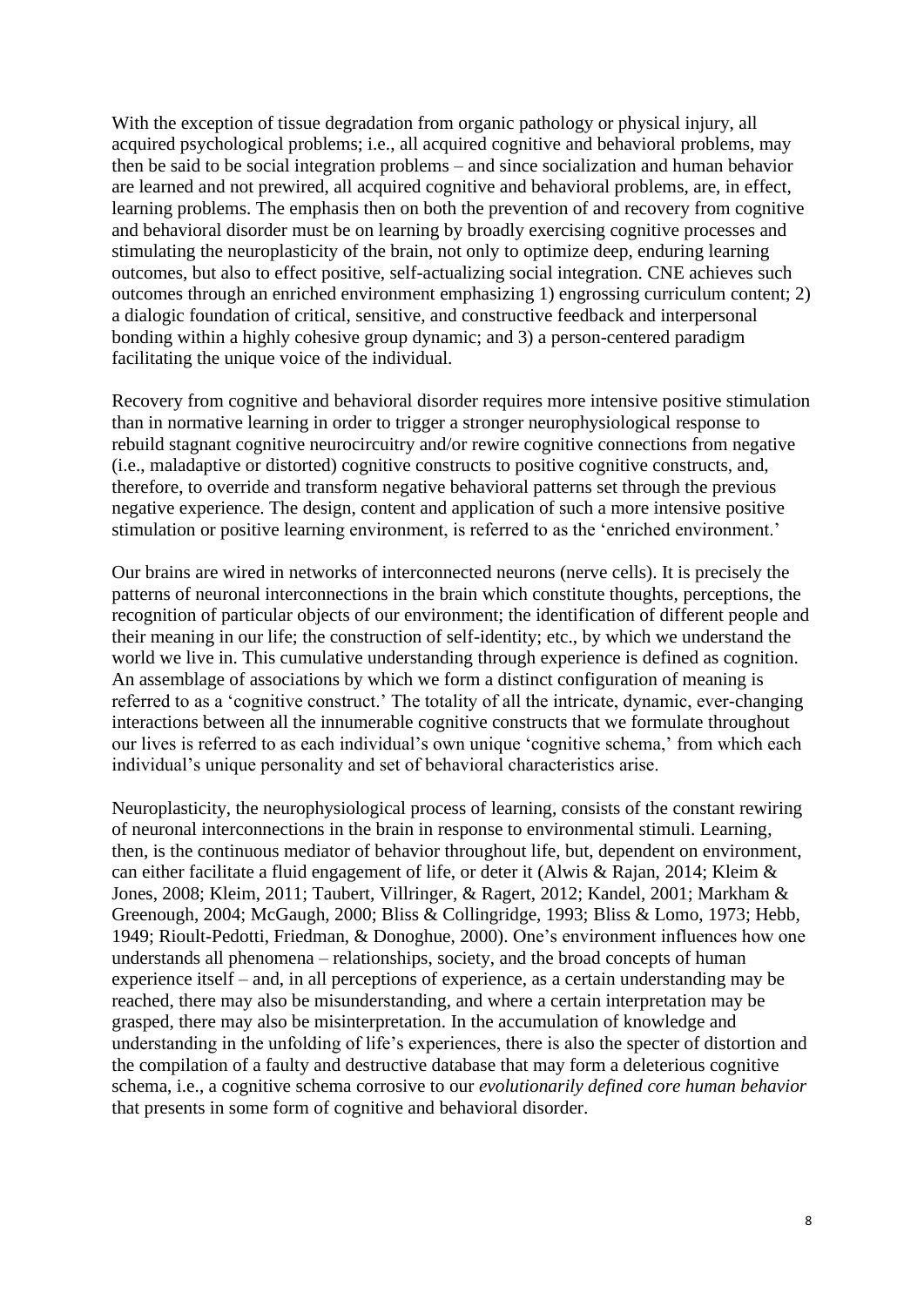With the exception of tissue degradation from organic pathology or physical injury, all acquired psychological problems; i.e., all acquired cognitive and behavioral problems, may then be said to be social integration problems – and since socialization and human behavior are learned and not prewired, all acquired cognitive and behavioral problems, are, in effect, learning problems. The emphasis then on both the prevention of and recovery from cognitive and behavioral disorder must be on learning by broadly exercising cognitive processes and stimulating the neuroplasticity of the brain, not only to optimize deep, enduring learning outcomes, but also to effect positive, self-actualizing social integration. CNE achieves such outcomes through an enriched environment emphasizing 1) engrossing curriculum content; 2) a dialogic foundation of critical, sensitive, and constructive feedback and interpersonal bonding within a highly cohesive group dynamic; and 3) a person-centered paradigm facilitating the unique voice of the individual.

Recovery from cognitive and behavioral disorder requires more intensive positive stimulation than in normative learning in order to trigger a stronger neurophysiological response to rebuild stagnant cognitive neurocircuitry and/or rewire cognitive connections from negative (i.e., maladaptive or distorted) cognitive constructs to positive cognitive constructs, and, therefore, to override and transform negative behavioral patterns set through the previous negative experience. The design, content and application of such a more intensive positive stimulation or positive learning environment, is referred to as the 'enriched environment.'

Our brains are wired in networks of interconnected neurons (nerve cells). It is precisely the patterns of neuronal interconnections in the brain which constitute thoughts, perceptions, the recognition of particular objects of our environment; the identification of different people and their meaning in our life; the construction of self-identity; etc., by which we understand the world we live in. This cumulative understanding through experience is defined as cognition. An assemblage of associations by which we form a distinct configuration of meaning is referred to as a 'cognitive construct.' The totality of all the intricate, dynamic, ever-changing interactions between all the innumerable cognitive constructs that we formulate throughout our lives is referred to as each individual's own unique 'cognitive schema,' from which each individual's unique personality and set of behavioral characteristics arise.

Neuroplasticity, the neurophysiological process of learning, consists of the constant rewiring of neuronal interconnections in the brain in response to environmental stimuli. Learning, then, is the continuous mediator of behavior throughout life, but, dependent on environment, can either facilitate a fluid engagement of life, or deter it (Alwis & Rajan, 2014; Kleim & Jones, 2008; Kleim, 2011; Taubert, Villringer, & Ragert, 2012; Kandel, 2001; Markham & Greenough, 2004; McGaugh, 2000; Bliss & Collingridge, 1993; Bliss & Lomo, 1973; Hebb, 1949; Rioult-Pedotti, Friedman, & Donoghue, 2000). One's environment influences how one understands all phenomena – relationships, society, and the broad concepts of human experience itself – and, in all perceptions of experience, as a certain understanding may be reached, there may also be misunderstanding, and where a certain interpretation may be grasped, there may also be misinterpretation. In the accumulation of knowledge and understanding in the unfolding of life's experiences, there is also the specter of distortion and the compilation of a faulty and destructive database that may form a deleterious cognitive schema, i.e., a cognitive schema corrosive to our *evolutionarily defined core human behavior* that presents in some form of cognitive and behavioral disorder.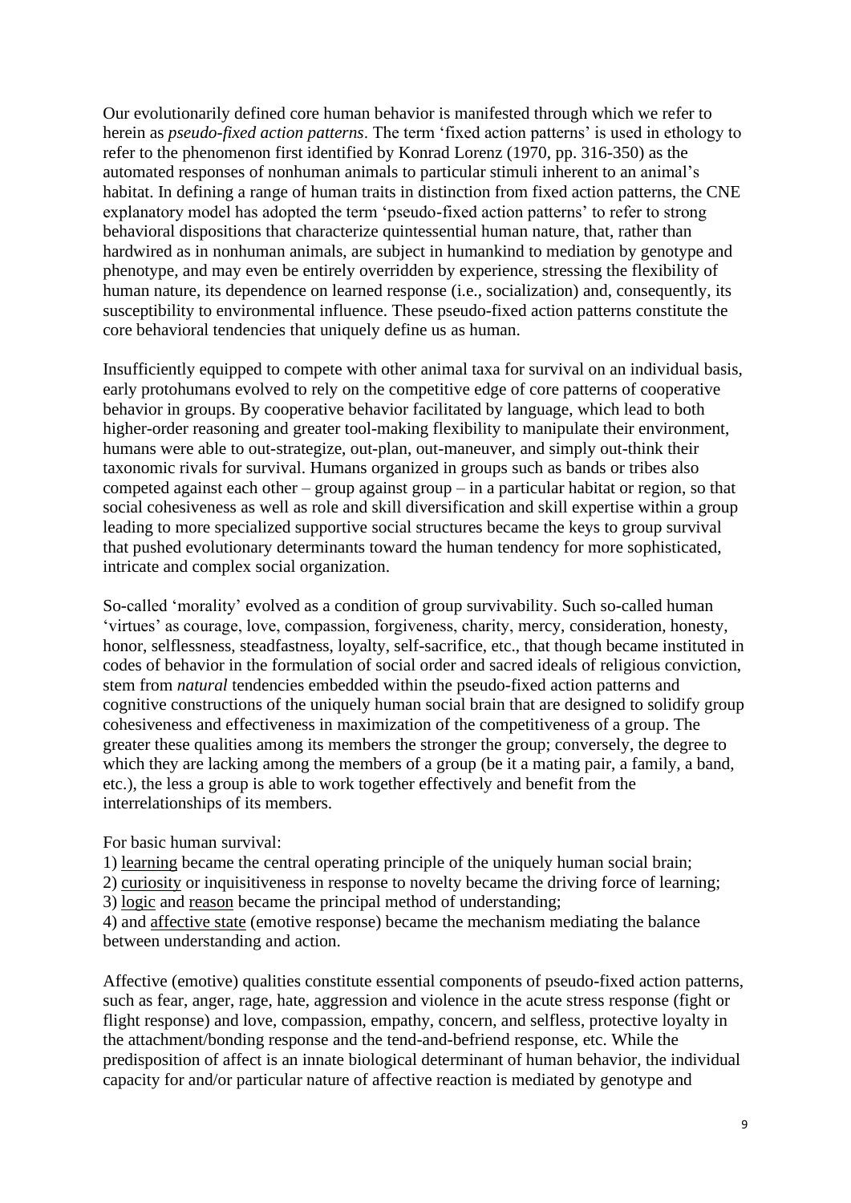Our evolutionarily defined core human behavior is manifested through which we refer to herein as *pseudo-fixed action patterns*. The term 'fixed action patterns' is used in ethology to refer to the phenomenon first identified by Konrad Lorenz (1970, pp. 316-350) as the automated responses of nonhuman animals to particular stimuli inherent to an animal's habitat. In defining a range of human traits in distinction from fixed action patterns, the CNE explanatory model has adopted the term 'pseudo-fixed action patterns' to refer to strong behavioral dispositions that characterize quintessential human nature, that, rather than hardwired as in nonhuman animals, are subject in humankind to mediation by genotype and phenotype, and may even be entirely overridden by experience, stressing the flexibility of human nature, its dependence on learned response (i.e., socialization) and, consequently, its susceptibility to environmental influence. These pseudo-fixed action patterns constitute the core behavioral tendencies that uniquely define us as human.

Insufficiently equipped to compete with other animal taxa for survival on an individual basis, early protohumans evolved to rely on the competitive edge of core patterns of cooperative behavior in groups. By cooperative behavior facilitated by language, which lead to both higher-order reasoning and greater tool-making flexibility to manipulate their environment, humans were able to out-strategize, out-plan, out-maneuver, and simply out-think their taxonomic rivals for survival. Humans organized in groups such as bands or tribes also competed against each other – group against group – in a particular habitat or region, so that social cohesiveness as well as role and skill diversification and skill expertise within a group leading to more specialized supportive social structures became the keys to group survival that pushed evolutionary determinants toward the human tendency for more sophisticated, intricate and complex social organization.

So-called 'morality' evolved as a condition of group survivability. Such so-called human 'virtues' as courage, love, compassion, forgiveness, charity, mercy, consideration, honesty, honor, selflessness, steadfastness, loyalty, self-sacrifice, etc., that though became instituted in codes of behavior in the formulation of social order and sacred ideals of religious conviction, stem from *natural* tendencies embedded within the pseudo-fixed action patterns and cognitive constructions of the uniquely human social brain that are designed to solidify group cohesiveness and effectiveness in maximization of the competitiveness of a group. The greater these qualities among its members the stronger the group; conversely, the degree to which they are lacking among the members of a group (be it a mating pair, a family, a band, etc.), the less a group is able to work together effectively and benefit from the interrelationships of its members.

For basic human survival:

1) learning became the central operating principle of the uniquely human social brain;
2) curiosity or inquisitiveness in response to novelty became the driving force of learning;
3) logic and reason became the principal method of understanding;
4) and affective state (emotive response) became the mechanism mediating the balance between understanding and action.

Affective (emotive) qualities constitute essential components of pseudo-fixed action patterns, such as fear, anger, rage, hate, aggression and violence in the acute stress response (fight or flight response) and love, compassion, empathy, concern, and selfless, protective loyalty in the attachment/bonding response and the tend-and-befriend response, etc. While the predisposition of affect is an innate biological determinant of human behavior, the individual capacity for and/or particular nature of affective reaction is mediated by genotype and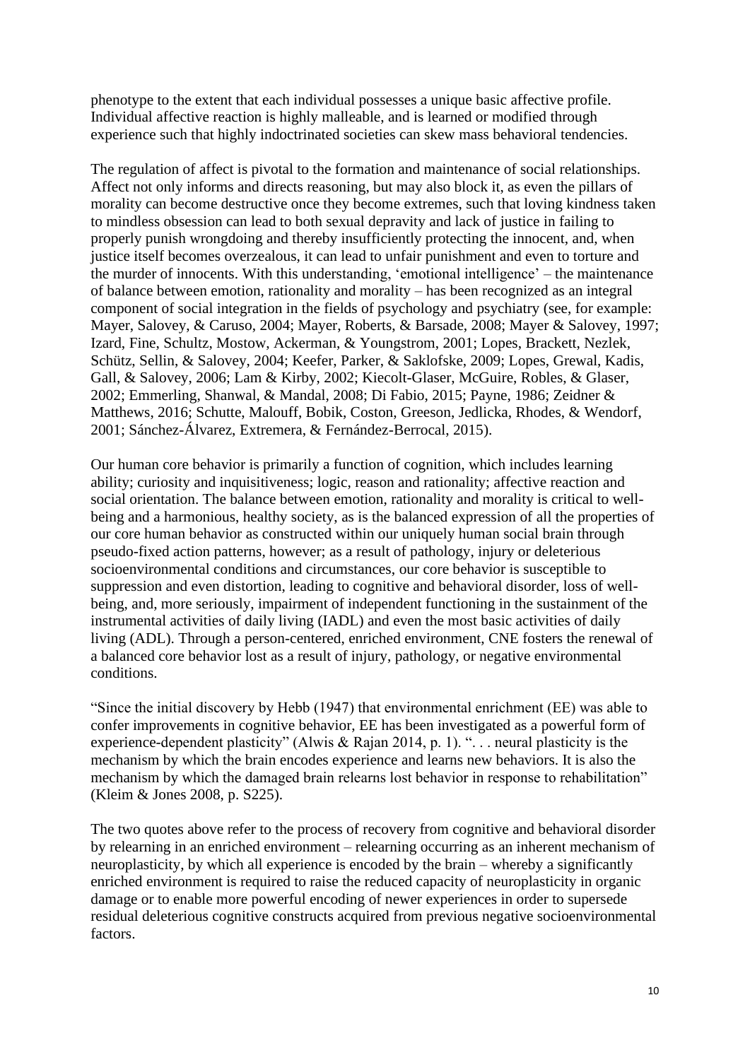phenotype to the extent that each individual possesses a unique basic affective profile. Individual affective reaction is highly malleable, and is learned or modified through experience such that highly indoctrinated societies can skew mass behavioral tendencies.

The regulation of affect is pivotal to the formation and maintenance of social relationships. Affect not only informs and directs reasoning, but may also block it, as even the pillars of morality can become destructive once they become extremes, such that loving kindness taken to mindless obsession can lead to both sexual depravity and lack of justice in failing to properly punish wrongdoing and thereby insufficiently protecting the innocent, and, when justice itself becomes overzealous, it can lead to unfair punishment and even to torture and the murder of innocents. With this understanding, 'emotional intelligence' – the maintenance of balance between emotion, rationality and morality – has been recognized as an integral component of social integration in the fields of psychology and psychiatry (see, for example: Mayer, Salovey, & Caruso, 2004; Mayer, Roberts, & Barsade, 2008; Mayer & Salovey, 1997; Izard, Fine, Schultz, Mostow, Ackerman, & Youngstrom, 2001; Lopes, Brackett, Nezlek, Schütz, Sellin, & Salovey, 2004; Keefer, Parker, & Saklofske, 2009; Lopes, Grewal, Kadis, Gall, & Salovey, 2006; Lam & Kirby, 2002; Kiecolt-Glaser, McGuire, Robles, & Glaser, 2002; Emmerling, Shanwal, & Mandal, 2008; Di Fabio, 2015; Payne, 1986; Zeidner & Matthews, 2016; Schutte, Malouff, Bobik, Coston, Greeson, Jedlicka, Rhodes, & Wendorf, 2001; Sánchez-Álvarez, Extremera, & Fernández-Berrocal, 2015).

Our human core behavior is primarily a function of cognition, which includes learning ability; curiosity and inquisitiveness; logic, reason and rationality; affective reaction and social orientation. The balance between emotion, rationality and morality is critical to well-being and a harmonious, healthy society, as is the balanced expression of all the properties of our core human behavior as constructed within our uniquely human social brain through pseudo-fixed action patterns, however; as a result of pathology, injury or deleterious socioenvironmental conditions and circumstances, our core behavior is susceptible to suppression and even distortion, leading to cognitive and behavioral disorder, loss of well-being, and, more seriously, impairment of independent functioning in the sustainment of the instrumental activities of daily living (IADL) and even the most basic activities of daily living (ADL). Through a person-centered, enriched environment, CNE fosters the renewal of a balanced core behavior lost as a result of injury, pathology, or negative environmental conditions.

"Since the initial discovery by Hebb (1947) that environmental enrichment (EE) was able to confer improvements in cognitive behavior, EE has been investigated as a powerful form of experience-dependent plasticity" (Alwis & Rajan 2014, p. 1). ". . . neural plasticity is the mechanism by which the brain encodes experience and learns new behaviors. It is also the mechanism by which the damaged brain relearns lost behavior in response to rehabilitation" (Kleim & Jones 2008, p. S225).

The two quotes above refer to the process of recovery from cognitive and behavioral disorder by relearning in an enriched environment – relearning occurring as an inherent mechanism of neuroplasticity, by which all experience is encoded by the brain – whereby a significantly enriched environment is required to raise the reduced capacity of neuroplasticity in organic damage or to enable more powerful encoding of newer experiences in order to supersede residual deleterious cognitive constructs acquired from previous negative socioenvironmental factors.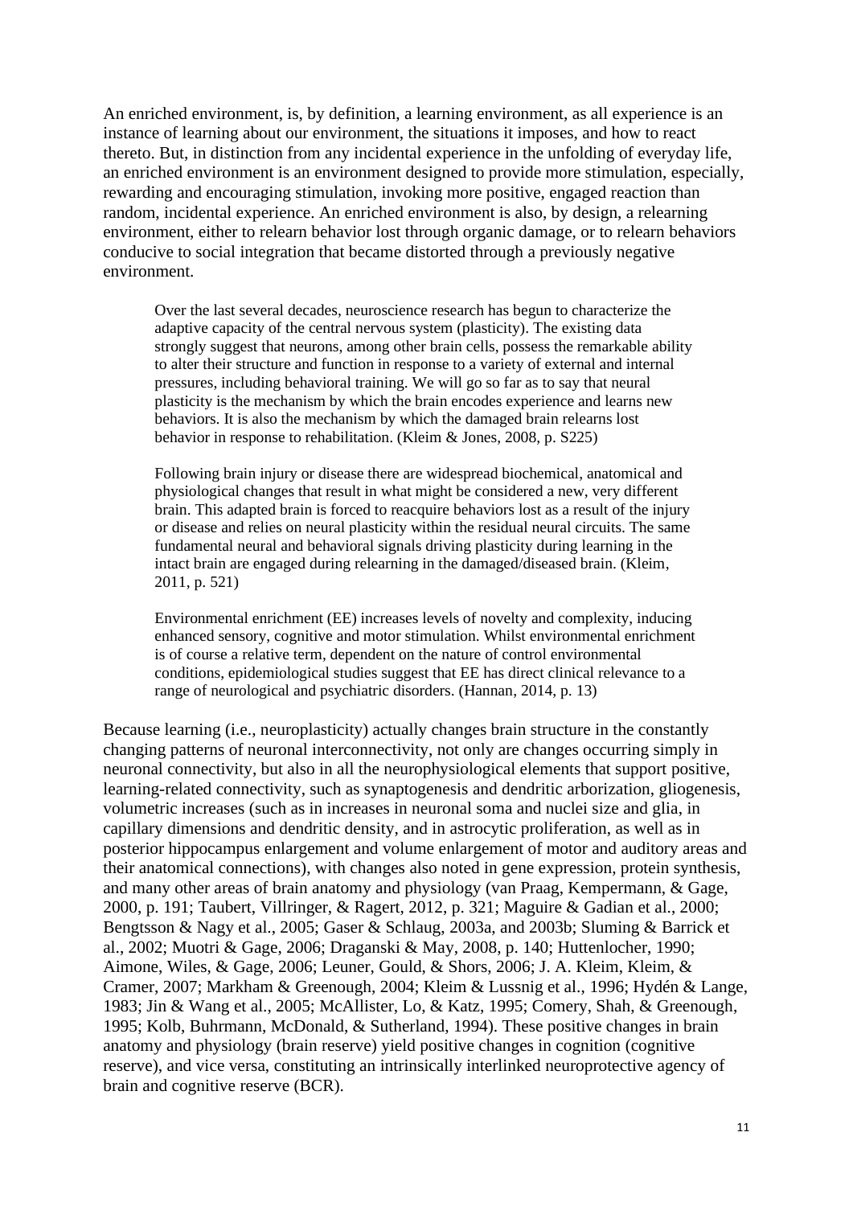An enriched environment, is, by definition, a learning environment, as all experience is an instance of learning about our environment, the situations it imposes, and how to react thereto. But, in distinction from any incidental experience in the unfolding of everyday life, an enriched environment is an environment designed to provide more stimulation, especially, rewarding and encouraging stimulation, invoking more positive, engaged reaction than random, incidental experience. An enriched environment is also, by design, a relearning environment, either to relearn behavior lost through organic damage, or to relearn behaviors conducive to social integration that became distorted through a previously negative environment.

> Over the last several decades, neuroscience research has begun to characterize the adaptive capacity of the central nervous system (plasticity). The existing data strongly suggest that neurons, among other brain cells, possess the remarkable ability to alter their structure and function in response to a variety of external and internal pressures, including behavioral training. We will go so far as to say that neural plasticity is the mechanism by which the brain encodes experience and learns new behaviors. It is also the mechanism by which the damaged brain relearns lost behavior in response to rehabilitation. (Kleim & Jones, 2008, p. S225)

> Following brain injury or disease there are widespread biochemical, anatomical and physiological changes that result in what might be considered a new, very different brain. This adapted brain is forced to reacquire behaviors lost as a result of the injury or disease and relies on neural plasticity within the residual neural circuits. The same fundamental neural and behavioral signals driving plasticity during learning in the intact brain are engaged during relearning in the damaged/diseased brain. (Kleim, 2011, p. 521)

> Environmental enrichment (EE) increases levels of novelty and complexity, inducing enhanced sensory, cognitive and motor stimulation. Whilst environmental enrichment is of course a relative term, dependent on the nature of control environmental conditions, epidemiological studies suggest that EE has direct clinical relevance to a range of neurological and psychiatric disorders. (Hannan, 2014, p. 13)

Because learning (i.e., neuroplasticity) actually changes brain structure in the constantly changing patterns of neuronal interconnectivity, not only are changes occurring simply in neuronal connectivity, but also in all the neurophysiological elements that support positive, learning-related connectivity, such as synaptogenesis and dendritic arborization, gliogenesis, volumetric increases (such as in increases in neuronal soma and nuclei size and glia, in capillary dimensions and dendritic density, and in astrocytic proliferation, as well as in posterior hippocampus enlargement and volume enlargement of motor and auditory areas and their anatomical connections), with changes also noted in gene expression, protein synthesis, and many other areas of brain anatomy and physiology (van Praag, Kempermann, & Gage, 2000, p. 191; Taubert, Villringer, & Ragert, 2012, p. 321; Maguire & Gadian et al., 2000; Bengtsson & Nagy et al., 2005; Gaser & Schlaug, 2003a, and 2003b; Sluming & Barrick et al., 2002; Muotri & Gage, 2006; Draganski & May, 2008, p. 140; Huttenlocher, 1990; Aimone, Wiles, & Gage, 2006; Leuner, Gould, & Shors, 2006; J. A. Kleim, Kleim, & Cramer, 2007; Markham & Greenough, 2004; Kleim & Lussnig et al., 1996; Hydén & Lange, 1983; Jin & Wang et al., 2005; McAllister, Lo, & Katz, 1995; Comery, Shah, & Greenough, 1995; Kolb, Buhrmann, McDonald, & Sutherland, 1994). These positive changes in brain anatomy and physiology (brain reserve) yield positive changes in cognition (cognitive reserve), and vice versa, constituting an intrinsically interlinked neuroprotective agency of brain and cognitive reserve (BCR).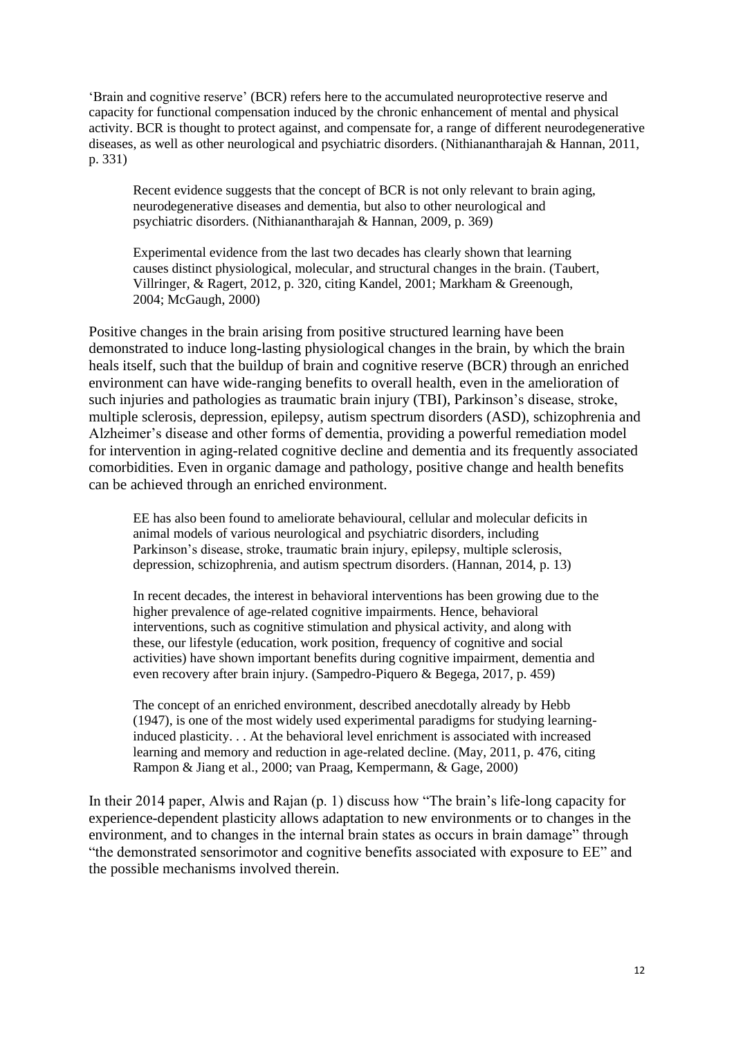'Brain and cognitive reserve' (BCR) refers here to the accumulated neuroprotective reserve and capacity for functional compensation induced by the chronic enhancement of mental and physical activity. BCR is thought to protect against, and compensate for, a range of different neurodegenerative diseases, as well as other neurological and psychiatric disorders. (Nithianantharajah & Hannan, 2011, p. 331)

> Recent evidence suggests that the concept of BCR is not only relevant to brain aging, neurodegenerative diseases and dementia, but also to other neurological and psychiatric disorders. (Nithianantharajah & Hannan, 2009, p. 369)

> Experimental evidence from the last two decades has clearly shown that learning causes distinct physiological, molecular, and structural changes in the brain. (Taubert, Villringer, & Ragert, 2012, p. 320, citing Kandel, 2001; Markham & Greenough, 2004; McGaugh, 2000)

Positive changes in the brain arising from positive structured learning have been demonstrated to induce long-lasting physiological changes in the brain, by which the brain heals itself, such that the buildup of brain and cognitive reserve (BCR) through an enriched environment can have wide-ranging benefits to overall health, even in the amelioration of such injuries and pathologies as traumatic brain injury (TBI), Parkinson's disease, stroke, multiple sclerosis, depression, epilepsy, autism spectrum disorders (ASD), schizophrenia and Alzheimer's disease and other forms of dementia, providing a powerful remediation model for intervention in aging-related cognitive decline and dementia and its frequently associated comorbidities. Even in organic damage and pathology, positive change and health benefits can be achieved through an enriched environment.

> EE has also been found to ameliorate behavioural, cellular and molecular deficits in animal models of various neurological and psychiatric disorders, including Parkinson's disease, stroke, traumatic brain injury, epilepsy, multiple sclerosis, depression, schizophrenia, and autism spectrum disorders. (Hannan, 2014, p. 13)

> In recent decades, the interest in behavioral interventions has been growing due to the higher prevalence of age-related cognitive impairments. Hence, behavioral interventions, such as cognitive stimulation and physical activity, and along with these, our lifestyle (education, work position, frequency of cognitive and social activities) have shown important benefits during cognitive impairment, dementia and even recovery after brain injury. (Sampedro-Piquero & Begega, 2017, p. 459)

> The concept of an enriched environment, described anecdotally already by Hebb (1947), is one of the most widely used experimental paradigms for studying learning-induced plasticity. . . At the behavioral level enrichment is associated with increased learning and memory and reduction in age-related decline. (May, 2011, p. 476, citing Rampon & Jiang et al., 2000; van Praag, Kempermann, & Gage, 2000)

In their 2014 paper, Alwis and Rajan (p. 1) discuss how "The brain's life-long capacity for experience-dependent plasticity allows adaptation to new environments or to changes in the environment, and to changes in the internal brain states as occurs in brain damage" through "the demonstrated sensorimotor and cognitive benefits associated with exposure to EE" and the possible mechanisms involved therein.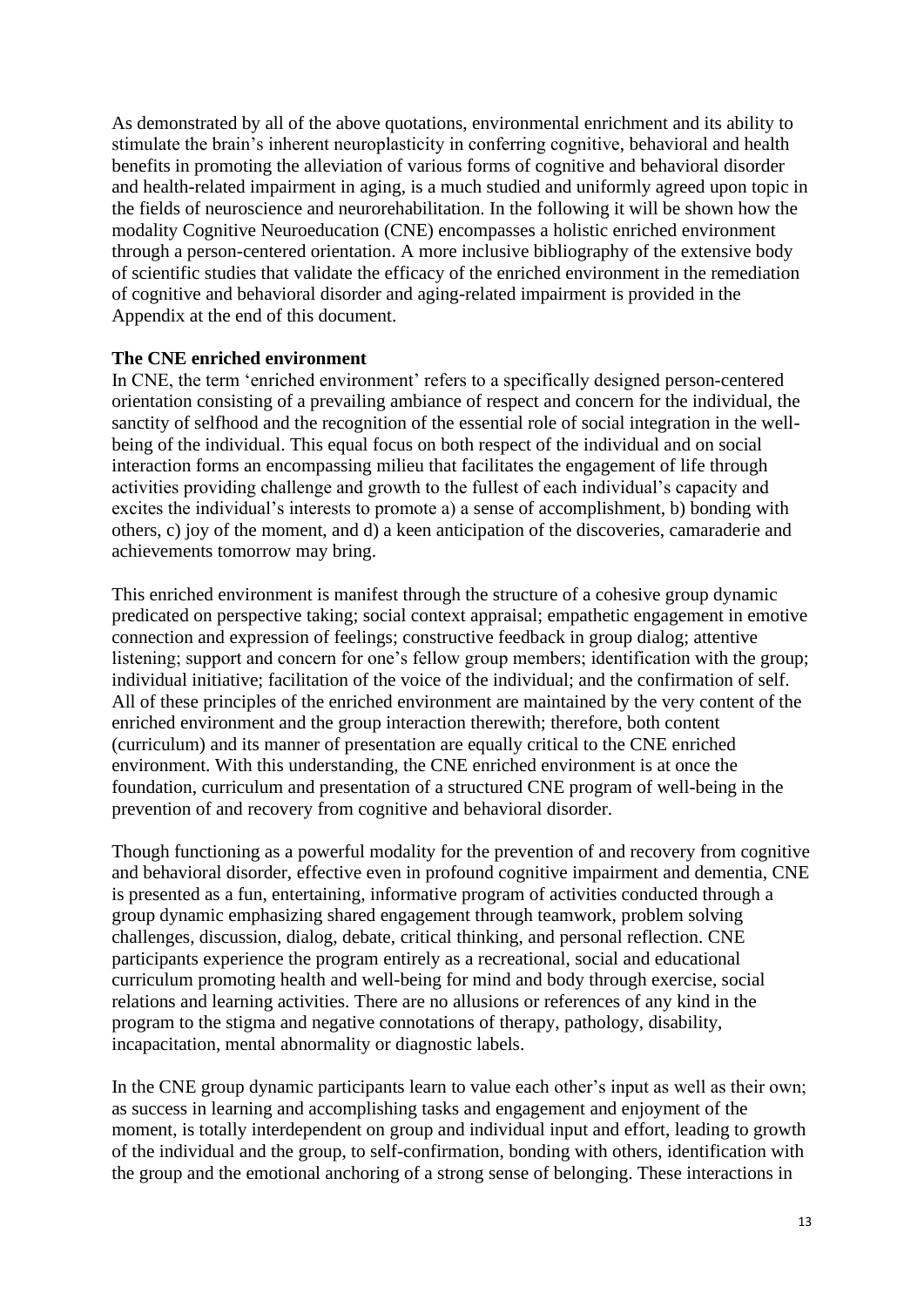As demonstrated by all of the above quotations, environmental enrichment and its ability to stimulate the brain's inherent neuroplasticity in conferring cognitive, behavioral and health benefits in promoting the alleviation of various forms of cognitive and behavioral disorder and health-related impairment in aging, is a much studied and uniformly agreed upon topic in the fields of neuroscience and neurorehabilitation. In the following it will be shown how the modality Cognitive Neuroeducation (CNE) encompasses a holistic enriched environment through a person-centered orientation. A more inclusive bibliography of the extensive body of scientific studies that validate the efficacy of the enriched environment in the remediation of cognitive and behavioral disorder and aging-related impairment is provided in the Appendix at the end of this document.

**The CNE enriched environment**

In CNE, the term 'enriched environment' refers to a specifically designed person-centered orientation consisting of a prevailing ambiance of respect and concern for the individual, the sanctity of selfhood and the recognition of the essential role of social integration in the well-being of the individual. This equal focus on both respect of the individual and on social interaction forms an encompassing milieu that facilitates the engagement of life through activities providing challenge and growth to the fullest of each individual's capacity and excites the individual's interests to promote a) a sense of accomplishment, b) bonding with others, c) joy of the moment, and d) a keen anticipation of the discoveries, camaraderie and achievements tomorrow may bring.

This enriched environment is manifest through the structure of a cohesive group dynamic predicated on perspective taking; social context appraisal; empathetic engagement in emotive connection and expression of feelings; constructive feedback in group dialog; attentive listening; support and concern for one's fellow group members; identification with the group; individual initiative; facilitation of the voice of the individual; and the confirmation of self. All of these principles of the enriched environment are maintained by the very content of the enriched environment and the group interaction therewith; therefore, both content (curriculum) and its manner of presentation are equally critical to the CNE enriched environment. With this understanding, the CNE enriched environment is at once the foundation, curriculum and presentation of a structured CNE program of well-being in the prevention of and recovery from cognitive and behavioral disorder.

Though functioning as a powerful modality for the prevention of and recovery from cognitive and behavioral disorder, effective even in profound cognitive impairment and dementia, CNE is presented as a fun, entertaining, informative program of activities conducted through a group dynamic emphasizing shared engagement through teamwork, problem solving challenges, discussion, dialog, debate, critical thinking, and personal reflection. CNE participants experience the program entirely as a recreational, social and educational curriculum promoting health and well-being for mind and body through exercise, social relations and learning activities. There are no allusions or references of any kind in the program to the stigma and negative connotations of therapy, pathology, disability, incapacitation, mental abnormality or diagnostic labels.

In the CNE group dynamic participants learn to value each other's input as well as their own; as success in learning and accomplishing tasks and engagement and enjoyment of the moment, is totally interdependent on group and individual input and effort, leading to growth of the individual and the group, to self-confirmation, bonding with others, identification with the group and the emotional anchoring of a strong sense of belonging. These interactions in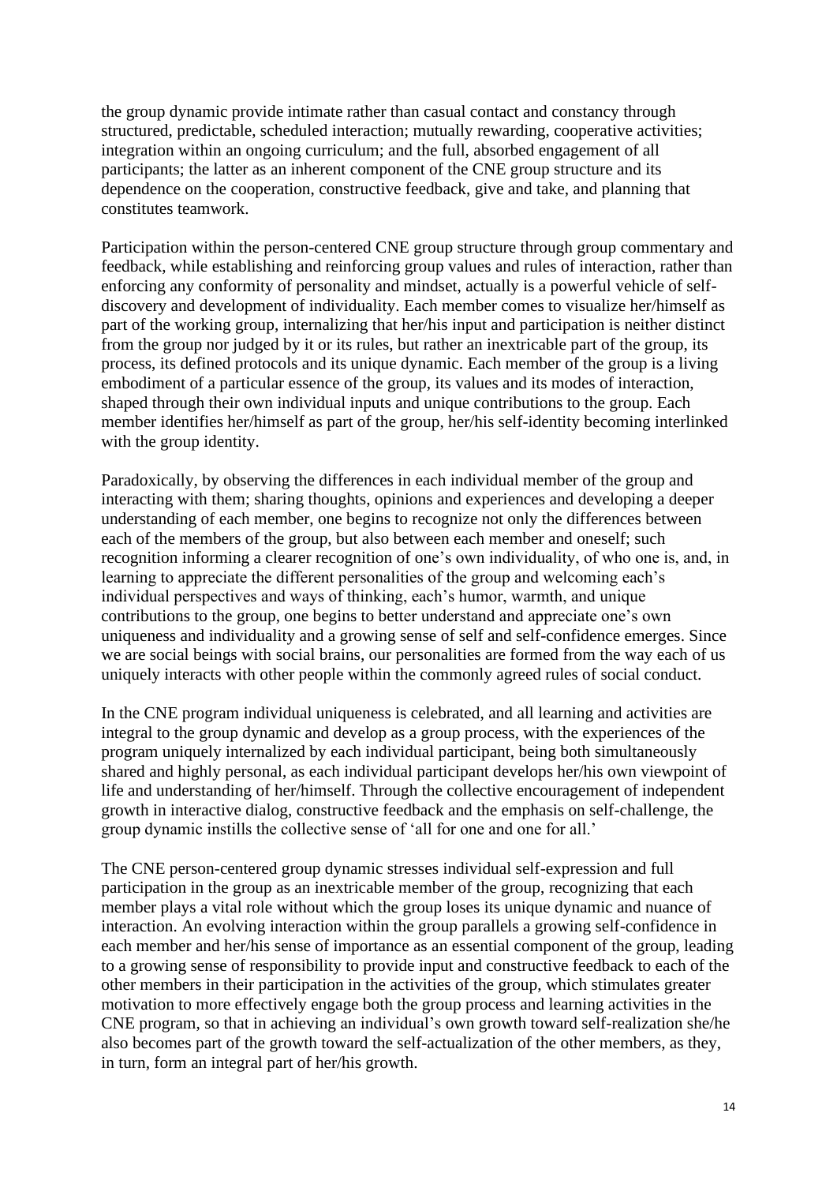the group dynamic provide intimate rather than casual contact and constancy through structured, predictable, scheduled interaction; mutually rewarding, cooperative activities; integration within an ongoing curriculum; and the full, absorbed engagement of all participants; the latter as an inherent component of the CNE group structure and its dependence on the cooperation, constructive feedback, give and take, and planning that constitutes teamwork.

Participation within the person-centered CNE group structure through group commentary and feedback, while establishing and reinforcing group values and rules of interaction, rather than enforcing any conformity of personality and mindset, actually is a powerful vehicle of self-discovery and development of individuality. Each member comes to visualize her/himself as part of the working group, internalizing that her/his input and participation is neither distinct from the group nor judged by it or its rules, but rather an inextricable part of the group, its process, its defined protocols and its unique dynamic. Each member of the group is a living embodiment of a particular essence of the group, its values and its modes of interaction, shaped through their own individual inputs and unique contributions to the group. Each member identifies her/himself as part of the group, her/his self-identity becoming interlinked with the group identity.

Paradoxically, by observing the differences in each individual member of the group and interacting with them; sharing thoughts, opinions and experiences and developing a deeper understanding of each member, one begins to recognize not only the differences between each of the members of the group, but also between each member and oneself; such recognition informing a clearer recognition of one's own individuality, of who one is, and, in learning to appreciate the different personalities of the group and welcoming each's individual perspectives and ways of thinking, each's humor, warmth, and unique contributions to the group, one begins to better understand and appreciate one's own uniqueness and individuality and a growing sense of self and self-confidence emerges. Since we are social beings with social brains, our personalities are formed from the way each of us uniquely interacts with other people within the commonly agreed rules of social conduct.

In the CNE program individual uniqueness is celebrated, and all learning and activities are integral to the group dynamic and develop as a group process, with the experiences of the program uniquely internalized by each individual participant, being both simultaneously shared and highly personal, as each individual participant develops her/his own viewpoint of life and understanding of her/himself. Through the collective encouragement of independent growth in interactive dialog, constructive feedback and the emphasis on self-challenge, the group dynamic instills the collective sense of 'all for one and one for all.'

The CNE person-centered group dynamic stresses individual self-expression and full participation in the group as an inextricable member of the group, recognizing that each member plays a vital role without which the group loses its unique dynamic and nuance of interaction. An evolving interaction within the group parallels a growing self-confidence in each member and her/his sense of importance as an essential component of the group, leading to a growing sense of responsibility to provide input and constructive feedback to each of the other members in their participation in the activities of the group, which stimulates greater motivation to more effectively engage both the group process and learning activities in the CNE program, so that in achieving an individual's own growth toward self-realization she/he also becomes part of the growth toward the self-actualization of the other members, as they, in turn, form an integral part of her/his growth.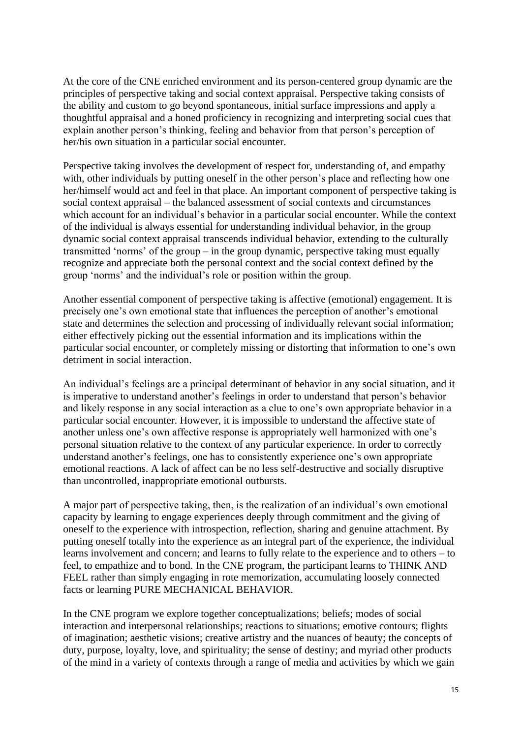At the core of the CNE enriched environment and its person-centered group dynamic are the principles of perspective taking and social context appraisal. Perspective taking consists of the ability and custom to go beyond spontaneous, initial surface impressions and apply a thoughtful appraisal and a honed proficiency in recognizing and interpreting social cues that explain another person's thinking, feeling and behavior from that person's perception of her/his own situation in a particular social encounter.

Perspective taking involves the development of respect for, understanding of, and empathy with, other individuals by putting oneself in the other person's place and reflecting how one her/himself would act and feel in that place. An important component of perspective taking is social context appraisal – the balanced assessment of social contexts and circumstances which account for an individual's behavior in a particular social encounter. While the context of the individual is always essential for understanding individual behavior, in the group dynamic social context appraisal transcends individual behavior, extending to the culturally transmitted 'norms' of the group – in the group dynamic, perspective taking must equally recognize and appreciate both the personal context and the social context defined by the group 'norms' and the individual's role or position within the group.

Another essential component of perspective taking is affective (emotional) engagement. It is precisely one's own emotional state that influences the perception of another's emotional state and determines the selection and processing of individually relevant social information; either effectively picking out the essential information and its implications within the particular social encounter, or completely missing or distorting that information to one's own detriment in social interaction.

An individual's feelings are a principal determinant of behavior in any social situation, and it is imperative to understand another's feelings in order to understand that person's behavior and likely response in any social interaction as a clue to one's own appropriate behavior in a particular social encounter. However, it is impossible to understand the affective state of another unless one's own affective response is appropriately well harmonized with one's personal situation relative to the context of any particular experience. In order to correctly understand another's feelings, one has to consistently experience one's own appropriate emotional reactions. A lack of affect can be no less self-destructive and socially disruptive than uncontrolled, inappropriate emotional outbursts.

A major part of perspective taking, then, is the realization of an individual's own emotional capacity by learning to engage experiences deeply through commitment and the giving of oneself to the experience with introspection, reflection, sharing and genuine attachment. By putting oneself totally into the experience as an integral part of the experience, the individual learns involvement and concern; and learns to fully relate to the experience and to others – to feel, to empathize and to bond. In the CNE program, the participant learns to THINK AND FEEL rather than simply engaging in rote memorization, accumulating loosely connected facts or learning PURE MECHANICAL BEHAVIOR.

In the CNE program we explore together conceptualizations; beliefs; modes of social interaction and interpersonal relationships; reactions to situations; emotive contours; flights of imagination; aesthetic visions; creative artistry and the nuances of beauty; the concepts of duty, purpose, loyalty, love, and spirituality; the sense of destiny; and myriad other products of the mind in a variety of contexts through a range of media and activities by which we gain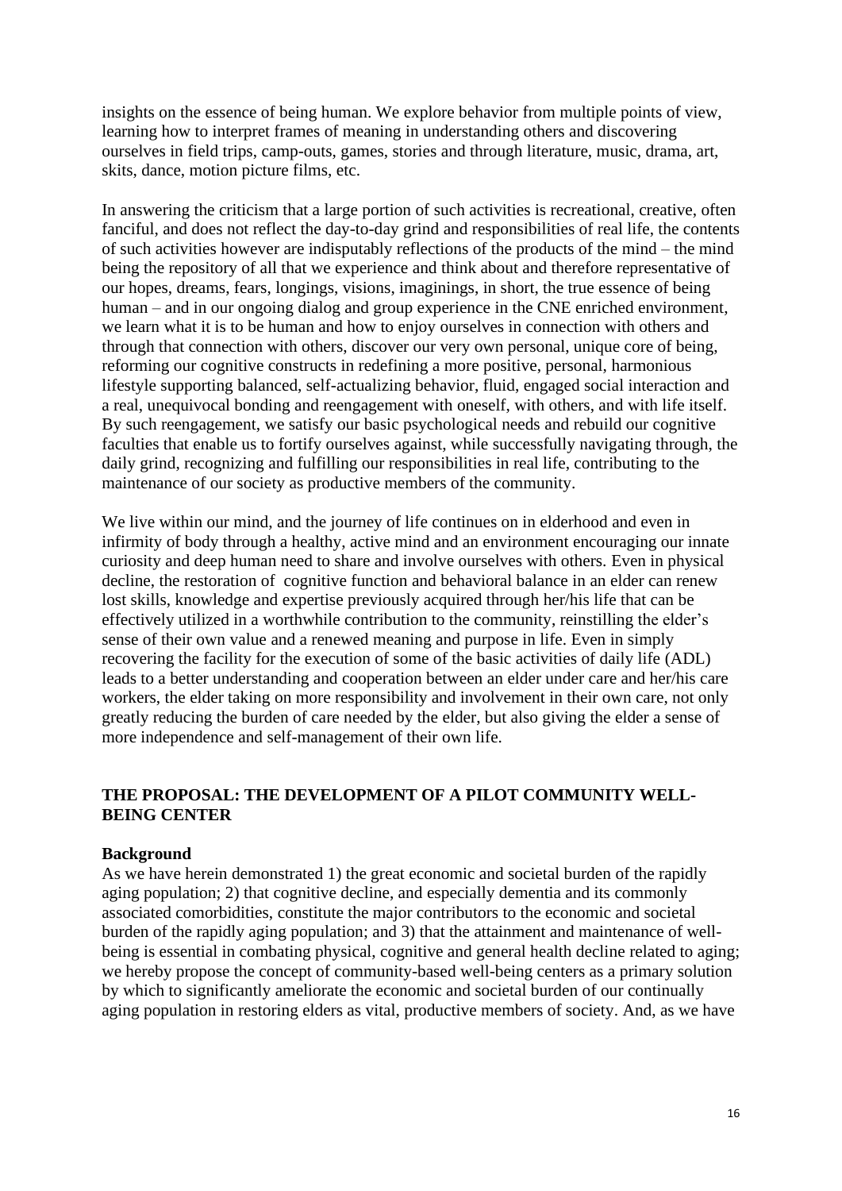insights on the essence of being human. We explore behavior from multiple points of view, learning how to interpret frames of meaning in understanding others and discovering ourselves in field trips, camp-outs, games, stories and through literature, music, drama, art, skits, dance, motion picture films, etc.

In answering the criticism that a large portion of such activities is recreational, creative, often fanciful, and does not reflect the day-to-day grind and responsibilities of real life, the contents of such activities however are indisputably reflections of the products of the mind – the mind being the repository of all that we experience and think about and therefore representative of our hopes, dreams, fears, longings, visions, imaginings, in short, the true essence of being human – and in our ongoing dialog and group experience in the CNE enriched environment, we learn what it is to be human and how to enjoy ourselves in connection with others and through that connection with others, discover our very own personal, unique core of being, reforming our cognitive constructs in redefining a more positive, personal, harmonious lifestyle supporting balanced, self-actualizing behavior, fluid, engaged social interaction and a real, unequivocal bonding and reengagement with oneself, with others, and with life itself. By such reengagement, we satisfy our basic psychological needs and rebuild our cognitive faculties that enable us to fortify ourselves against, while successfully navigating through, the daily grind, recognizing and fulfilling our responsibilities in real life, contributing to the maintenance of our society as productive members of the community.

We live within our mind, and the journey of life continues on in elderhood and even in infirmity of body through a healthy, active mind and an environment encouraging our innate curiosity and deep human need to share and involve ourselves with others. Even in physical decline, the restoration of cognitive function and behavioral balance in an elder can renew lost skills, knowledge and expertise previously acquired through her/his life that can be effectively utilized in a worthwhile contribution to the community, reinstilling the elder's sense of their own value and a renewed meaning and purpose in life. Even in simply recovering the facility for the execution of some of the basic activities of daily life (ADL) leads to a better understanding and cooperation between an elder under care and her/his care workers, the elder taking on more responsibility and involvement in their own care, not only greatly reducing the burden of care needed by the elder, but also giving the elder a sense of more independence and self-management of their own life.

## THE PROPOSAL: THE DEVELOPMENT OF A PILOT COMMUNITY WELL-BEING CENTER

### Background

As we have herein demonstrated 1) the great economic and societal burden of the rapidly aging population; 2) that cognitive decline, and especially dementia and its commonly associated comorbidities, constitute the major contributors to the economic and societal burden of the rapidly aging population; and 3) that the attainment and maintenance of well-being is essential in combating physical, cognitive and general health decline related to aging; we hereby propose the concept of community-based well-being centers as a primary solution by which to significantly ameliorate the economic and societal burden of our continually aging population in restoring elders as vital, productive members of society. And, as we have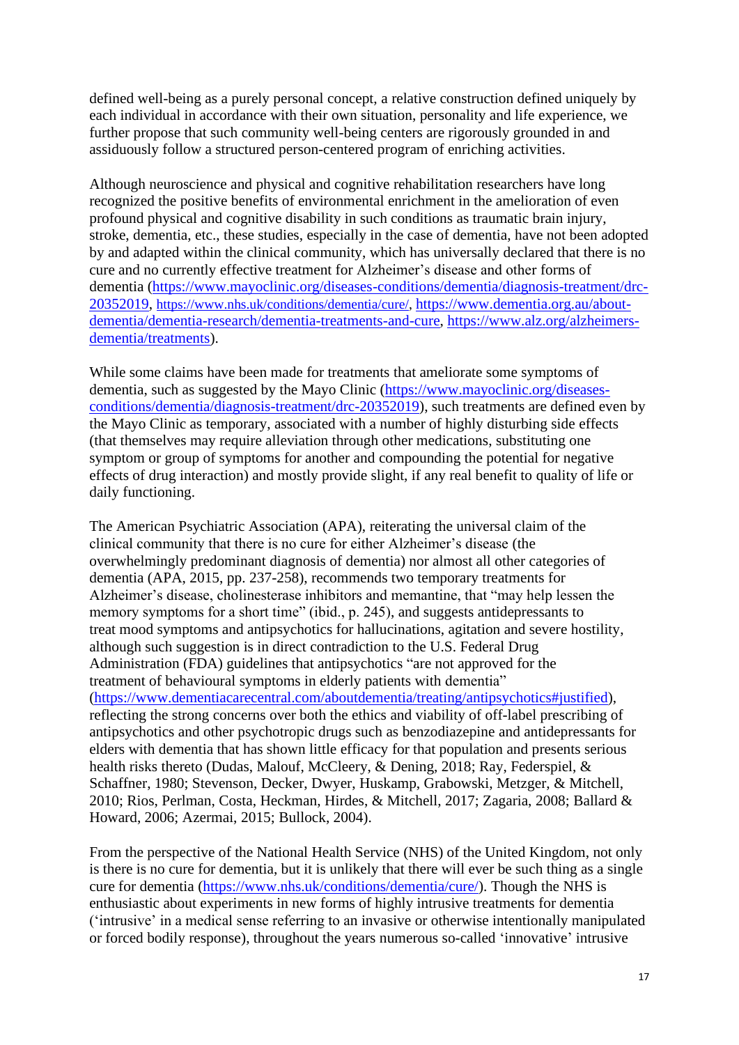defined well-being as a purely personal concept, a relative construction defined uniquely by each individual in accordance with their own situation, personality and life experience, we further propose that such community well-being centers are rigorously grounded in and assiduously follow a structured person-centered program of enriching activities.

Although neuroscience and physical and cognitive rehabilitation researchers have long recognized the positive benefits of environmental enrichment in the amelioration of even profound physical and cognitive disability in such conditions as traumatic brain injury, stroke, dementia, etc., these studies, especially in the case of dementia, have not been adopted by and adapted within the clinical community, which has universally declared that there is no cure and no currently effective treatment for Alzheimer's disease and other forms of dementia (https://www.mayoclinic.org/diseases-conditions/dementia/diagnosis-treatment/drc-20352019, https://www.nhs.uk/conditions/dementia/cure/, https://www.dementia.org.au/about-dementia/dementia-research/dementia-treatments-and-cure, https://www.alz.org/alzheimers-dementia/treatments).

While some claims have been made for treatments that ameliorate some symptoms of dementia, such as suggested by the Mayo Clinic (https://www.mayoclinic.org/diseases-conditions/dementia/diagnosis-treatment/drc-20352019), such treatments are defined even by the Mayo Clinic as temporary, associated with a number of highly disturbing side effects (that themselves may require alleviation through other medications, substituting one symptom or group of symptoms for another and compounding the potential for negative effects of drug interaction) and mostly provide slight, if any real benefit to quality of life or daily functioning.

The American Psychiatric Association (APA), reiterating the universal claim of the clinical community that there is no cure for either Alzheimer's disease (the overwhelmingly predominant diagnosis of dementia) nor almost all other categories of dementia (APA, 2015, pp. 237-258), recommends two temporary treatments for Alzheimer's disease, cholinesterase inhibitors and memantine, that "may help lessen the memory symptoms for a short time" (ibid., p. 245), and suggests antidepressants to treat mood symptoms and antipsychotics for hallucinations, agitation and severe hostility, although such suggestion is in direct contradiction to the U.S. Federal Drug Administration (FDA) guidelines that antipsychotics "are not approved for the treatment of behavioural symptoms in elderly patients with dementia" (https://www.dementiacarecentral.com/aboutdementia/treating/antipsychotics#justified), reflecting the strong concerns over both the ethics and viability of off-label prescribing of antipsychotics and other psychotropic drugs such as benzodiazepine and antidepressants for elders with dementia that has shown little efficacy for that population and presents serious health risks thereto (Dudas, Malouf, McCleery, & Dening, 2018; Ray, Federspiel, & Schaffner, 1980; Stevenson, Decker, Dwyer, Huskamp, Grabowski, Metzger, & Mitchell, 2010; Rios, Perlman, Costa, Heckman, Hirdes, & Mitchell, 2017; Zagaria, 2008; Ballard & Howard, 2006; Azermai, 2015; Bullock, 2004).

From the perspective of the National Health Service (NHS) of the United Kingdom, not only is there is no cure for dementia, but it is unlikely that there will ever be such thing as a single cure for dementia (https://www.nhs.uk/conditions/dementia/cure/). Though the NHS is enthusiastic about experiments in new forms of highly intrusive treatments for dementia ('intrusive' in a medical sense referring to an invasive or otherwise intentionally manipulated or forced bodily response), throughout the years numerous so-called 'innovative' intrusive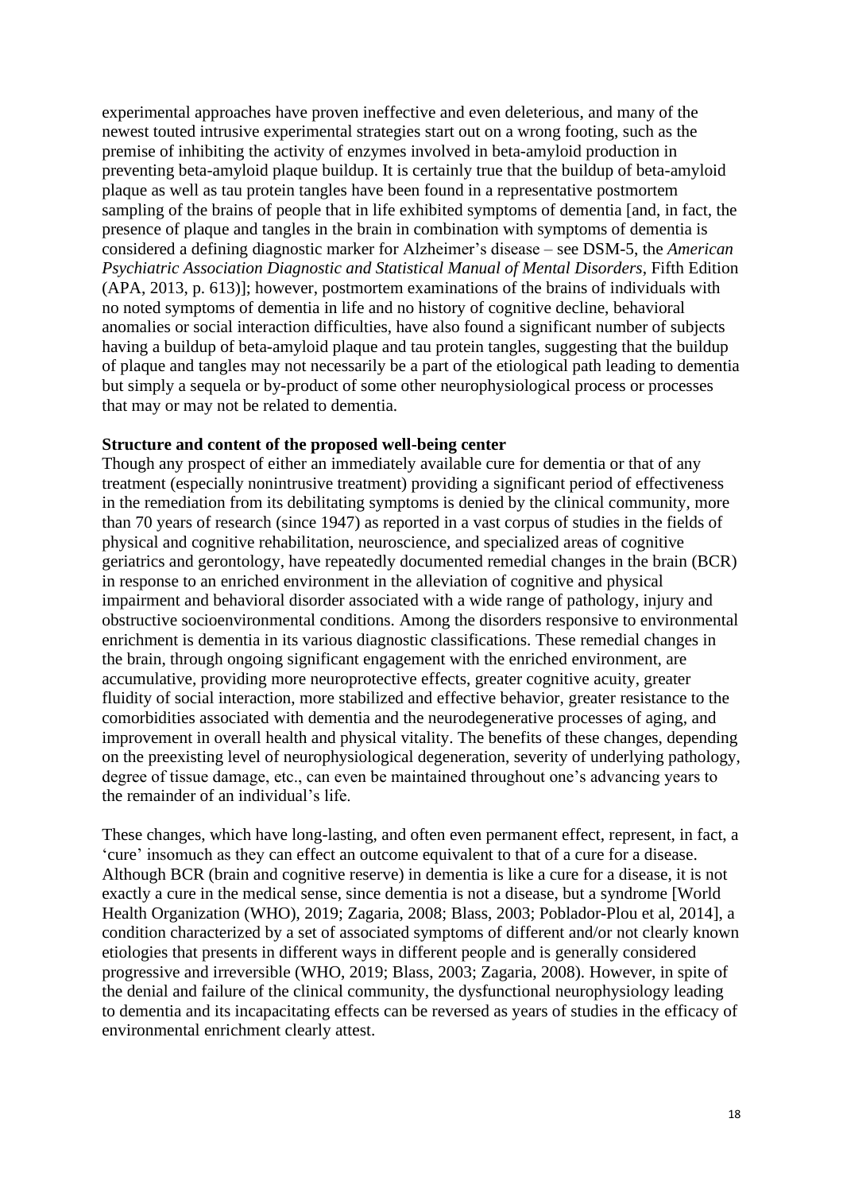experimental approaches have proven ineffective and even deleterious, and many of the newest touted intrusive experimental strategies start out on a wrong footing, such as the premise of inhibiting the activity of enzymes involved in beta-amyloid production in preventing beta-amyloid plaque buildup. It is certainly true that the buildup of beta-amyloid plaque as well as tau protein tangles have been found in a representative postmortem sampling of the brains of people that in life exhibited symptoms of dementia [and, in fact, the presence of plaque and tangles in the brain in combination with symptoms of dementia is considered a defining diagnostic marker for Alzheimer's disease – see DSM-5, the *American Psychiatric Association Diagnostic and Statistical Manual of Mental Disorders*, Fifth Edition (APA, 2013, p. 613)]; however, postmortem examinations of the brains of individuals with no noted symptoms of dementia in life and no history of cognitive decline, behavioral anomalies or social interaction difficulties, have also found a significant number of subjects having a buildup of beta-amyloid plaque and tau protein tangles, suggesting that the buildup of plaque and tangles may not necessarily be a part of the etiological path leading to dementia but simply a sequela or by-product of some other neurophysiological process or processes that may or may not be related to dementia.

**Structure and content of the proposed well-being center**

Though any prospect of either an immediately available cure for dementia or that of any treatment (especially nonintrusive treatment) providing a significant period of effectiveness in the remediation from its debilitating symptoms is denied by the clinical community, more than 70 years of research (since 1947) as reported in a vast corpus of studies in the fields of physical and cognitive rehabilitation, neuroscience, and specialized areas of cognitive geriatrics and gerontology, have repeatedly documented remedial changes in the brain (BCR) in response to an enriched environment in the alleviation of cognitive and physical impairment and behavioral disorder associated with a wide range of pathology, injury and obstructive socioenvironmental conditions. Among the disorders responsive to environmental enrichment is dementia in its various diagnostic classifications. These remedial changes in the brain, through ongoing significant engagement with the enriched environment, are accumulative, providing more neuroprotective effects, greater cognitive acuity, greater fluidity of social interaction, more stabilized and effective behavior, greater resistance to the comorbidities associated with dementia and the neurodegenerative processes of aging, and improvement in overall health and physical vitality. The benefits of these changes, depending on the preexisting level of neurophysiological degeneration, severity of underlying pathology, degree of tissue damage, etc., can even be maintained throughout one's advancing years to the remainder of an individual's life.

These changes, which have long-lasting, and often even permanent effect, represent, in fact, a 'cure' insomuch as they can effect an outcome equivalent to that of a cure for a disease. Although BCR (brain and cognitive reserve) in dementia is like a cure for a disease, it is not exactly a cure in the medical sense, since dementia is not a disease, but a syndrome [World Health Organization (WHO), 2019; Zagaria, 2008; Blass, 2003; Poblador-Plou et al, 2014], a condition characterized by a set of associated symptoms of different and/or not clearly known etiologies that presents in different ways in different people and is generally considered progressive and irreversible (WHO, 2019; Blass, 2003; Zagaria, 2008). However, in spite of the denial and failure of the clinical community, the dysfunctional neurophysiology leading to dementia and its incapacitating effects can be reversed as years of studies in the efficacy of environmental enrichment clearly attest.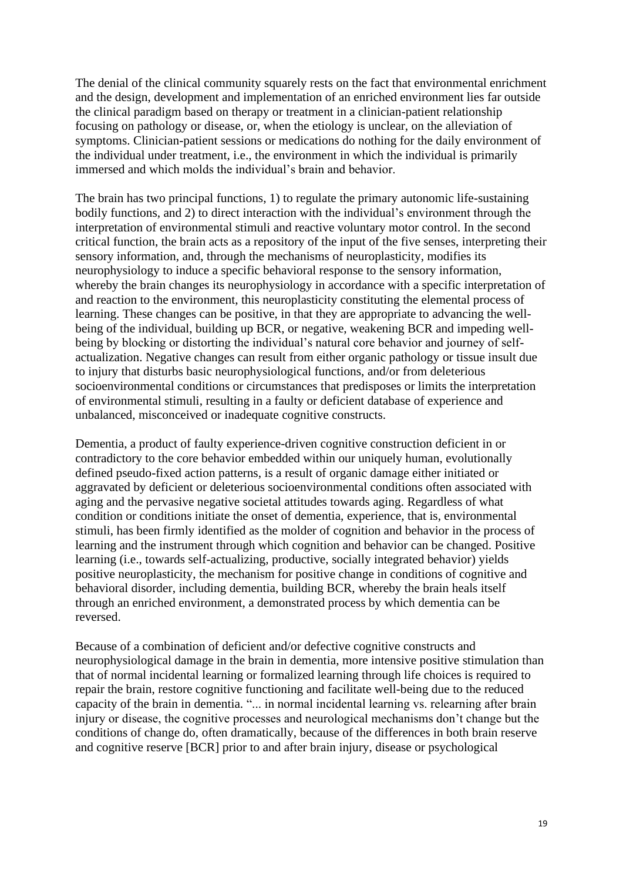The denial of the clinical community squarely rests on the fact that environmental enrichment and the design, development and implementation of an enriched environment lies far outside the clinical paradigm based on therapy or treatment in a clinician-patient relationship focusing on pathology or disease, or, when the etiology is unclear, on the alleviation of symptoms. Clinician-patient sessions or medications do nothing for the daily environment of the individual under treatment, i.e., the environment in which the individual is primarily immersed and which molds the individual's brain and behavior.

The brain has two principal functions, 1) to regulate the primary autonomic life-sustaining bodily functions, and 2) to direct interaction with the individual's environment through the interpretation of environmental stimuli and reactive voluntary motor control. In the second critical function, the brain acts as a repository of the input of the five senses, interpreting their sensory information, and, through the mechanisms of neuroplasticity, modifies its neurophysiology to induce a specific behavioral response to the sensory information, whereby the brain changes its neurophysiology in accordance with a specific interpretation of and reaction to the environment, this neuroplasticity constituting the elemental process of learning. These changes can be positive, in that they are appropriate to advancing the well-being of the individual, building up BCR, or negative, weakening BCR and impeding well-being by blocking or distorting the individual's natural core behavior and journey of self-actualization. Negative changes can result from either organic pathology or tissue insult due to injury that disturbs basic neurophysiological functions, and/or from deleterious socioenvironmental conditions or circumstances that predisposes or limits the interpretation of environmental stimuli, resulting in a faulty or deficient database of experience and unbalanced, misconceived or inadequate cognitive constructs.

Dementia, a product of faulty experience-driven cognitive construction deficient in or contradictory to the core behavior embedded within our uniquely human, evolutionally defined pseudo-fixed action patterns, is a result of organic damage either initiated or aggravated by deficient or deleterious socioenvironmental conditions often associated with aging and the pervasive negative societal attitudes towards aging. Regardless of what condition or conditions initiate the onset of dementia, experience, that is, environmental stimuli, has been firmly identified as the molder of cognition and behavior in the process of learning and the instrument through which cognition and behavior can be changed. Positive learning (i.e., towards self-actualizing, productive, socially integrated behavior) yields positive neuroplasticity, the mechanism for positive change in conditions of cognitive and behavioral disorder, including dementia, building BCR, whereby the brain heals itself through an enriched environment, a demonstrated process by which dementia can be reversed.

Because of a combination of deficient and/or defective cognitive constructs and neurophysiological damage in the brain in dementia, more intensive positive stimulation than that of normal incidental learning or formalized learning through life choices is required to repair the brain, restore cognitive functioning and facilitate well-being due to the reduced capacity of the brain in dementia. "... in normal incidental learning vs. relearning after brain injury or disease, the cognitive processes and neurological mechanisms don't change but the conditions of change do, often dramatically, because of the differences in both brain reserve and cognitive reserve [BCR] prior to and after brain injury, disease or psychological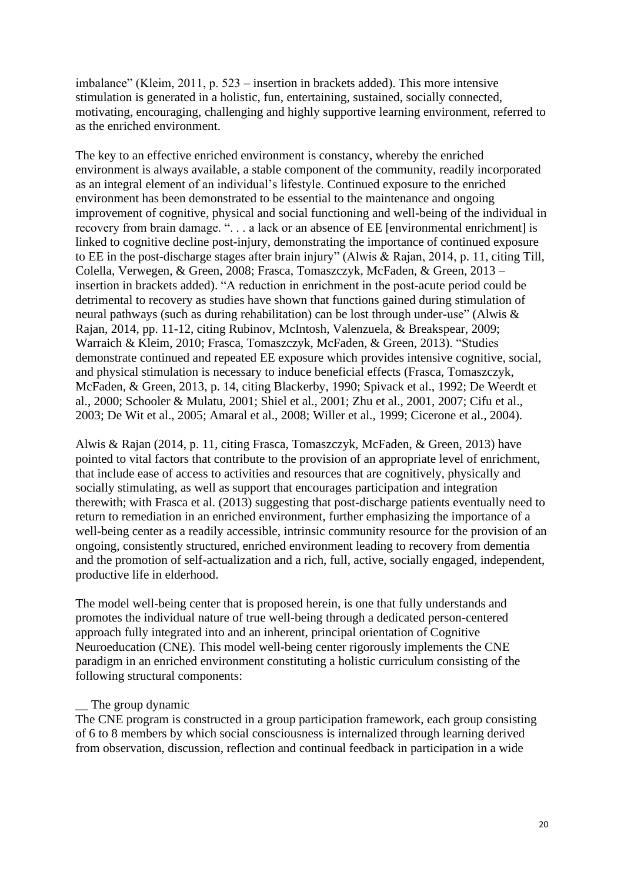imbalance" (Kleim, 2011, p. 523 – insertion in brackets added). This more intensive stimulation is generated in a holistic, fun, entertaining, sustained, socially connected, motivating, encouraging, challenging and highly supportive learning environment, referred to as the enriched environment.

The key to an effective enriched environment is constancy, whereby the enriched environment is always available, a stable component of the community, readily incorporated as an integral element of an individual's lifestyle. Continued exposure to the enriched environment has been demonstrated to be essential to the maintenance and ongoing improvement of cognitive, physical and social functioning and well-being of the individual in recovery from brain damage. ". . . a lack or an absence of EE [environmental enrichment] is linked to cognitive decline post-injury, demonstrating the importance of continued exposure to EE in the post-discharge stages after brain injury" (Alwis & Rajan, 2014, p. 11, citing Till, Colella, Verwegen, & Green, 2008; Frasca, Tomaszczyk, McFaden, & Green, 2013 – insertion in brackets added). "A reduction in enrichment in the post-acute period could be detrimental to recovery as studies have shown that functions gained during stimulation of neural pathways (such as during rehabilitation) can be lost through under-use" (Alwis & Rajan, 2014, pp. 11-12, citing Rubinov, McIntosh, Valenzuela, & Breakspear, 2009; Warraich & Kleim, 2010; Frasca, Tomaszczyk, McFaden, & Green, 2013). "Studies demonstrate continued and repeated EE exposure which provides intensive cognitive, social, and physical stimulation is necessary to induce beneficial effects (Frasca, Tomaszczyk, McFaden, & Green, 2013, p. 14, citing Blackerby, 1990; Spivack et al., 1992; De Weerdt et al., 2000; Schooler & Mulatu, 2001; Shiel et al., 2001; Zhu et al., 2001, 2007; Cifu et al., 2003; De Wit et al., 2005; Amaral et al., 2008; Willer et al., 1999; Cicerone et al., 2004).

Alwis & Rajan (2014, p. 11, citing Frasca, Tomaszczyk, McFaden, & Green, 2013) have pointed to vital factors that contribute to the provision of an appropriate level of enrichment, that include ease of access to activities and resources that are cognitively, physically and socially stimulating, as well as support that encourages participation and integration therewith; with Frasca et al. (2013) suggesting that post-discharge patients eventually need to return to remediation in an enriched environment, further emphasizing the importance of a well-being center as a readily accessible, intrinsic community resource for the provision of an ongoing, consistently structured, enriched environment leading to recovery from dementia and the promotion of self-actualization and a rich, full, active, socially engaged, independent, productive life in elderhood.

The model well-being center that is proposed herein, is one that fully understands and promotes the individual nature of true well-being through a dedicated person-centered approach fully integrated into and an inherent, principal orientation of Cognitive Neuroeducation (CNE). This model well-being center rigorously implements the CNE paradigm in an enriched environment constituting a holistic curriculum consisting of the following structural components:

__ The group dynamic

The CNE program is constructed in a group participation framework, each group consisting of 6 to 8 members by which social consciousness is internalized through learning derived from observation, discussion, reflection and continual feedback in participation in a wide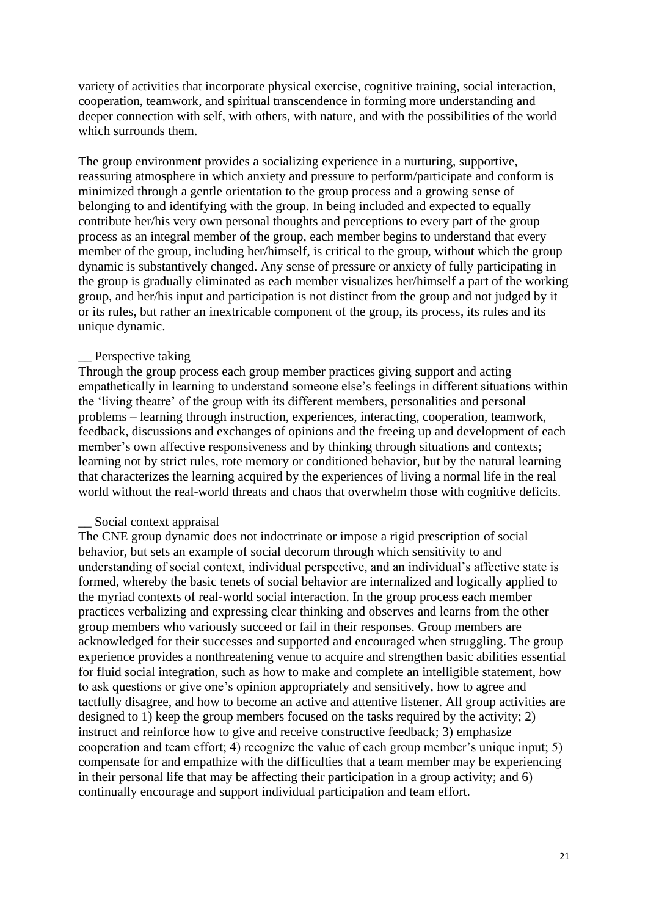variety of activities that incorporate physical exercise, cognitive training, social interaction, cooperation, teamwork, and spiritual transcendence in forming more understanding and deeper connection with self, with others, with nature, and with the possibilities of the world which surrounds them.

The group environment provides a socializing experience in a nurturing, supportive, reassuring atmosphere in which anxiety and pressure to perform/participate and conform is minimized through a gentle orientation to the group process and a growing sense of belonging to and identifying with the group. In being included and expected to equally contribute her/his very own personal thoughts and perceptions to every part of the group process as an integral member of the group, each member begins to understand that every member of the group, including her/himself, is critical to the group, without which the group dynamic is substantively changed. Any sense of pressure or anxiety of fully participating in the group is gradually eliminated as each member visualizes her/himself a part of the working group, and her/his input and participation is not distinct from the group and not judged by it or its rules, but rather an inextricable component of the group, its process, its rules and its unique dynamic.

__ Perspective taking

Through the group process each group member practices giving support and acting empathetically in learning to understand someone else's feelings in different situations within the 'living theatre' of the group with its different members, personalities and personal problems – learning through instruction, experiences, interacting, cooperation, teamwork, feedback, discussions and exchanges of opinions and the freeing up and development of each member's own affective responsiveness and by thinking through situations and contexts; learning not by strict rules, rote memory or conditioned behavior, but by the natural learning that characterizes the learning acquired by the experiences of living a normal life in the real world without the real-world threats and chaos that overwhelm those with cognitive deficits.

__ Social context appraisal

The CNE group dynamic does not indoctrinate or impose a rigid prescription of social behavior, but sets an example of social decorum through which sensitivity to and understanding of social context, individual perspective, and an individual's affective state is formed, whereby the basic tenets of social behavior are internalized and logically applied to the myriad contexts of real-world social interaction. In the group process each member practices verbalizing and expressing clear thinking and observes and learns from the other group members who variously succeed or fail in their responses. Group members are acknowledged for their successes and supported and encouraged when struggling. The group experience provides a nonthreatening venue to acquire and strengthen basic abilities essential for fluid social integration, such as how to make and complete an intelligible statement, how to ask questions or give one's opinion appropriately and sensitively, how to agree and tactfully disagree, and how to become an active and attentive listener. All group activities are designed to 1) keep the group members focused on the tasks required by the activity; 2) instruct and reinforce how to give and receive constructive feedback; 3) emphasize cooperation and team effort; 4) recognize the value of each group member's unique input; 5) compensate for and empathize with the difficulties that a team member may be experiencing in their personal life that may be affecting their participation in a group activity; and 6) continually encourage and support individual participation and team effort.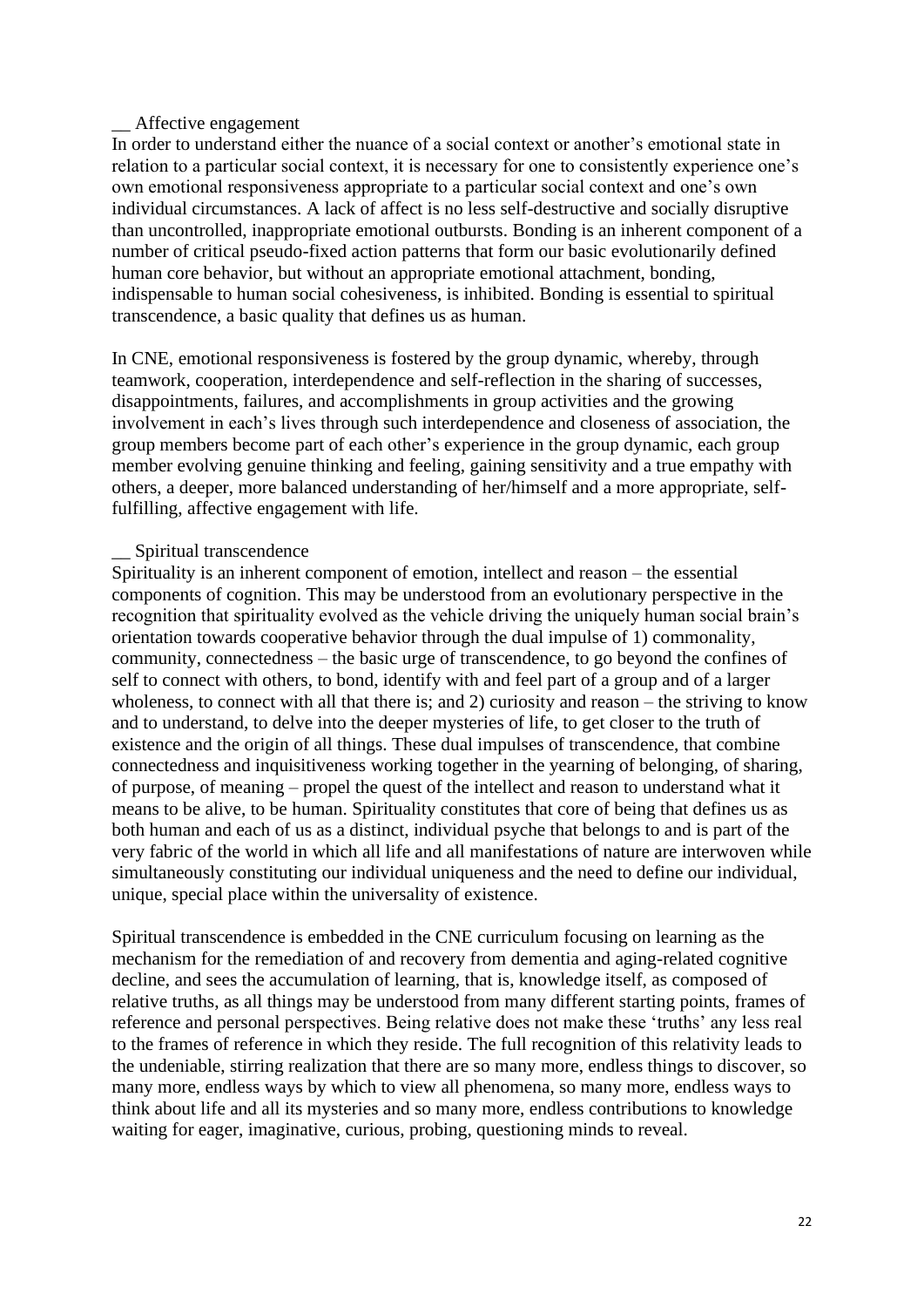__ Affective engagement

In order to understand either the nuance of a social context or another's emotional state in relation to a particular social context, it is necessary for one to consistently experience one's own emotional responsiveness appropriate to a particular social context and one's own individual circumstances. A lack of affect is no less self-destructive and socially disruptive than uncontrolled, inappropriate emotional outbursts. Bonding is an inherent component of a number of critical pseudo-fixed action patterns that form our basic evolutionarily defined human core behavior, but without an appropriate emotional attachment, bonding, indispensable to human social cohesiveness, is inhibited. Bonding is essential to spiritual transcendence, a basic quality that defines us as human.

In CNE, emotional responsiveness is fostered by the group dynamic, whereby, through teamwork, cooperation, interdependence and self-reflection in the sharing of successes, disappointments, failures, and accomplishments in group activities and the growing involvement in each's lives through such interdependence and closeness of association, the group members become part of each other's experience in the group dynamic, each group member evolving genuine thinking and feeling, gaining sensitivity and a true empathy with others, a deeper, more balanced understanding of her/himself and a more appropriate, self-fulfilling, affective engagement with life.

__ Spiritual transcendence

Spirituality is an inherent component of emotion, intellect and reason – the essential components of cognition. This may be understood from an evolutionary perspective in the recognition that spirituality evolved as the vehicle driving the uniquely human social brain's orientation towards cooperative behavior through the dual impulse of 1) commonality, community, connectedness – the basic urge of transcendence, to go beyond the confines of self to connect with others, to bond, identify with and feel part of a group and of a larger wholeness, to connect with all that there is; and 2) curiosity and reason – the striving to know and to understand, to delve into the deeper mysteries of life, to get closer to the truth of existence and the origin of all things. These dual impulses of transcendence, that combine connectedness and inquisitiveness working together in the yearning of belonging, of sharing, of purpose, of meaning – propel the quest of the intellect and reason to understand what it means to be alive, to be human. Spirituality constitutes that core of being that defines us as both human and each of us as a distinct, individual psyche that belongs to and is part of the very fabric of the world in which all life and all manifestations of nature are interwoven while simultaneously constituting our individual uniqueness and the need to define our individual, unique, special place within the universality of existence.

Spiritual transcendence is embedded in the CNE curriculum focusing on learning as the mechanism for the remediation of and recovery from dementia and aging-related cognitive decline, and sees the accumulation of learning, that is, knowledge itself, as composed of relative truths, as all things may be understood from many different starting points, frames of reference and personal perspectives. Being relative does not make these 'truths' any less real to the frames of reference in which they reside. The full recognition of this relativity leads to the undeniable, stirring realization that there are so many more, endless things to discover, so many more, endless ways by which to view all phenomena, so many more, endless ways to think about life and all its mysteries and so many more, endless contributions to knowledge waiting for eager, imaginative, curious, probing, questioning minds to reveal.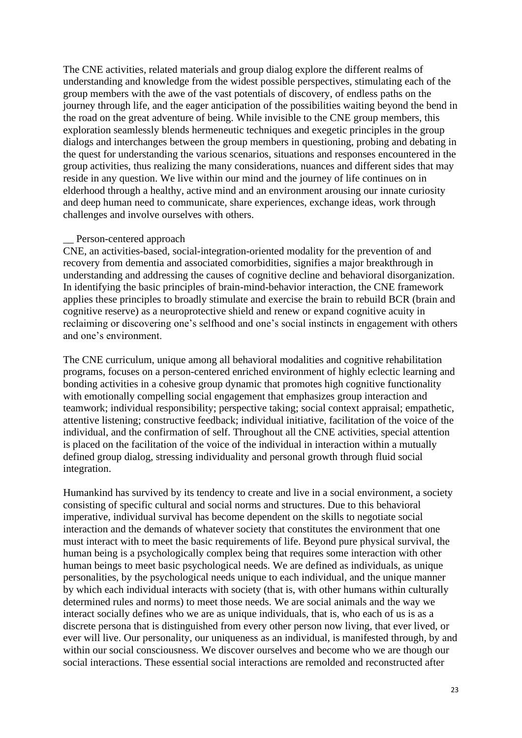The CNE activities, related materials and group dialog explore the different realms of understanding and knowledge from the widest possible perspectives, stimulating each of the group members with the awe of the vast potentials of discovery, of endless paths on the journey through life, and the eager anticipation of the possibilities waiting beyond the bend in the road on the great adventure of being. While invisible to the CNE group members, this exploration seamlessly blends hermeneutic techniques and exegetic principles in the group dialogs and interchanges between the group members in questioning, probing and debating in the quest for understanding the various scenarios, situations and responses encountered in the group activities, thus realizing the many considerations, nuances and different sides that may reside in any question. We live within our mind and the journey of life continues on in elderhood through a healthy, active mind and an environment arousing our innate curiosity and deep human need to communicate, share experiences, exchange ideas, work through challenges and involve ourselves with others.

__ Person-centered approach

CNE, an activities-based, social-integration-oriented modality for the prevention of and recovery from dementia and associated comorbidities, signifies a major breakthrough in understanding and addressing the causes of cognitive decline and behavioral disorganization. In identifying the basic principles of brain-mind-behavior interaction, the CNE framework applies these principles to broadly stimulate and exercise the brain to rebuild BCR (brain and cognitive reserve) as a neuroprotective shield and renew or expand cognitive acuity in reclaiming or discovering one's selfhood and one's social instincts in engagement with others and one's environment.

The CNE curriculum, unique among all behavioral modalities and cognitive rehabilitation programs, focuses on a person-centered enriched environment of highly eclectic learning and bonding activities in a cohesive group dynamic that promotes high cognitive functionality with emotionally compelling social engagement that emphasizes group interaction and teamwork; individual responsibility; perspective taking; social context appraisal; empathetic, attentive listening; constructive feedback; individual initiative, facilitation of the voice of the individual, and the confirmation of self. Throughout all the CNE activities, special attention is placed on the facilitation of the voice of the individual in interaction within a mutually defined group dialog, stressing individuality and personal growth through fluid social integration.

Humankind has survived by its tendency to create and live in a social environment, a society consisting of specific cultural and social norms and structures. Due to this behavioral imperative, individual survival has become dependent on the skills to negotiate social interaction and the demands of whatever society that constitutes the environment that one must interact with to meet the basic requirements of life. Beyond pure physical survival, the human being is a psychologically complex being that requires some interaction with other human beings to meet basic psychological needs. We are defined as individuals, as unique personalities, by the psychological needs unique to each individual, and the unique manner by which each individual interacts with society (that is, with other humans within culturally determined rules and norms) to meet those needs. We are social animals and the way we interact socially defines who we are as unique individuals, that is, who each of us is as a discrete persona that is distinguished from every other person now living, that ever lived, or ever will live. Our personality, our uniqueness as an individual, is manifested through, by and within our social consciousness. We discover ourselves and become who we are though our social interactions. These essential social interactions are remolded and reconstructed after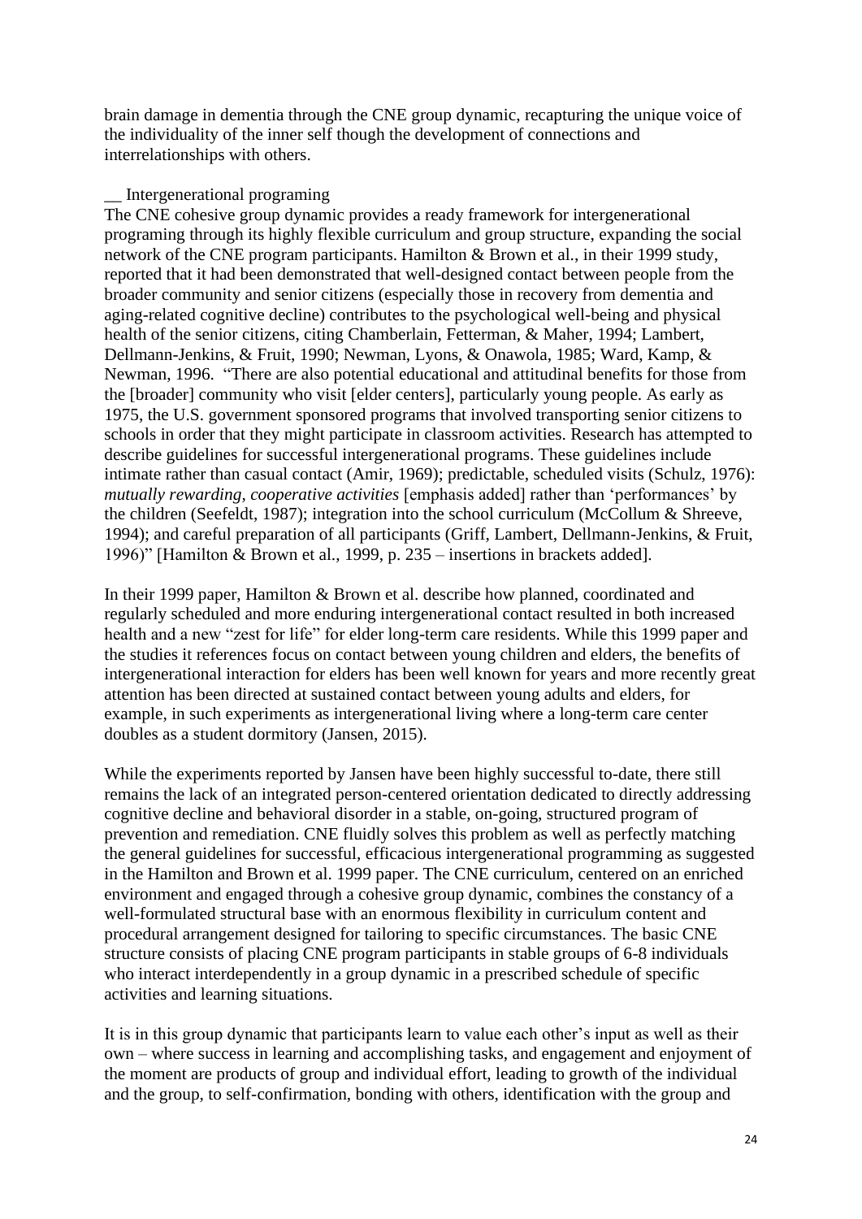brain damage in dementia through the CNE group dynamic, recapturing the unique voice of the individuality of the inner self though the development of connections and interrelationships with others.

__ Intergenerational programing

The CNE cohesive group dynamic provides a ready framework for intergenerational programing through its highly flexible curriculum and group structure, expanding the social network of the CNE program participants. Hamilton & Brown et al., in their 1999 study, reported that it had been demonstrated that well-designed contact between people from the broader community and senior citizens (especially those in recovery from dementia and aging-related cognitive decline) contributes to the psychological well-being and physical health of the senior citizens, citing Chamberlain, Fetterman, & Maher, 1994; Lambert, Dellmann-Jenkins, & Fruit, 1990; Newman, Lyons, & Onawola, 1985; Ward, Kamp, & Newman, 1996. "There are also potential educational and attitudinal benefits for those from the [broader] community who visit [elder centers], particularly young people. As early as 1975, the U.S. government sponsored programs that involved transporting senior citizens to schools in order that they might participate in classroom activities. Research has attempted to describe guidelines for successful intergenerational programs. These guidelines include intimate rather than casual contact (Amir, 1969); predictable, scheduled visits (Schulz, 1976): *mutually rewarding, cooperative activities* [emphasis added] rather than 'performances' by the children (Seefeldt, 1987); integration into the school curriculum (McCollum & Shreeve, 1994); and careful preparation of all participants (Griff, Lambert, Dellmann-Jenkins, & Fruit, 1996)" [Hamilton & Brown et al., 1999, p. 235 – insertions in brackets added].

In their 1999 paper, Hamilton & Brown et al. describe how planned, coordinated and regularly scheduled and more enduring intergenerational contact resulted in both increased health and a new "zest for life" for elder long-term care residents. While this 1999 paper and the studies it references focus on contact between young children and elders, the benefits of intergenerational interaction for elders has been well known for years and more recently great attention has been directed at sustained contact between young adults and elders, for example, in such experiments as intergenerational living where a long-term care center doubles as a student dormitory (Jansen, 2015).

While the experiments reported by Jansen have been highly successful to-date, there still remains the lack of an integrated person-centered orientation dedicated to directly addressing cognitive decline and behavioral disorder in a stable, on-going, structured program of prevention and remediation. CNE fluidly solves this problem as well as perfectly matching the general guidelines for successful, efficacious intergenerational programming as suggested in the Hamilton and Brown et al. 1999 paper. The CNE curriculum, centered on an enriched environment and engaged through a cohesive group dynamic, combines the constancy of a well-formulated structural base with an enormous flexibility in curriculum content and procedural arrangement designed for tailoring to specific circumstances. The basic CNE structure consists of placing CNE program participants in stable groups of 6-8 individuals who interact interdependently in a group dynamic in a prescribed schedule of specific activities and learning situations.

It is in this group dynamic that participants learn to value each other's input as well as their own – where success in learning and accomplishing tasks, and engagement and enjoyment of the moment are products of group and individual effort, leading to growth of the individual and the group, to self-confirmation, bonding with others, identification with the group and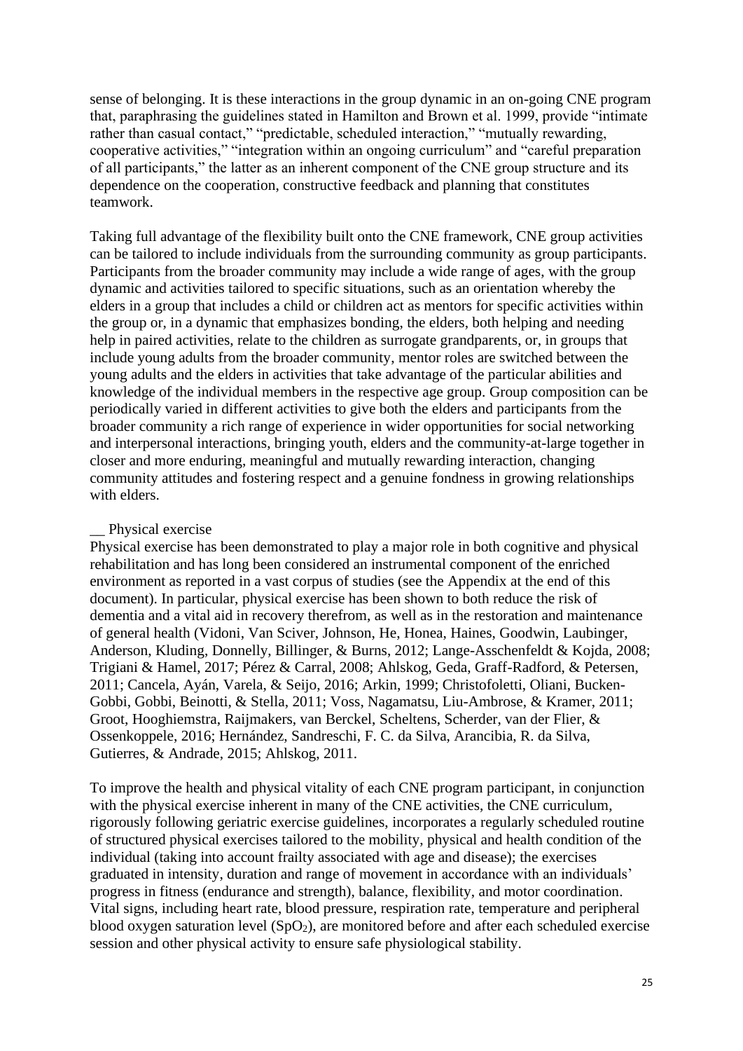sense of belonging. It is these interactions in the group dynamic in an on-going CNE program that, paraphrasing the guidelines stated in Hamilton and Brown et al. 1999, provide "intimate rather than casual contact," "predictable, scheduled interaction," "mutually rewarding, cooperative activities," "integration within an ongoing curriculum" and "careful preparation of all participants," the latter as an inherent component of the CNE group structure and its dependence on the cooperation, constructive feedback and planning that constitutes teamwork.

Taking full advantage of the flexibility built onto the CNE framework, CNE group activities can be tailored to include individuals from the surrounding community as group participants. Participants from the broader community may include a wide range of ages, with the group dynamic and activities tailored to specific situations, such as an orientation whereby the elders in a group that includes a child or children act as mentors for specific activities within the group or, in a dynamic that emphasizes bonding, the elders, both helping and needing help in paired activities, relate to the children as surrogate grandparents, or, in groups that include young adults from the broader community, mentor roles are switched between the young adults and the elders in activities that take advantage of the particular abilities and knowledge of the individual members in the respective age group. Group composition can be periodically varied in different activities to give both the elders and participants from the broader community a rich range of experience in wider opportunities for social networking and interpersonal interactions, bringing youth, elders and the community-at-large together in closer and more enduring, meaningful and mutually rewarding interaction, changing community attitudes and fostering respect and a genuine fondness in growing relationships with elders.

__ Physical exercise

Physical exercise has been demonstrated to play a major role in both cognitive and physical rehabilitation and has long been considered an instrumental component of the enriched environment as reported in a vast corpus of studies (see the Appendix at the end of this document). In particular, physical exercise has been shown to both reduce the risk of dementia and a vital aid in recovery therefrom, as well as in the restoration and maintenance of general health (Vidoni, Van Sciver, Johnson, He, Honea, Haines, Goodwin, Laubinger, Anderson, Kluding, Donnelly, Billinger, & Burns, 2012; Lange-Asschenfeldt & Kojda, 2008; Trigiani & Hamel, 2017; Pérez & Carral, 2008; Ahlskog, Geda, Graff-Radford, & Petersen, 2011; Cancela, Ayán, Varela, & Seijo, 2016; Arkin, 1999; Christofoletti, Oliani, Bucken-Gobbi, Gobbi, Beinotti, & Stella, 2011; Voss, Nagamatsu, Liu-Ambrose, & Kramer, 2011; Groot, Hooghiemstra, Raijmakers, van Berckel, Scheltens, Scherder, van der Flier, & Ossenkoppele, 2016; Hernández, Sandreschi, F. C. da Silva, Arancibia, R. da Silva, Gutierres, & Andrade, 2015; Ahlskog, 2011.

To improve the health and physical vitality of each CNE program participant, in conjunction with the physical exercise inherent in many of the CNE activities, the CNE curriculum, rigorously following geriatric exercise guidelines, incorporates a regularly scheduled routine of structured physical exercises tailored to the mobility, physical and health condition of the individual (taking into account frailty associated with age and disease); the exercises graduated in intensity, duration and range of movement in accordance with an individuals' progress in fitness (endurance and strength), balance, flexibility, and motor coordination. Vital signs, including heart rate, blood pressure, respiration rate, temperature and peripheral blood oxygen saturation level ($SpO_2$), are monitored before and after each scheduled exercise session and other physical activity to ensure safe physiological stability.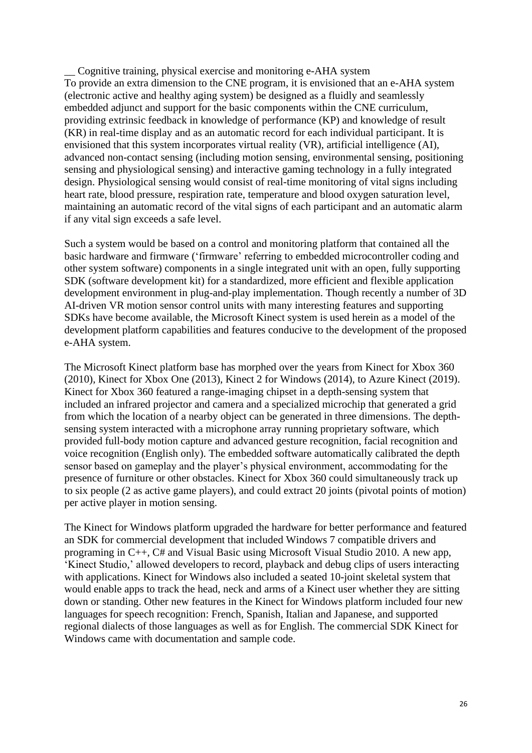__ Cognitive training, physical exercise and monitoring e-AHA system

To provide an extra dimension to the CNE program, it is envisioned that an e-AHA system (electronic active and healthy aging system) be designed as a fluidly and seamlessly embedded adjunct and support for the basic components within the CNE curriculum, providing extrinsic feedback in knowledge of performance (KP) and knowledge of result (KR) in real-time display and as an automatic record for each individual participant. It is envisioned that this system incorporates virtual reality (VR), artificial intelligence (AI), advanced non-contact sensing (including motion sensing, environmental sensing, positioning sensing and physiological sensing) and interactive gaming technology in a fully integrated design. Physiological sensing would consist of real-time monitoring of vital signs including heart rate, blood pressure, respiration rate, temperature and blood oxygen saturation level, maintaining an automatic record of the vital signs of each participant and an automatic alarm if any vital sign exceeds a safe level.

Such a system would be based on a control and monitoring platform that contained all the basic hardware and firmware ('firmware' referring to embedded microcontroller coding and other system software) components in a single integrated unit with an open, fully supporting SDK (software development kit) for a standardized, more efficient and flexible application development environment in plug-and-play implementation. Though recently a number of 3D AI-driven VR motion sensor control units with many interesting features and supporting SDKs have become available, the Microsoft Kinect system is used herein as a model of the development platform capabilities and features conducive to the development of the proposed e-AHA system.

The Microsoft Kinect platform base has morphed over the years from Kinect for Xbox 360 (2010), Kinect for Xbox One (2013), Kinect 2 for Windows (2014), to Azure Kinect (2019). Kinect for Xbox 360 featured a range-imaging chipset in a depth-sensing system that included an infrared projector and camera and a specialized microchip that generated a grid from which the location of a nearby object can be generated in three dimensions. The depth-sensing system interacted with a microphone array running proprietary software, which provided full-body motion capture and advanced gesture recognition, facial recognition and voice recognition (English only). The embedded software automatically calibrated the depth sensor based on gameplay and the player's physical environment, accommodating for the presence of furniture or other obstacles. Kinect for Xbox 360 could simultaneously track up to six people (2 as active game players), and could extract 20 joints (pivotal points of motion) per active player in motion sensing.

The Kinect for Windows platform upgraded the hardware for better performance and featured an SDK for commercial development that included Windows 7 compatible drivers and programing in C++, C# and Visual Basic using Microsoft Visual Studio 2010. A new app, 'Kinect Studio,' allowed developers to record, playback and debug clips of users interacting with applications. Kinect for Windows also included a seated 10-joint skeletal system that would enable apps to track the head, neck and arms of a Kinect user whether they are sitting down or standing. Other new features in the Kinect for Windows platform included four new languages for speech recognition: French, Spanish, Italian and Japanese, and supported regional dialects of those languages as well as for English. The commercial SDK Kinect for Windows came with documentation and sample code.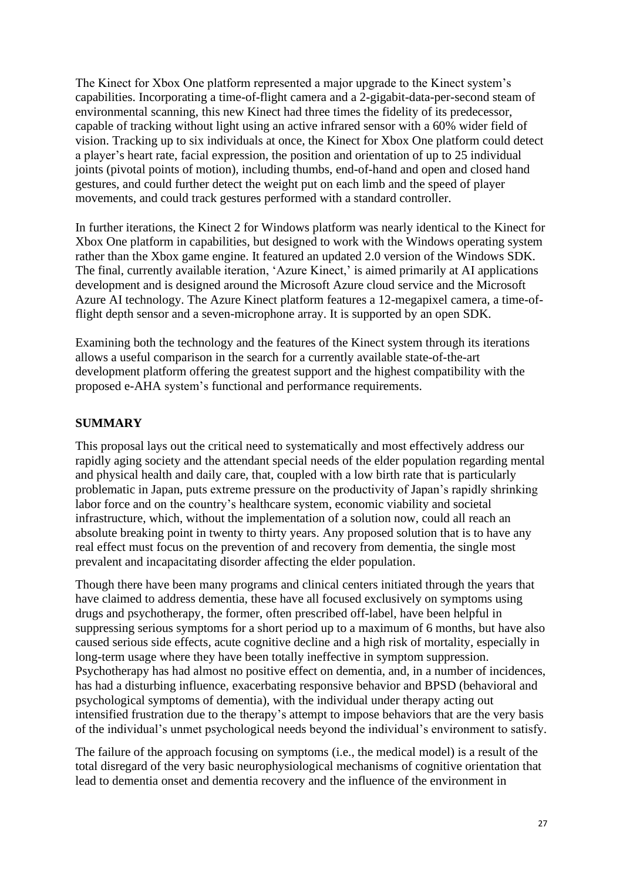The Kinect for Xbox One platform represented a major upgrade to the Kinect system's capabilities. Incorporating a time-of-flight camera and a 2-gigabit-data-per-second steam of environmental scanning, this new Kinect had three times the fidelity of its predecessor, capable of tracking without light using an active infrared sensor with a 60% wider field of vision. Tracking up to six individuals at once, the Kinect for Xbox One platform could detect a player's heart rate, facial expression, the position and orientation of up to 25 individual joints (pivotal points of motion), including thumbs, end-of-hand and open and closed hand gestures, and could further detect the weight put on each limb and the speed of player movements, and could track gestures performed with a standard controller.

In further iterations, the Kinect 2 for Windows platform was nearly identical to the Kinect for Xbox One platform in capabilities, but designed to work with the Windows operating system rather than the Xbox game engine. It featured an updated 2.0 version of the Windows SDK. The final, currently available iteration, 'Azure Kinect,' is aimed primarily at AI applications development and is designed around the Microsoft Azure cloud service and the Microsoft Azure AI technology. The Azure Kinect platform features a 12-megapixel camera, a time-of-flight depth sensor and a seven-microphone array. It is supported by an open SDK.

Examining both the technology and the features of the Kinect system through its iterations allows a useful comparison in the search for a currently available state-of-the-art development platform offering the greatest support and the highest compatibility with the proposed e-AHA system's functional and performance requirements.

## SUMMARY

This proposal lays out the critical need to systematically and most effectively address our rapidly aging society and the attendant special needs of the elder population regarding mental and physical health and daily care, that, coupled with a low birth rate that is particularly problematic in Japan, puts extreme pressure on the productivity of Japan's rapidly shrinking labor force and on the country's healthcare system, economic viability and societal infrastructure, which, without the implementation of a solution now, could all reach an absolute breaking point in twenty to thirty years. Any proposed solution that is to have any real effect must focus on the prevention of and recovery from dementia, the single most prevalent and incapacitating disorder affecting the elder population.

Though there have been many programs and clinical centers initiated through the years that have claimed to address dementia, these have all focused exclusively on symptoms using drugs and psychotherapy, the former, often prescribed off-label, have been helpful in suppressing serious symptoms for a short period up to a maximum of 6 months, but have also caused serious side effects, acute cognitive decline and a high risk of mortality, especially in long-term usage where they have been totally ineffective in symptom suppression. Psychotherapy has had almost no positive effect on dementia, and, in a number of incidences, has had a disturbing influence, exacerbating responsive behavior and BPSD (behavioral and psychological symptoms of dementia), with the individual under therapy acting out intensified frustration due to the therapy's attempt to impose behaviors that are the very basis of the individual's unmet psychological needs beyond the individual's environment to satisfy.

The failure of the approach focusing on symptoms (i.e., the medical model) is a result of the total disregard of the very basic neurophysiological mechanisms of cognitive orientation that lead to dementia onset and dementia recovery and the influence of the environment in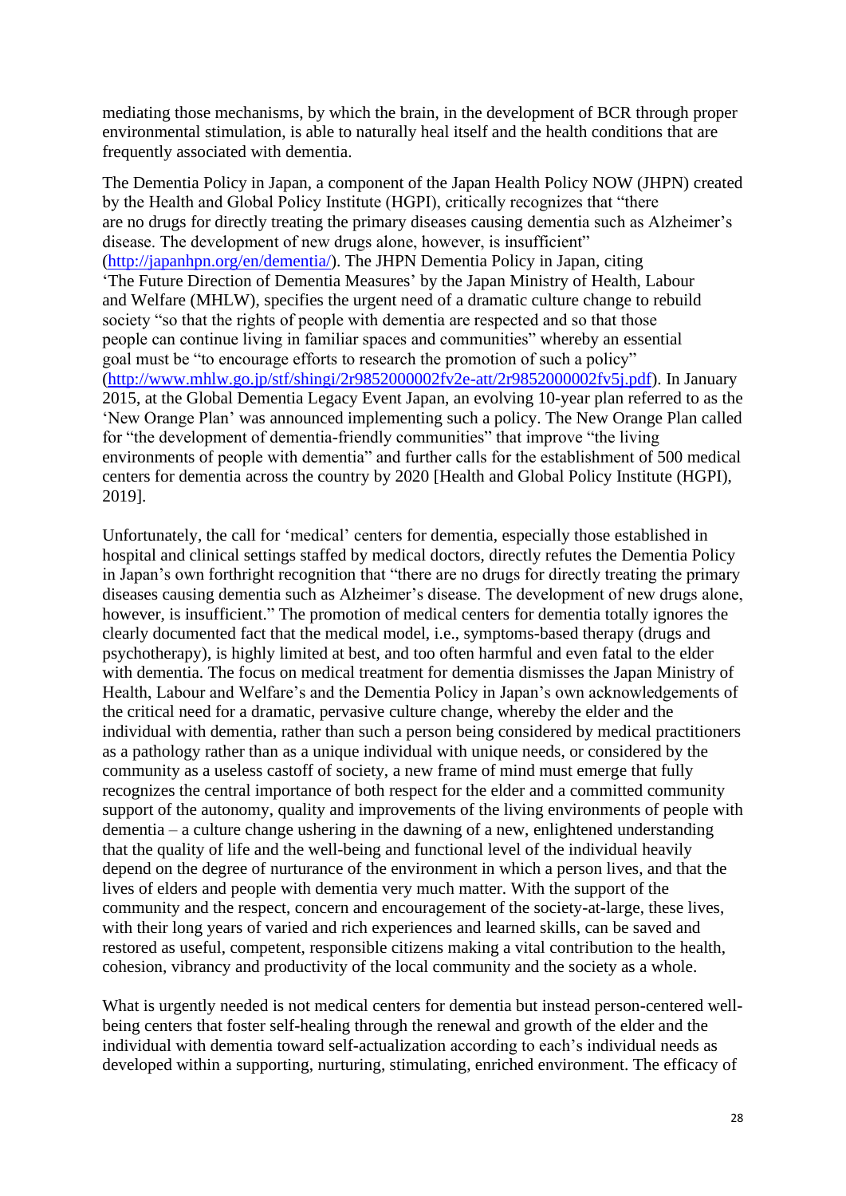mediating those mechanisms, by which the brain, in the development of BCR through proper environmental stimulation, is able to naturally heal itself and the health conditions that are frequently associated with dementia.

The Dementia Policy in Japan, a component of the Japan Health Policy NOW (JHPN) created by the Health and Global Policy Institute (HGPI), critically recognizes that "there are no drugs for directly treating the primary diseases causing dementia such as Alzheimer's disease. The development of new drugs alone, however, is insufficient" (http://japanhpn.org/en/dementia/). The JHPN Dementia Policy in Japan, citing 'The Future Direction of Dementia Measures' by the Japan Ministry of Health, Labour and Welfare (MHLW), specifies the urgent need of a dramatic culture change to rebuild society "so that the rights of people with dementia are respected and so that those people can continue living in familiar spaces and communities" whereby an essential goal must be "to encourage efforts to research the promotion of such a policy" (http://www.mhlw.go.jp/stf/shingi/2r9852000002fv2e-att/2r9852000002fv5j.pdf). In January 2015, at the Global Dementia Legacy Event Japan, an evolving 10-year plan referred to as the 'New Orange Plan' was announced implementing such a policy. The New Orange Plan called for "the development of dementia-friendly communities" that improve "the living environments of people with dementia" and further calls for the establishment of 500 medical centers for dementia across the country by 2020 [Health and Global Policy Institute (HGPI), 2019].

Unfortunately, the call for 'medical' centers for dementia, especially those established in hospital and clinical settings staffed by medical doctors, directly refutes the Dementia Policy in Japan's own forthright recognition that "there are no drugs for directly treating the primary diseases causing dementia such as Alzheimer's disease. The development of new drugs alone, however, is insufficient." The promotion of medical centers for dementia totally ignores the clearly documented fact that the medical model, i.e., symptoms-based therapy (drugs and psychotherapy), is highly limited at best, and too often harmful and even fatal to the elder with dementia. The focus on medical treatment for dementia dismisses the Japan Ministry of Health, Labour and Welfare's and the Dementia Policy in Japan's own acknowledgements of the critical need for a dramatic, pervasive culture change, whereby the elder and the individual with dementia, rather than such a person being considered by medical practitioners as a pathology rather than as a unique individual with unique needs, or considered by the community as a useless castoff of society, a new frame of mind must emerge that fully recognizes the central importance of both respect for the elder and a committed community support of the autonomy, quality and improvements of the living environments of people with dementia – a culture change ushering in the dawning of a new, enlightened understanding that the quality of life and the well-being and functional level of the individual heavily depend on the degree of nurturance of the environment in which a person lives, and that the lives of elders and people with dementia very much matter. With the support of the community and the respect, concern and encouragement of the society-at-large, these lives, with their long years of varied and rich experiences and learned skills, can be saved and restored as useful, competent, responsible citizens making a vital contribution to the health, cohesion, vibrancy and productivity of the local community and the society as a whole.

What is urgently needed is not medical centers for dementia but instead person-centered well-being centers that foster self-healing through the renewal and growth of the elder and the individual with dementia toward self-actualization according to each's individual needs as developed within a supporting, nurturing, stimulating, enriched environment. The efficacy of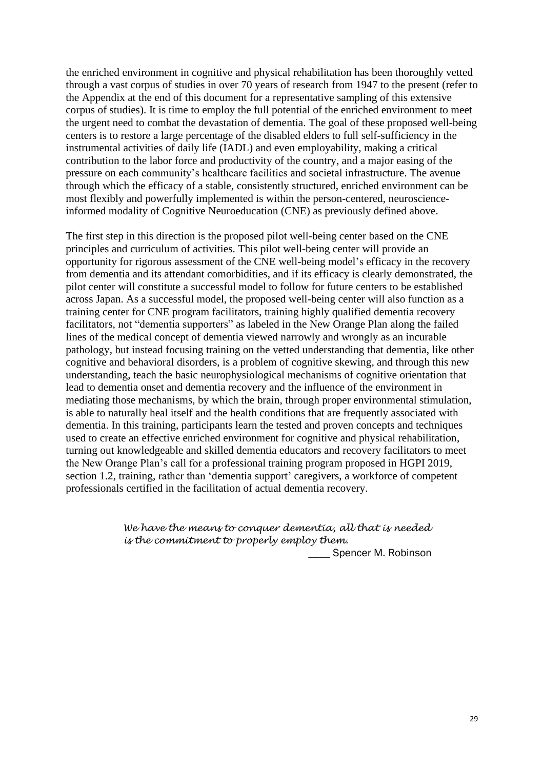the enriched environment in cognitive and physical rehabilitation has been thoroughly vetted through a vast corpus of studies in over 70 years of research from 1947 to the present (refer to the Appendix at the end of this document for a representative sampling of this extensive corpus of studies). It is time to employ the full potential of the enriched environment to meet the urgent need to combat the devastation of dementia. The goal of these proposed well-being centers is to restore a large percentage of the disabled elders to full self-sufficiency in the instrumental activities of daily life (IADL) and even employability, making a critical contribution to the labor force and productivity of the country, and a major easing of the pressure on each community's healthcare facilities and societal infrastructure. The avenue through which the efficacy of a stable, consistently structured, enriched environment can be most flexibly and powerfully implemented is within the person-centered, neuroscience-informed modality of Cognitive Neuroeducation (CNE) as previously defined above.

The first step in this direction is the proposed pilot well-being center based on the CNE principles and curriculum of activities. This pilot well-being center will provide an opportunity for rigorous assessment of the CNE well-being model's efficacy in the recovery from dementia and its attendant comorbidities, and if its efficacy is clearly demonstrated, the pilot center will constitute a successful model to follow for future centers to be established across Japan. As a successful model, the proposed well-being center will also function as a training center for CNE program facilitators, training highly qualified dementia recovery facilitators, not "dementia supporters" as labeled in the New Orange Plan along the failed lines of the medical concept of dementia viewed narrowly and wrongly as an incurable pathology, but instead focusing training on the vetted understanding that dementia, like other cognitive and behavioral disorders, is a problem of cognitive skewing, and through this new understanding, teach the basic neurophysiological mechanisms of cognitive orientation that lead to dementia onset and dementia recovery and the influence of the environment in mediating those mechanisms, by which the brain, through proper environmental stimulation, is able to naturally heal itself and the health conditions that are frequently associated with dementia. In this training, participants learn the tested and proven concepts and techniques used to create an effective enriched environment for cognitive and physical rehabilitation, turning out knowledgeable and skilled dementia educators and recovery facilitators to meet the New Orange Plan's call for a professional training program proposed in HGPI 2019, section 1.2, training, rather than 'dementia support' caregivers, a workforce of competent professionals certified in the facilitation of actual dementia recovery.

*We have the means to conquer dementia, all that is needed is the commitment to properly employ them.*

\_\_\_\_ Spencer M. Robinson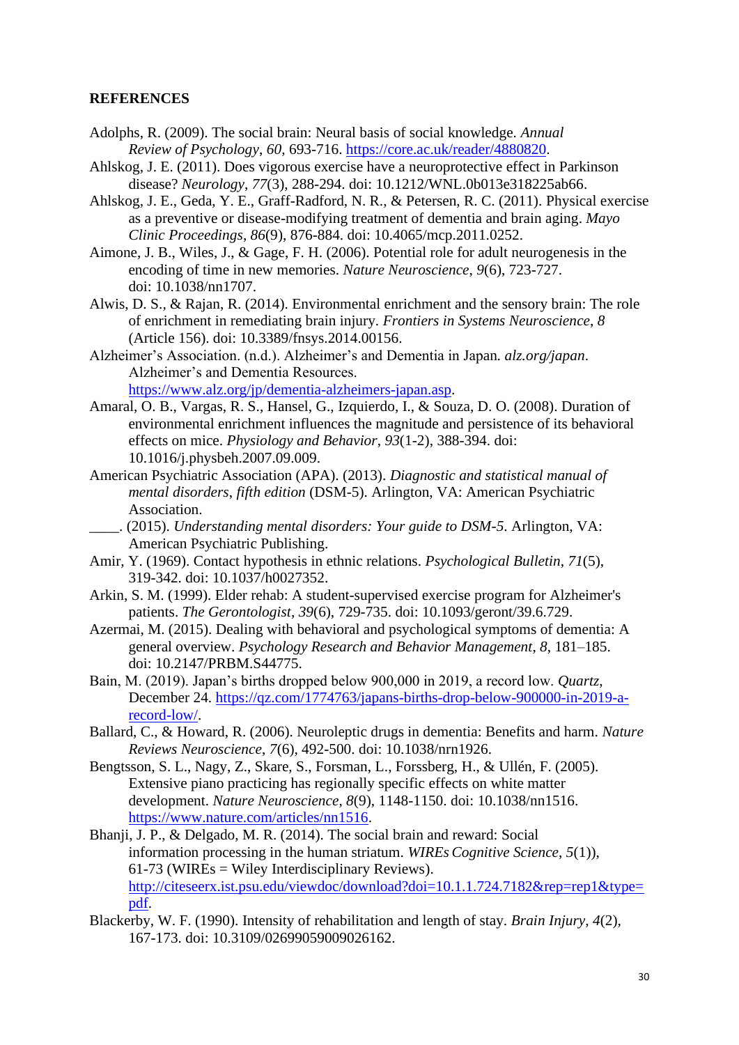**REFERENCES**

Adolphs, R. (2009). The social brain: Neural basis of social knowledge. *Annual Review of Psychology*, *60*, 693-716. https://core.ac.uk/reader/4880820.

Ahlskog, J. E. (2011). Does vigorous exercise have a neuroprotective effect in Parkinson disease? *Neurology*, *77*(3), 288-294. doi: 10.1212/WNL.0b013e318225ab66.

Ahlskog, J. E., Geda, Y. E., Graff-Radford, N. R., & Petersen, R. C. (2011). Physical exercise as a preventive or disease-modifying treatment of dementia and brain aging. *Mayo Clinic Proceedings*, *86*(9), 876-884. doi: 10.4065/mcp.2011.0252.

Aimone, J. B., Wiles, J., & Gage, F. H. (2006). Potential role for adult neurogenesis in the encoding of time in new memories. *Nature Neuroscience*, *9*(6), 723-727. doi: 10.1038/nn1707.

Alwis, D. S., & Rajan, R. (2014). Environmental enrichment and the sensory brain: The role of enrichment in remediating brain injury. *Frontiers in Systems Neuroscience*, *8* (Article 156). doi: 10.3389/fnsys.2014.00156.

Alzheimer's Association. (n.d.). Alzheimer's and Dementia in Japan. *alz.org/japan*. Alzheimer's and Dementia Resources. https://www.alz.org/jp/dementia-alzheimers-japan.asp.

Amaral, O. B., Vargas, R. S., Hansel, G., Izquierdo, I., & Souza, D. O. (2008). Duration of environmental enrichment influences the magnitude and persistence of its behavioral effects on mice. *Physiology and Behavior*, *93*(1-2), 388-394. doi: 10.1016/j.physbeh.2007.09.009.

American Psychiatric Association (APA). (2013). *Diagnostic and statistical manual of mental disorders*, *fifth edition* (DSM-5). Arlington, VA: American Psychiatric Association.

____. (2015). *Understanding mental disorders: Your guide to DSM-5*. Arlington, VA: American Psychiatric Publishing.

Amir, Y. (1969). Contact hypothesis in ethnic relations. *Psychological Bulletin*, *71*(5), 319-342. doi: 10.1037/h0027352.

Arkin, S. M. (1999). Elder rehab: A student-supervised exercise program for Alzheimer's patients. *The Gerontologist*, *39*(6), 729-735. doi: 10.1093/geront/39.6.729.

Azermai, M. (2015). Dealing with behavioral and psychological symptoms of dementia: A general overview. *Psychology Research and Behavior Management*, *8*, 181–185. doi: 10.2147/PRBM.S44775.

Bain, M. (2019). Japan's births dropped below 900,000 in 2019, a record low. *Quartz*, December 24. https://qz.com/1774763/japans-births-drop-below-900000-in-2019-a-record-low/.

Ballard, C., & Howard, R. (2006). Neuroleptic drugs in dementia: Benefits and harm. *Nature Reviews Neuroscience*, *7*(6), 492-500. doi: 10.1038/nrn1926.

Bengtsson, S. L., Nagy, Z., Skare, S., Forsman, L., Forssberg, H., & Ullén, F. (2005). Extensive piano practicing has regionally specific effects on white matter development. *Nature Neuroscience*, *8*(9), 1148-1150. doi: 10.1038/nn1516. https://www.nature.com/articles/nn1516.

Bhanji, J. P., & Delgado, M. R. (2014). The social brain and reward: Social information processing in the human striatum. *WIREs Cognitive Science*, *5*(1)), 61-73 (WIREs = Wiley Interdisciplinary Reviews). http://citeseerx.ist.psu.edu/viewdoc/download?doi=10.1.1.724.7182&rep=rep1&type=pdf.

Blackerby, W. F. (1990). Intensity of rehabilitation and length of stay. *Brain Injury*, *4*(2), 167-173. doi: 10.3109/02699059009026162.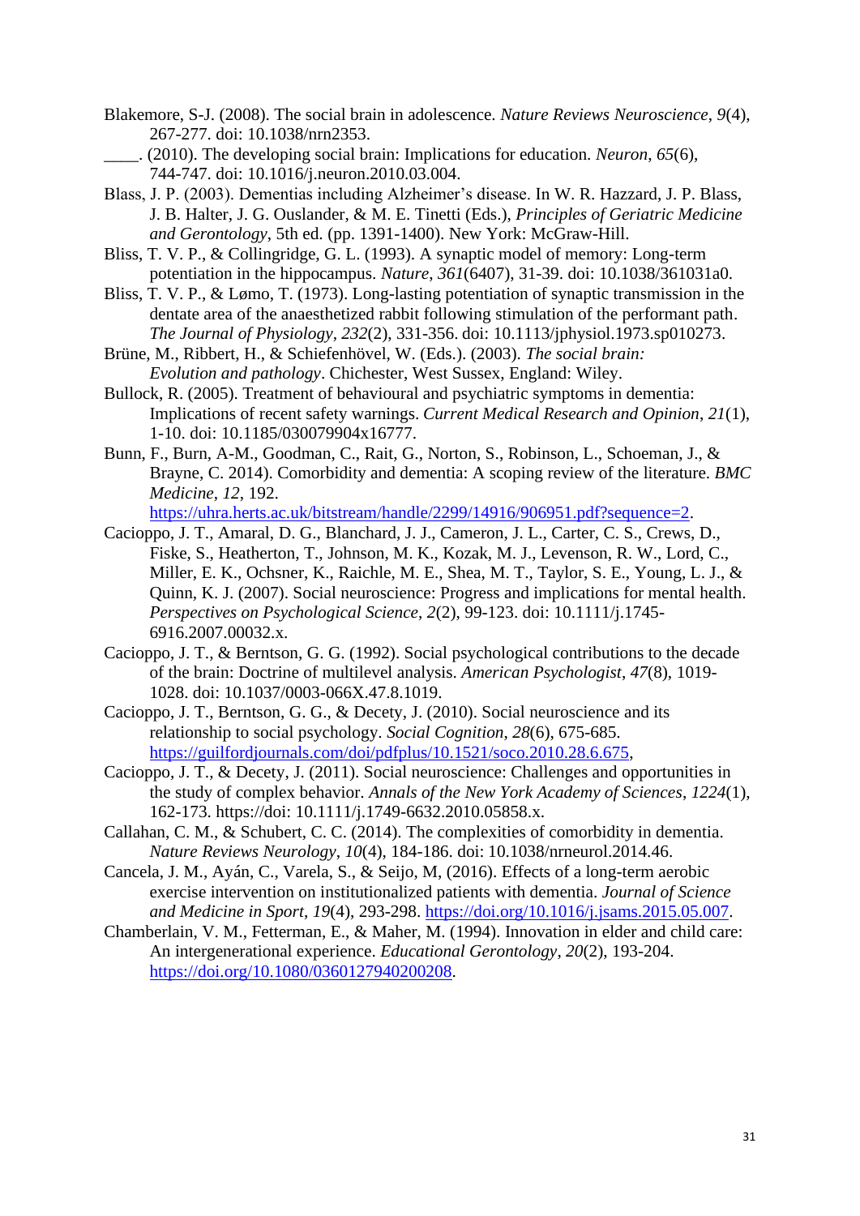Blakemore, S-J. (2008). The social brain in adolescence. *Nature Reviews Neuroscience*, *9*(4), 267-277. doi: 10.1038/nrn2353.

____. (2010). The developing social brain: Implications for education. *Neuron*, *65*(6), 744-747. doi: 10.1016/j.neuron.2010.03.004.

Blass, J. P. (2003). Dementias including Alzheimer's disease. In W. R. Hazzard, J. P. Blass, J. B. Halter, J. G. Ouslander, & M. E. Tinetti (Eds.), *Principles of Geriatric Medicine and Gerontology*, 5th ed. (pp. 1391-1400). New York: McGraw-Hill.

Bliss, T. V. P., & Collingridge, G. L. (1993). A synaptic model of memory: Long-term potentiation in the hippocampus. *Nature*, *361*(6407), 31-39. doi: 10.1038/361031a0.

Bliss, T. V. P., & Lømo, T. (1973). Long-lasting potentiation of synaptic transmission in the dentate area of the anaesthetized rabbit following stimulation of the performant path. *The Journal of Physiology*, *232*(2), 331-356. doi: 10.1113/jphysiol.1973.sp010273.

Brüne, M., Ribbert, H., & Schiefenhövel, W. (Eds.). (2003). *The social brain: Evolution and pathology*. Chichester, West Sussex, England: Wiley.

Bullock, R. (2005). Treatment of behavioural and psychiatric symptoms in dementia: Implications of recent safety warnings. *Current Medical Research and Opinion*, *21*(1), 1-10. doi: 10.1185/030079904x16777.

Bunn, F., Burn, A-M., Goodman, C., Rait, G., Norton, S., Robinson, L., Schoeman, J., & Brayne, C. 2014). Comorbidity and dementia: A scoping review of the literature. *BMC Medicine*, *12*, 192. https://uhra.herts.ac.uk/bitstream/handle/2299/14916/906951.pdf?sequence=2.

Cacioppo, J. T., Amaral, D. G., Blanchard, J. J., Cameron, J. L., Carter, C. S., Crews, D., Fiske, S., Heatherton, T., Johnson, M. K., Kozak, M. J., Levenson, R. W., Lord, C., Miller, E. K., Ochsner, K., Raichle, M. E., Shea, M. T., Taylor, S. E., Young, L. J., & Quinn, K. J. (2007). Social neuroscience: Progress and implications for mental health. *Perspectives on Psychological Science*, *2*(2), 99-123. doi: 10.1111/j.1745-6916.2007.00032.x.

Cacioppo, J. T., & Berntson, G. G. (1992). Social psychological contributions to the decade of the brain: Doctrine of multilevel analysis. *American Psychologist*, *47*(8), 1019-1028. doi: 10.1037/0003-066X.47.8.1019.

Cacioppo, J. T., Berntson, G. G., & Decety, J. (2010). Social neuroscience and its relationship to social psychology. *Social Cognition*, *28*(6), 675-685. https://guilfordjournals.com/doi/pdfplus/10.1521/soco.2010.28.6.675,

Cacioppo, J. T., & Decety, J. (2011). Social neuroscience: Challenges and opportunities in the study of complex behavior. *Annals of the New York Academy of Sciences*, *1224*(1), 162-173. https://doi: 10.1111/j.1749-6632.2010.05858.x.

Callahan, C. M., & Schubert, C. C. (2014). The complexities of comorbidity in dementia. *Nature Reviews Neurology*, *10*(4), 184-186. doi: 10.1038/nrneurol.2014.46.

Cancela, J. M., Ayán, C., Varela, S., & Seijo, M, (2016). Effects of a long-term aerobic exercise intervention on institutionalized patients with dementia. *Journal of Science and Medicine in Sport*, *19*(4), 293-298. https://doi.org/10.1016/j.jsams.2015.05.007.

Chamberlain, V. M., Fetterman, E., & Maher, M. (1994). Innovation in elder and child care: An intergenerational experience. *Educational Gerontology*, *20*(2), 193-204. https://doi.org/10.1080/0360127940200208.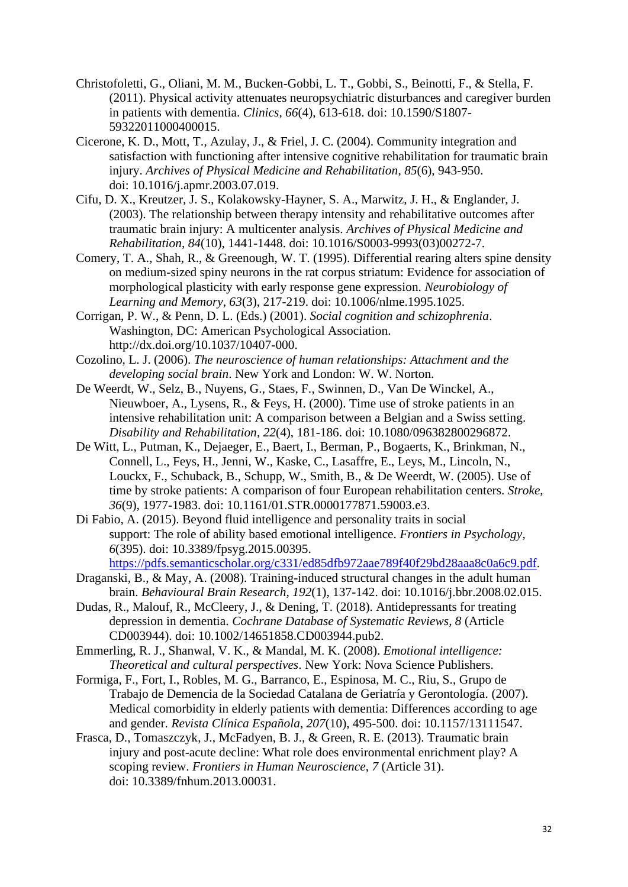Christofoletti, G., Oliani, M. M., Bucken-Gobbi, L. T., Gobbi, S., Beinotti, F., & Stella, F. (2011). Physical activity attenuates neuropsychiatric disturbances and caregiver burden in patients with dementia. *Clinics*, *66*(4), 613-618. doi: 10.1590/S1807-59322011000400015.

Cicerone, K. D., Mott, T., Azulay, J., & Friel, J. C. (2004). Community integration and satisfaction with functioning after intensive cognitive rehabilitation for traumatic brain injury. *Archives of Physical Medicine and Rehabilitation*, *85*(6), 943-950. doi: 10.1016/j.apmr.2003.07.019.

Cifu, D. X., Kreutzer, J. S., Kolakowsky-Hayner, S. A., Marwitz, J. H., & Englander, J. (2003). The relationship between therapy intensity and rehabilitative outcomes after traumatic brain injury: A multicenter analysis. *Archives of Physical Medicine and Rehabilitation*, *84*(10), 1441-1448. doi: 10.1016/S0003-9993(03)00272-7.

Comery, T. A., Shah, R., & Greenough, W. T. (1995). Differential rearing alters spine density on medium-sized spiny neurons in the rat corpus striatum: Evidence for association of morphological plasticity with early response gene expression. *Neurobiology of Learning and Memory*, *63*(3), 217-219. doi: 10.1006/nlme.1995.1025.

Corrigan, P. W., & Penn, D. L. (Eds.) (2001). *Social cognition and schizophrenia*. Washington, DC: American Psychological Association. http://dx.doi.org/10.1037/10407-000.

Cozolino, L. J. (2006). *The neuroscience of human relationships: Attachment and the developing social brain*. New York and London: W. W. Norton.

De Weerdt, W., Selz, B., Nuyens, G., Staes, F., Swinnen, D., Van De Winckel, A., Nieuwboer, A., Lysens, R., & Feys, H. (2000). Time use of stroke patients in an intensive rehabilitation unit: A comparison between a Belgian and a Swiss setting. *Disability and Rehabilitation*, *22*(4), 181-186. doi: 10.1080/096382800296872.

De Witt, L., Putman, K., Dejaeger, E., Baert, I., Berman, P., Bogaerts, K., Brinkman, N., Connell, L., Feys, H., Jenni, W., Kaske, C., Lasaffre, E., Leys, M., Lincoln, N., Louckx, F., Schuback, B., Schupp, W., Smith, B., & De Weerdt, W. (2005). Use of time by stroke patients: A comparison of four European rehabilitation centers. *Stroke*, *36*(9), 1977-1983. doi: 10.1161/01.STR.0000177871.59003.e3.

Di Fabio, A. (2015). Beyond fluid intelligence and personality traits in social support: The role of ability based emotional intelligence. *Frontiers in Psychology*, *6*(395). doi: 10.3389/fpsyg.2015.00395. https://pdfs.semanticscholar.org/c331/ed85dfb972aae789f40f29bd28aaa8c0a6c9.pdf.

Draganski, B., & May, A. (2008). Training-induced structural changes in the adult human brain. *Behavioural Brain Research*, *192*(1), 137-142. doi: 10.1016/j.bbr.2008.02.015.

Dudas, R., Malouf, R., McCleery, J., & Dening, T. (2018). Antidepressants for treating depression in dementia. *Cochrane Database of Systematic Reviews*, *8* (Article CD003944). doi: 10.1002/14651858.CD003944.pub2.

Emmerling, R. J., Shanwal, V. K., & Mandal, M. K. (2008). *Emotional intelligence: Theoretical and cultural perspectives*. New York: Nova Science Publishers.

Formiga, F., Fort, I., Robles, M. G., Barranco, E., Espinosa, M. C., Riu, S., Grupo de Trabajo de Demencia de la Sociedad Catalana de Geriatría y Gerontología. (2007). Medical comorbidity in elderly patients with dementia: Differences according to age and gender. *Revista Clínica Española*, *207*(10), 495-500. doi: 10.1157/13111547.

Frasca, D., Tomaszczyk, J., McFadyen, B. J., & Green, R. E. (2013). Traumatic brain injury and post-acute decline: What role does environmental enrichment play? A scoping review. *Frontiers in Human Neuroscience*, *7* (Article 31). doi: 10.3389/fnhum.2013.00031.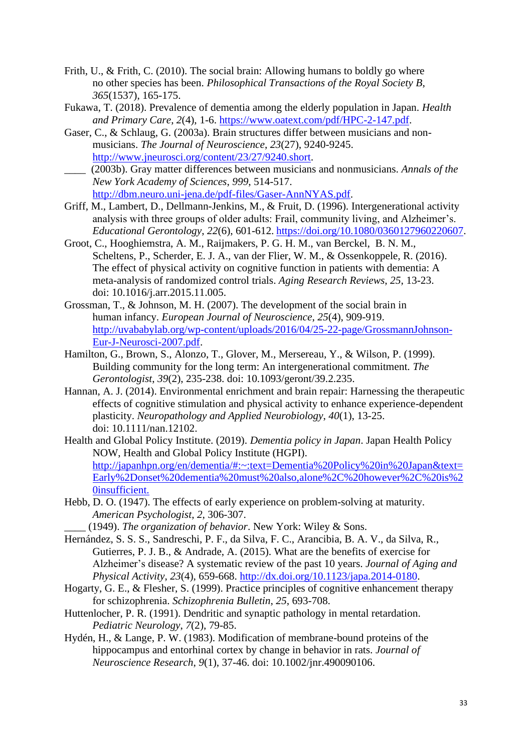Frith, U., & Frith, C. (2010). The social brain: Allowing humans to boldly go where no other species has been. *Philosophical Transactions of the Royal Society B*, *365*(1537), 165-175.

Fukawa, T. (2018). Prevalence of dementia among the elderly population in Japan. *Health and Primary Care*, *2*(4), 1-6. https://www.oatext.com/pdf/HPC-2-147.pdf.

Gaser, C., & Schlaug, G. (2003a). Brain structures differ between musicians and non-musicians. *The Journal of Neuroscience*, *23*(27), 9240-9245. http://www.jneurosci.org/content/23/27/9240.short.

____ (2003b). Gray matter differences between musicians and nonmusicians. *Annals of the New York Academy of Sciences*, *999*, 514-517. http://dbm.neuro.uni-jena.de/pdf-files/Gaser-AnnNYAS.pdf.

Griff, M., Lambert, D., Dellmann-Jenkins, M., & Fruit, D. (1996). Intergenerational activity analysis with three groups of older adults: Frail, community living, and Alzheimer's. *Educational Gerontology*, *22*(6), 601-612. https://doi.org/10.1080/0360127960220607.

Groot, C., Hooghiemstra, A. M., Raijmakers, P. G. H. M., van Berckel, B. N. M., Scheltens, P., Scherder, E. J. A., van der Flier, W. M., & Ossenkoppele, R. (2016). The effect of physical activity on cognitive function in patients with dementia: A meta-analysis of randomized control trials. *Aging Research Reviews*, *25*, 13-23. doi: 10.1016/j.arr.2015.11.005.

Grossman, T., & Johnson, M. H. (2007). The development of the social brain in human infancy. *European Journal of Neuroscience*, *25*(4), 909-919. http://uvababylab.org/wp-content/uploads/2016/04/25-22-page/GrossmannJohnson-Eur-J-Neurosci-2007.pdf.

Hamilton, G., Brown, S., Alonzo, T., Glover, M., Mersereau, Y., & Wilson, P. (1999). Building community for the long term: An intergenerational commitment. *The Gerontologist*, *39*(2), 235-238. doi: 10.1093/geront/39.2.235.

Hannan, A. J. (2014). Environmental enrichment and brain repair: Harnessing the therapeutic effects of cognitive stimulation and physical activity to enhance experience-dependent plasticity. *Neuropathology and Applied Neurobiology*, *40*(1), 13-25. doi: 10.1111/nan.12102.

Health and Global Policy Institute. (2019). *Dementia policy in Japan*. Japan Health Policy NOW, Health and Global Policy Institute (HGPI). http://japanhpn.org/en/dementia/#:~:text=Dementia%20Policy%20in%20Japan&text=Early%2Donset%20dementia%20must%20also,alone%2C%20however%2C%20is%20insufficient.

Hebb, D. O. (1947). The effects of early experience on problem-solving at maturity. *American Psychologist*, *2*, 306-307.

____ (1949). *The organization of behavior*. New York: Wiley & Sons.

Hernández, S. S. S., Sandreschi, P. F., da Silva, F. C., Arancibia, B. A. V., da Silva, R., Gutierres, P. J. B., & Andrade, A. (2015). What are the benefits of exercise for Alzheimer's disease? A systematic review of the past 10 years. *Journal of Aging and Physical Activity*, *23*(4), 659-668. http://dx.doi.org/10.1123/japa.2014-0180.

Hogarty, G. E., & Flesher, S. (1999). Practice principles of cognitive enhancement therapy for schizophrenia. *Schizophrenia Bulletin*, *25*, 693-708.

Huttenlocher, P. R. (1991). Dendritic and synaptic pathology in mental retardation. *Pediatric Neurology*, *7*(2), 79-85.

Hydén, H., & Lange, P. W. (1983). Modification of membrane-bound proteins of the hippocampus and entorhinal cortex by change in behavior in rats. *Journal of Neuroscience Research*, *9*(1), 37-46. doi: 10.1002/jnr.490090106.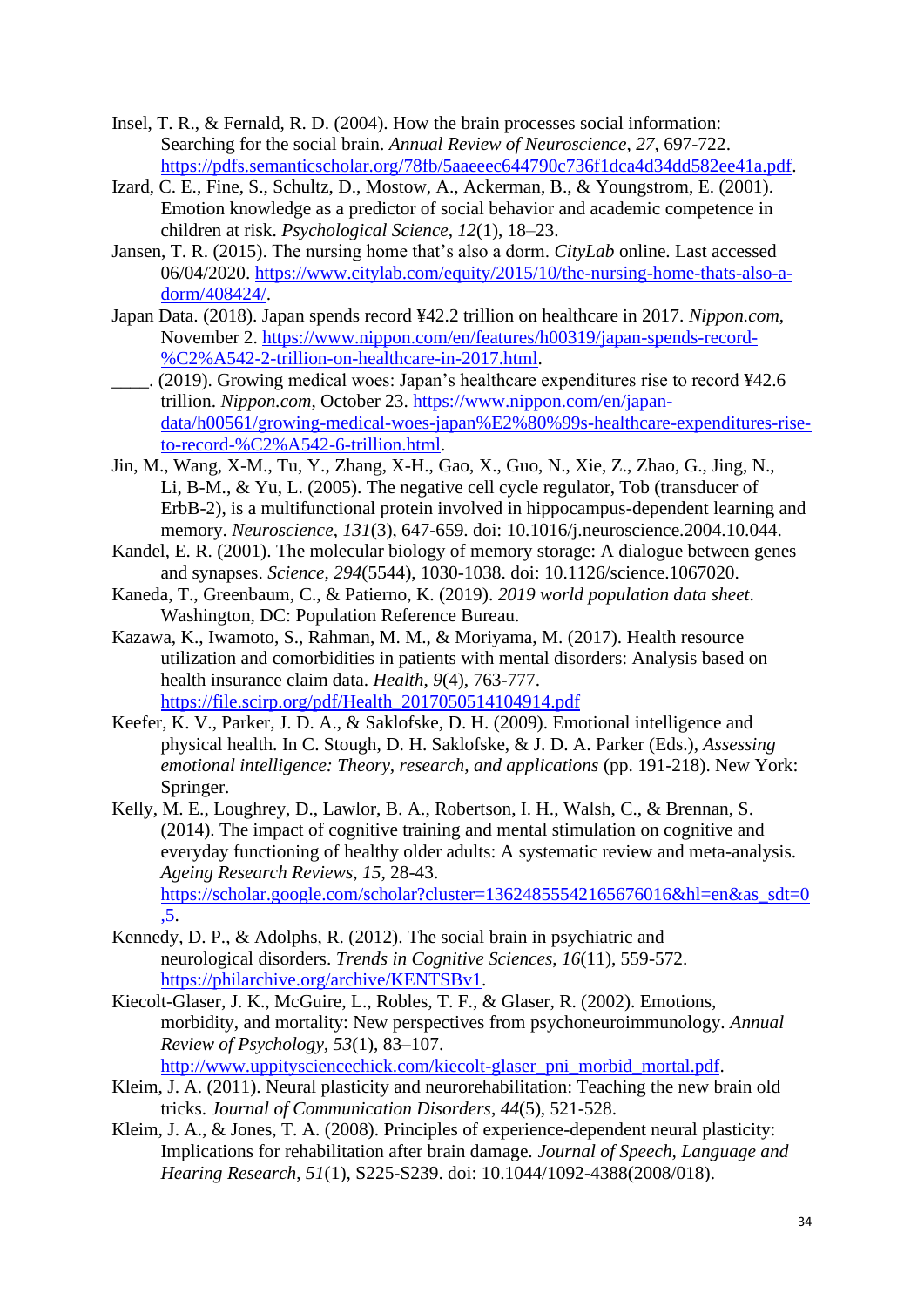Insel, T. R., & Fernald, R. D. (2004). How the brain processes social information: Searching for the social brain. *Annual Review of Neuroscience*, *27*, 697-722. https://pdfs.semanticscholar.org/78fb/5aaeeec644790c736f1dca4d34dd582ee41a.pdf.

Izard, C. E., Fine, S., Schultz, D., Mostow, A., Ackerman, B., & Youngstrom, E. (2001). Emotion knowledge as a predictor of social behavior and academic competence in children at risk. *Psychological Science, 12*(1), 18–23.

Jansen, T. R. (2015). The nursing home that's also a dorm. *CityLab* online. Last accessed 06/04/2020. https://www.citylab.com/equity/2015/10/the-nursing-home-thats-also-a-dorm/408424/.

Japan Data. (2018). Japan spends record ¥42.2 trillion on healthcare in 2017. *Nippon.com*, November 2. https://www.nippon.com/en/features/h00319/japan-spends-record-%C2%A542-2-trillion-on-healthcare-in-2017.html.

____. (2019). Growing medical woes: Japan's healthcare expenditures rise to record ¥42.6 trillion. *Nippon.com*, October 23. https://www.nippon.com/en/japan-data/h00561/growing-medical-woes-japan%E2%80%99s-healthcare-expenditures-rise-to-record-%C2%A542-6-trillion.html.

Jin, M., Wang, X-M., Tu, Y., Zhang, X-H., Gao, X., Guo, N., Xie, Z., Zhao, G., Jing, N., Li, B-M., & Yu, L. (2005). The negative cell cycle regulator, Tob (transducer of ErbB-2), is a multifunctional protein involved in hippocampus-dependent learning and memory. *Neuroscience*, *131*(3), 647-659. doi: 10.1016/j.neuroscience.2004.10.044.

Kandel, E. R. (2001). The molecular biology of memory storage: A dialogue between genes and synapses. *Science*, *294*(5544), 1030-1038. doi: 10.1126/science.1067020.

Kaneda, T., Greenbaum, C., & Patierno, K. (2019). *2019 world population data sheet*. Washington, DC: Population Reference Bureau.

Kazawa, K., Iwamoto, S., Rahman, M. M., & Moriyama, M. (2017). Health resource utilization and comorbidities in patients with mental disorders: Analysis based on health insurance claim data. *Health*, *9*(4), 763-777. https://file.scirp.org/pdf/Health_2017050514104914.pdf

Keefer, K. V., Parker, J. D. A., & Saklofske, D. H. (2009). Emotional intelligence and physical health. In C. Stough, D. H. Saklofske, & J. D. A. Parker (Eds.), *Assessing emotional intelligence: Theory, research, and applications* (pp. 191-218). New York: Springer.

Kelly, M. E., Loughrey, D., Lawlor, B. A., Robertson, I. H., Walsh, C., & Brennan, S. (2014). The impact of cognitive training and mental stimulation on cognitive and everyday functioning of healthy older adults: A systematic review and meta-analysis. *Ageing Research Reviews*, *15*, 28-43. https://scholar.google.com/scholar?cluster=13624855542165676016&hl=en&as_sdt=0,5.

Kennedy, D. P., & Adolphs, R. (2012). The social brain in psychiatric and neurological disorders. *Trends in Cognitive Sciences*, *16*(11), 559-572. https://philarchive.org/archive/KENTSBv1.

Kiecolt-Glaser, J. K., McGuire, L., Robles, T. F., & Glaser, R. (2002). Emotions, morbidity, and mortality: New perspectives from psychoneuroimmunology. *Annual Review of Psychology*, *53*(1), 83–107. http://www.uppitysciencechick.com/kiecolt-glaser_pni_morbid_mortal.pdf.

Kleim, J. A. (2011). Neural plasticity and neurorehabilitation: Teaching the new brain old tricks. *Journal of Communication Disorders*, *44*(5), 521-528.

Kleim, J. A., & Jones, T. A. (2008). Principles of experience-dependent neural plasticity: Implications for rehabilitation after brain damage. *Journal of Speech, Language and Hearing Research*, *51*(1), S225-S239. doi: 10.1044/1092-4388(2008/018).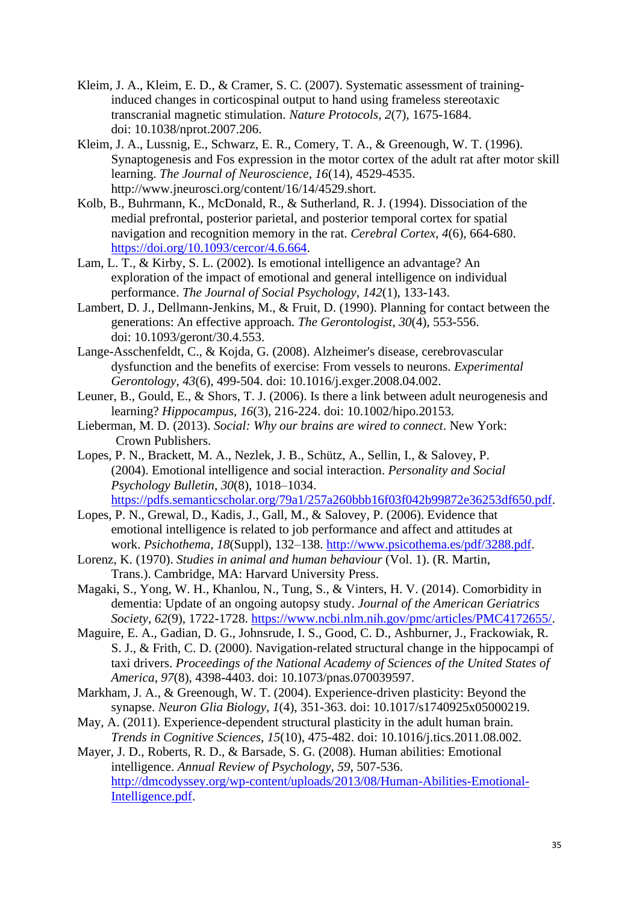Kleim, J. A., Kleim, E. D., & Cramer, S. C. (2007). Systematic assessment of training-induced changes in corticospinal output to hand using frameless stereotaxic transcranial magnetic stimulation. *Nature Protocols*, *2*(7), 1675-1684. doi: 10.1038/nprot.2007.206.

Kleim, J. A., Lussnig, E., Schwarz, E. R., Comery, T. A., & Greenough, W. T. (1996). Synaptogenesis and Fos expression in the motor cortex of the adult rat after motor skill learning. *The Journal of Neuroscience*, *16*(14), 4529-4535. http://www.jneurosci.org/content/16/14/4529.short.

Kolb, B., Buhrmann, K., McDonald, R., & Sutherland, R. J. (1994). Dissociation of the medial prefrontal, posterior parietal, and posterior temporal cortex for spatial navigation and recognition memory in the rat. *Cerebral Cortex*, *4*(6), 664-680. https://doi.org/10.1093/cercor/4.6.664.

Lam, L. T., & Kirby, S. L. (2002). Is emotional intelligence an advantage? An exploration of the impact of emotional and general intelligence on individual performance. *The Journal of Social Psychology*, *142*(1), 133-143.

Lambert, D. J., Dellmann-Jenkins, M., & Fruit, D. (1990). Planning for contact between the generations: An effective approach. *The Gerontologist*, *30*(4), 553-556. doi: 10.1093/geront/30.4.553.

Lange-Asschenfeldt, C., & Kojda, G. (2008). Alzheimer's disease, cerebrovascular dysfunction and the benefits of exercise: From vessels to neurons. *Experimental Gerontology*, *43*(6), 499-504. doi: 10.1016/j.exger.2008.04.002.

Leuner, B., Gould, E., & Shors, T. J. (2006). Is there a link between adult neurogenesis and learning? *Hippocampus*, *16*(3), 216-224. doi: 10.1002/hipo.20153.

Lieberman, M. D. (2013). *Social: Why our brains are wired to connect*. New York: Crown Publishers.

Lopes, P. N., Brackett, M. A., Nezlek, J. B., Schütz, A., Sellin, I., & Salovey, P. (2004). Emotional intelligence and social interaction. *Personality and Social Psychology Bulletin*, *30*(8), 1018–1034. https://pdfs.semanticscholar.org/79a1/257a260bbb16f03f042b99872e36253df650.pdf.

Lopes, P. N., Grewal, D., Kadis, J., Gall, M., & Salovey, P. (2006). Evidence that emotional intelligence is related to job performance and affect and attitudes at work. *Psichothema*, *18*(Suppl), 132–138. http://www.psicothema.es/pdf/3288.pdf.

Lorenz, K. (1970). *Studies in animal and human behaviour* (Vol. 1). (R. Martin, Trans.). Cambridge, MA: Harvard University Press.

Magaki, S., Yong, W. H., Khanlou, N., Tung, S., & Vinters, H. V. (2014). Comorbidity in dementia: Update of an ongoing autopsy study. *Journal of the American Geriatrics Society*, *62*(9), 1722-1728. https://www.ncbi.nlm.nih.gov/pmc/articles/PMC4172655/.

Maguire, E. A., Gadian, D. G., Johnsrude, I. S., Good, C. D., Ashburner, J., Frackowiak, R. S. J., & Frith, C. D. (2000). Navigation-related structural change in the hippocampi of taxi drivers. *Proceedings of the National Academy of Sciences of the United States of America*, *97*(8), 4398-4403. doi: 10.1073/pnas.070039597.

Markham, J. A., & Greenough, W. T. (2004). Experience-driven plasticity: Beyond the synapse. *Neuron Glia Biology*, *1*(4), 351-363. doi: 10.1017/s1740925x05000219.

May, A. (2011). Experience-dependent structural plasticity in the adult human brain. *Trends in Cognitive Sciences*, *15*(10), 475-482. doi: 10.1016/j.tics.2011.08.002.

Mayer, J. D., Roberts, R. D., & Barsade, S. G. (2008). Human abilities: Emotional intelligence. *Annual Review of Psychology*, *59*, 507-536. http://dmcodyssey.org/wp-content/uploads/2013/08/Human-Abilities-Emotional-Intelligence.pdf.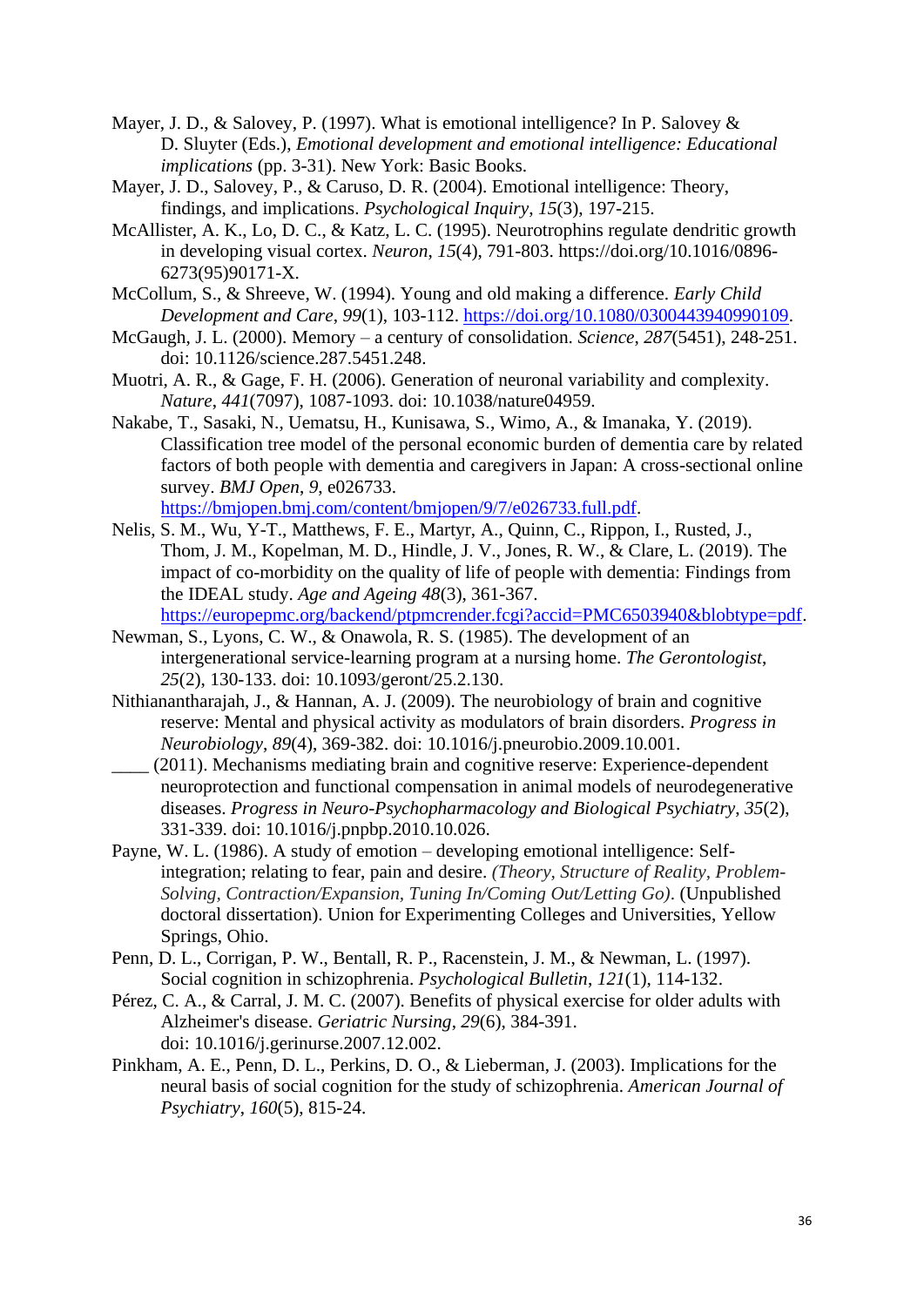Mayer, J. D., & Salovey, P. (1997). What is emotional intelligence? In P. Salovey & D. Sluyter (Eds.), *Emotional development and emotional intelligence: Educational implications* (pp. 3-31). New York: Basic Books.

Mayer, J. D., Salovey, P., & Caruso, D. R. (2004). Emotional intelligence: Theory, findings, and implications. *Psychological Inquiry*, *15*(3), 197-215.

McAllister, A. K., Lo, D. C., & Katz, L. C. (1995). Neurotrophins regulate dendritic growth in developing visual cortex. *Neuron*, *15*(4), 791-803. https://doi.org/10.1016/0896-6273(95)90171-X.

McCollum, S., & Shreeve, W. (1994). Young and old making a difference. *Early Child Development and Care*, *99*(1), 103-112. https://doi.org/10.1080/0300443940990109.

McGaugh, J. L. (2000). Memory – a century of consolidation. *Science*, *287*(5451), 248-251. doi: 10.1126/science.287.5451.248.

Muotri, A. R., & Gage, F. H. (2006). Generation of neuronal variability and complexity. *Nature*, *441*(7097), 1087-1093. doi: 10.1038/nature04959.

Nakabe, T., Sasaki, N., Uematsu, H., Kunisawa, S., Wimo, A., & Imanaka, Y. (2019). Classification tree model of the personal economic burden of dementia care by related factors of both people with dementia and caregivers in Japan: A cross-sectional online survey. *BMJ Open*, *9*, e026733. https://bmjopen.bmj.com/content/bmjopen/9/7/e026733.full.pdf.

Nelis, S. M., Wu, Y-T., Matthews, F. E., Martyr, A., Quinn, C., Rippon, I., Rusted, J., Thom, J. M., Kopelman, M. D., Hindle, J. V., Jones, R. W., & Clare, L. (2019). The impact of co-morbidity on the quality of life of people with dementia: Findings from the IDEAL study. *Age and Ageing* *48*(3), 361-367. https://europepmc.org/backend/ptpmcrender.fcgi?accid=PMC6503940&blobtype=pdf.

Newman, S., Lyons, C. W., & Onawola, R. S. (1985). The development of an intergenerational service-learning program at a nursing home. *The Gerontologist*, *25*(2), 130-133. doi: 10.1093/geront/25.2.130.

Nithianantharajah, J., & Hannan, A. J. (2009). The neurobiology of brain and cognitive reserve: Mental and physical activity as modulators of brain disorders. *Progress in Neurobiology*, *89*(4), 369-382. doi: 10.1016/j.pneurobio.2009.10.001.

____ (2011). Mechanisms mediating brain and cognitive reserve: Experience-dependent neuroprotection and functional compensation in animal models of neurodegenerative diseases. *Progress in Neuro-Psychopharmacology and Biological Psychiatry*, *35*(2), 331-339. doi: 10.1016/j.pnpbp.2010.10.026.

Payne, W. L. (1986). A study of emotion – developing emotional intelligence: Self-integration; relating to fear, pain and desire. *(Theory, Structure of Reality, Problem-Solving, Contraction/Expansion, Tuning In/Coming Out/Letting Go)*. (Unpublished doctoral dissertation). Union for Experimenting Colleges and Universities, Yellow Springs, Ohio.

Penn, D. L., Corrigan, P. W., Bentall, R. P., Racenstein, J. M., & Newman, L. (1997). Social cognition in schizophrenia. *Psychological Bulletin*, *121*(1), 114-132.

Pérez, C. A., & Carral, J. M. C. (2007). Benefits of physical exercise for older adults with Alzheimer's disease. *Geriatric Nursing*, *29*(6), 384-391. doi: 10.1016/j.gerinurse.2007.12.002.

Pinkham, A. E., Penn, D. L., Perkins, D. O., & Lieberman, J. (2003). Implications for the neural basis of social cognition for the study of schizophrenia. *American Journal of Psychiatry*, *160*(5), 815-24.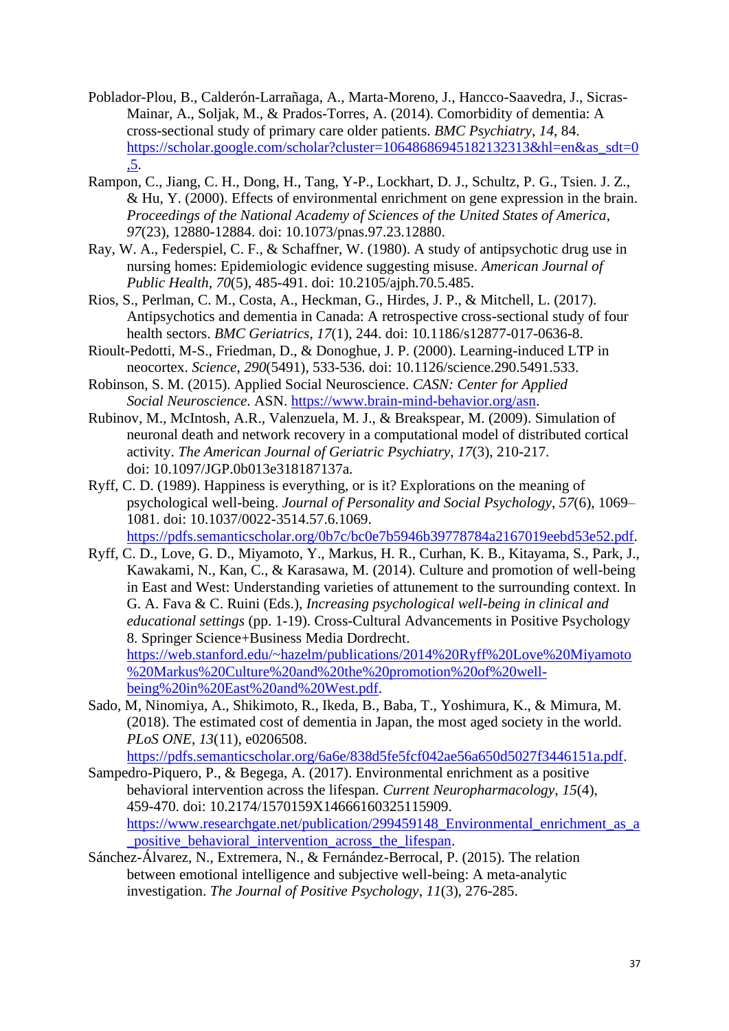Poblador-Plou, B., Calderón-Larrañaga, A., Marta-Moreno, J., Hancco-Saavedra, J., Sicras-Mainar, A., Soljak, M., & Prados-Torres, A. (2014). Comorbidity of dementia: A cross-sectional study of primary care older patients. *BMC Psychiatry*, *14*, 84. https://scholar.google.com/scholar?cluster=10648686945182132313&hl=en&as_sdt=0,5.

Rampon, C., Jiang, C. H., Dong, H., Tang, Y-P., Lockhart, D. J., Schultz, P. G., Tsien. J. Z., & Hu, Y. (2000). Effects of environmental enrichment on gene expression in the brain. *Proceedings of the National Academy of Sciences of the United States of America*, *97*(23), 12880-12884. doi: 10.1073/pnas.97.23.12880.

Ray, W. A., Federspiel, C. F., & Schaffner, W. (1980). A study of antipsychotic drug use in nursing homes: Epidemiologic evidence suggesting misuse. *American Journal of Public Health*, *70*(5), 485-491. doi: 10.2105/ajph.70.5.485.

Rios, S., Perlman, C. M., Costa, A., Heckman, G., Hirdes, J. P., & Mitchell, L. (2017). Antipsychotics and dementia in Canada: A retrospective cross-sectional study of four health sectors. *BMC Geriatrics*, *17*(1), 244. doi: 10.1186/s12877-017-0636-8.

Rioult-Pedotti, M-S., Friedman, D., & Donoghue, J. P. (2000). Learning-induced LTP in neocortex. *Science*, *290*(5491), 533-536. doi: 10.1126/science.290.5491.533.

Robinson, S. M. (2015). Applied Social Neuroscience. *CASN: Center for Applied Social Neuroscience*. ASN. https://www.brain-mind-behavior.org/asn.

Rubinov, M., McIntosh, A.R., Valenzuela, M. J., & Breakspear, M. (2009). Simulation of neuronal death and network recovery in a computational model of distributed cortical activity. *The American Journal of Geriatric Psychiatry*, *17*(3), 210-217. doi: 10.1097/JGP.0b013e318187137a.

Ryff, C. D. (1989). Happiness is everything, or is it? Explorations on the meaning of psychological well-being. *Journal of Personality and Social Psychology*, *57*(6), 1069–1081. doi: 10.1037/0022-3514.57.6.1069. https://pdfs.semanticscholar.org/0b7c/bc0e7b5946b39778784a2167019eebd53e52.pdf.

Ryff, C. D., Love, G. D., Miyamoto, Y., Markus, H. R., Curhan, K. B., Kitayama, S., Park, J., Kawakami, N., Kan, C., & Karasawa, M. (2014). Culture and promotion of well-being in East and West: Understanding varieties of attunement to the surrounding context. In G. A. Fava & C. Ruini (Eds.), *Increasing psychological well-being in clinical and educational settings* (pp. 1-19). Cross-Cultural Advancements in Positive Psychology 8. Springer Science+Business Media Dordrecht. https://web.stanford.edu/~hazelm/publications/2014%20Ryff%20Love%20Miyamoto%20Markus%20Culture%20and%20the%20promotion%20of%20well-being%20in%20East%20and%20West.pdf.

Sado, M, Ninomiya, A., Shikimoto, R., Ikeda, B., Baba, T., Yoshimura, K., & Mimura, M. (2018). The estimated cost of dementia in Japan, the most aged society in the world. *PLoS ONE*, *13*(11), e0206508. https://pdfs.semanticscholar.org/6a6e/838d5fe5fcf042ae56a650d5027f3446151a.pdf.

Sampedro-Piquero, P., & Begega, A. (2017). Environmental enrichment as a positive behavioral intervention across the lifespan. *Current Neuropharmacology*, *15*(4), 459-470. doi: 10.2174/1570159X14666160325115909. https://www.researchgate.net/publication/299459148_Environmental_enrichment_as_a_positive_behavioral_intervention_across_the_lifespan.

Sánchez-Álvarez, N., Extremera, N., & Fernández-Berrocal, P. (2015). The relation between emotional intelligence and subjective well-being: A meta-analytic investigation. *The Journal of Positive Psychology*, *11*(3), 276-285.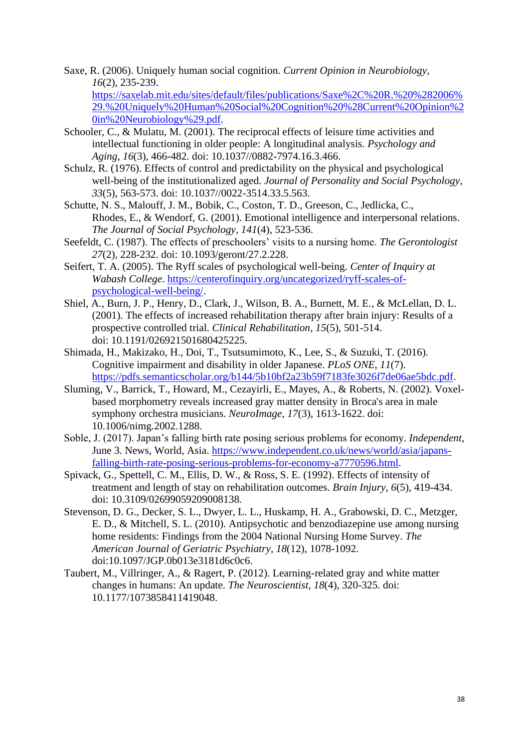Saxe, R. (2006). Uniquely human social cognition. *Current Opinion in Neurobiology*, *16*(2), 235-239. https://saxelab.mit.edu/sites/default/files/publications/Saxe%2C%20R.%20%282006%29.%20Uniquely%20Human%20Social%20Cognition%20%28Current%20Opinion%20in%20Neurobiology%29.pdf.

Schooler, C., & Mulatu, M. (2001). The reciprocal effects of leisure time activities and intellectual functioning in older people: A longitudinal analysis. *Psychology and Aging*, *16*(3), 466-482. doi: 10.1037//0882-7974.16.3.466.

Schulz, R. (1976). Effects of control and predictability on the physical and psychological well-being of the institutionalized aged. *Journal of Personality and Social Psychology*, *33*(5), 563-573. doi: 10.1037//0022-3514.33.5.563.

Schutte, N. S., Malouff, J. M., Bobik, C., Coston, T. D., Greeson, C., Jedlicka, C., Rhodes, E., & Wendorf, G. (2001). Emotional intelligence and interpersonal relations. *The Journal of Social Psychology*, *141*(4), 523-536.

Seefeldt, C. (1987). The effects of preschoolers' visits to a nursing home. *The Gerontologist* *27*(2), 228-232. doi: 10.1093/geront/27.2.228.

Seifert, T. A. (2005). The Ryff scales of psychological well-being. *Center of Inquiry at Wabash College*. https://centerofinquiry.org/uncategorized/ryff-scales-of-psychological-well-being/.

Shiel, A., Burn, J. P., Henry, D., Clark, J., Wilson, B. A., Burnett, M. E., & McLellan, D. L. (2001). The effects of increased rehabilitation therapy after brain injury: Results of a prospective controlled trial. *Clinical Rehabilitation*, *15*(5), 501-514. doi: 10.1191/026921501680425225.

Shimada, H., Makizako, H., Doi, T., Tsutsumimoto, K., Lee, S., & Suzuki, T. (2016). Cognitive impairment and disability in older Japanese. *PLoS ONE*, *11*(7). https://pdfs.semanticscholar.org/b144/5b10bf2a23b59f7183fe3026f7de06ae5bdc.pdf.

Sluming, V., Barrick, T., Howard, M., Cezayirli, E., Mayes, A., & Roberts, N. (2002). Voxel-based morphometry reveals increased gray matter density in Broca's area in male symphony orchestra musicians. *NeuroImage*, *17*(3), 1613-1622. doi: 10.1006/nimg.2002.1288.

Soble, J. (2017). Japan's falling birth rate posing serious problems for economy. *Independent*, June 3. News, World, Asia. https://www.independent.co.uk/news/world/asia/japans-falling-birth-rate-posing-serious-problems-for-economy-a7770596.html.

Spivack, G., Spettell, C. M., Ellis, D. W., & Ross, S. E. (1992). Effects of intensity of treatment and length of stay on rehabilitation outcomes. *Brain Injury*, *6*(5), 419-434. doi: 10.3109/02699059209008138.

Stevenson, D. G., Decker, S. L., Dwyer, L. L., Huskamp, H. A., Grabowski, D. C., Metzger, E. D., & Mitchell, S. L. (2010). Antipsychotic and benzodiazepine use among nursing home residents: Findings from the 2004 National Nursing Home Survey. *The American Journal of Geriatric Psychiatry*, *18*(12), 1078-1092. doi:10.1097/JGP.0b013e3181d6c0c6.

Taubert, M., Villringer, A., & Ragert, P. (2012). Learning-related gray and white matter changes in humans: An update. *The Neuroscientist*, *18*(4), 320-325. doi: 10.1177/1073858411419048.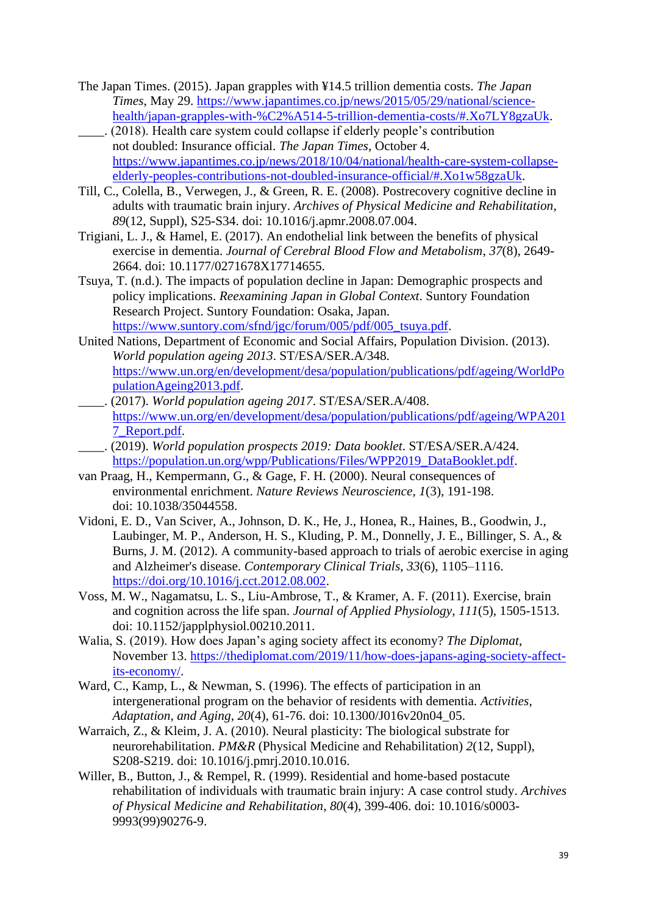The Japan Times. (2015). Japan grapples with ¥14.5 trillion dementia costs. *The Japan Times*, May 29. https://www.japantimes.co.jp/news/2015/05/29/national/science-health/japan-grapples-with-%C2%A514-5-trillion-dementia-costs/#.Xo7LY8gzaUk.

____. (2018). Health care system could collapse if elderly people's contribution not doubled: Insurance official. *The Japan Times*, October 4. https://www.japantimes.co.jp/news/2018/10/04/national/health-care-system-collapse-elderly-peoples-contributions-not-doubled-insurance-official/#.Xo1w58gzaUk.

Till, C., Colella, B., Verwegen, J., & Green, R. E. (2008). Postrecovery cognitive decline in adults with traumatic brain injury. *Archives of Physical Medicine and Rehabilitation*, *89*(12, Suppl), S25-S34. doi: 10.1016/j.apmr.2008.07.004.

Trigiani, L. J., & Hamel, E. (2017). An endothelial link between the benefits of physical exercise in dementia. *Journal of Cerebral Blood Flow and Metabolism*, *37*(8), 2649-2664. doi: 10.1177/0271678X17714655.

Tsuya, T. (n.d.). The impacts of population decline in Japan: Demographic prospects and policy implications. *Reexamining Japan in Global Context*. Suntory Foundation Research Project. Suntory Foundation: Osaka, Japan. https://www.suntory.com/sfnd/jgc/forum/005/pdf/005_tsuya.pdf.

United Nations, Department of Economic and Social Affairs, Population Division. (2013). *World population ageing 2013*. ST/ESA/SER.A/348. https://www.un.org/en/development/desa/population/publications/pdf/ageing/WorldPopulationAgeing2013.pdf.

____. (2017). *World population ageing 2017*. ST/ESA/SER.A/408. https://www.un.org/en/development/desa/population/publications/pdf/ageing/WPA2017_Report.pdf.

____. (2019). *World population prospects 2019: Data booklet*. ST/ESA/SER.A/424. https://population.un.org/wpp/Publications/Files/WPP2019_DataBooklet.pdf.

van Praag, H., Kempermann, G., & Gage, F. H. (2000). Neural consequences of environmental enrichment. *Nature Reviews Neuroscience*, *1*(3), 191-198. doi: 10.1038/35044558.

Vidoni, E. D., Van Sciver, A., Johnson, D. K., He, J., Honea, R., Haines, B., Goodwin, J., Laubinger, M. P., Anderson, H. S., Kluding, P. M., Donnelly, J. E., Billinger, S. A., & Burns, J. M. (2012). A community-based approach to trials of aerobic exercise in aging and Alzheimer's disease. *Contemporary Clinical Trials*, *33*(6), 1105–1116. https://doi.org/10.1016/j.cct.2012.08.002.

Voss, M. W., Nagamatsu, L. S., Liu-Ambrose, T., & Kramer, A. F. (2011). Exercise, brain and cognition across the life span. *Journal of Applied Physiology*, *111*(5), 1505-1513. doi: 10.1152/japplphysiol.00210.2011.

Walia, S. (2019). How does Japan's aging society affect its economy? *The Diplomat*, November 13. https://thediplomat.com/2019/11/how-does-japans-aging-society-affect-its-economy/.

Ward, C., Kamp, L., & Newman, S. (1996). The effects of participation in an intergenerational program on the behavior of residents with dementia. *Activities, Adaptation, and Aging*, *20*(4), 61-76. doi: 10.1300/J016v20n04_05.

Warraich, Z., & Kleim, J. A. (2010). Neural plasticity: The biological substrate for neurorehabilitation. *PM&R* (Physical Medicine and Rehabilitation) *2*(12, Suppl), S208-S219. doi: 10.1016/j.pmrj.2010.10.016.

Willer, B., Button, J., & Rempel, R. (1999). Residential and home-based postacute rehabilitation of individuals with traumatic brain injury: A case control study. *Archives of Physical Medicine and Rehabilitation*, *80*(4), 399-406. doi: 10.1016/s0003-9993(99)90276-9.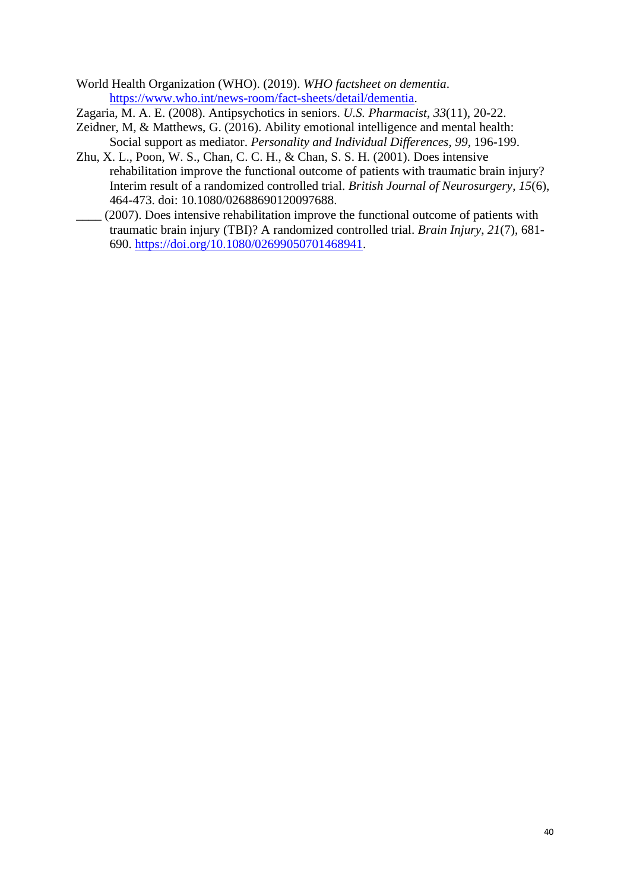World Health Organization (WHO). (2019). *WHO factsheet on dementia*. https://www.who.int/news-room/fact-sheets/detail/dementia.

Zagaria, M. A. E. (2008). Antipsychotics in seniors. *U.S. Pharmacist*, *33*(11), 20-22.

Zeidner, M, & Matthews, G. (2016). Ability emotional intelligence and mental health: Social support as mediator. *Personality and Individual Differences*, *99*, 196-199.

Zhu, X. L., Poon, W. S., Chan, C. C. H., & Chan, S. S. H. (2001). Does intensive rehabilitation improve the functional outcome of patients with traumatic brain injury? Interim result of a randomized controlled trial. *British Journal of Neurosurgery*, *15*(6), 464-473. doi: 10.1080/02688690120097688.

____ (2007). Does intensive rehabilitation improve the functional outcome of patients with traumatic brain injury (TBI)? A randomized controlled trial. *Brain Injury*, *21*(7), 681-690. https://doi.org/10.1080/02699050701468941.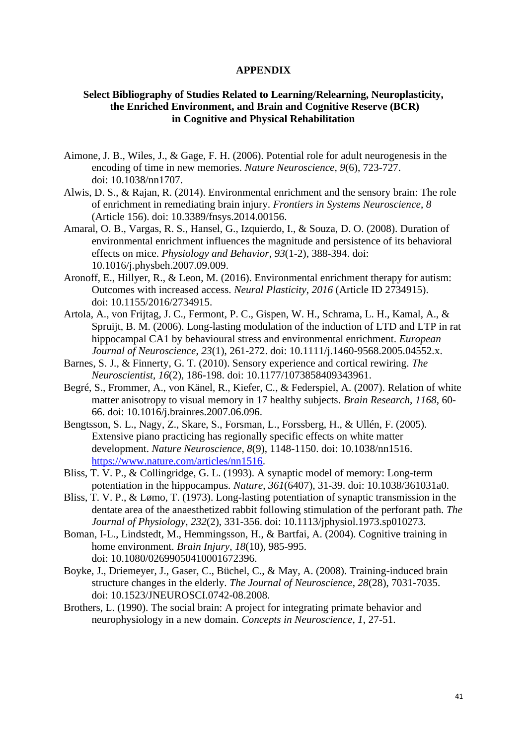## APPENDIX

### Select Bibliography of Studies Related to Learning/Relearning, Neuroplasticity, the Enriched Environment, and Brain and Cognitive Reserve (BCR) in Cognitive and Physical Rehabilitation

Aimone, J. B., Wiles, J., & Gage, F. H. (2006). Potential role for adult neurogenesis in the encoding of time in new memories. *Nature Neuroscience*, *9*(6), 723-727. doi: 10.1038/nn1707.

Alwis, D. S., & Rajan, R. (2014). Environmental enrichment and the sensory brain: The role of enrichment in remediating brain injury. *Frontiers in Systems Neuroscience*, *8* (Article 156). doi: 10.3389/fnsys.2014.00156.

Amaral, O. B., Vargas, R. S., Hansel, G., Izquierdo, I., & Souza, D. O. (2008). Duration of environmental enrichment influences the magnitude and persistence of its behavioral effects on mice. *Physiology and Behavior*, *93*(1-2), 388-394. doi: 10.1016/j.physbeh.2007.09.009.

Aronoff, E., Hillyer, R., & Leon, M. (2016). Environmental enrichment therapy for autism: Outcomes with increased access. *Neural Plasticity*, *2016* (Article ID 2734915). doi: 10.1155/2016/2734915.

Artola, A., von Frijtag, J. C., Fermont, P. C., Gispen, W. H., Schrama, L. H., Kamal, A., & Spruijt, B. M. (2006). Long-lasting modulation of the induction of LTD and LTP in rat hippocampal CA1 by behavioural stress and environmental enrichment. *European Journal of Neuroscience*, *23*(1), 261-272. doi: 10.1111/j.1460-9568.2005.04552.x.

Barnes, S. J., & Finnerty, G. T. (2010). Sensory experience and cortical rewiring. *The Neuroscientist*, *16*(2), 186-198. doi: 10.1177/1073858409343961.

Begré, S., Frommer, A., von Känel, R., Kiefer, C., & Federspiel, A. (2007). Relation of white matter anisotropy to visual memory in 17 healthy subjects. *Brain Research*, *1168*, 60-66. doi: 10.1016/j.brainres.2007.06.096.

Bengtsson, S. L., Nagy, Z., Skare, S., Forsman, L., Forssberg, H., & Ullén, F. (2005). Extensive piano practicing has regionally specific effects on white matter development. *Nature Neuroscience*, *8*(9), 1148-1150. doi: 10.1038/nn1516. https://www.nature.com/articles/nn1516.

Bliss, T. V. P., & Collingridge, G. L. (1993). A synaptic model of memory: Long-term potentiation in the hippocampus. *Nature*, *361*(6407), 31-39. doi: 10.1038/361031a0.

Bliss, T. V. P., & Lømo, T. (1973). Long-lasting potentiation of synaptic transmission in the dentate area of the anaesthetized rabbit following stimulation of the perforant path. *The Journal of Physiology*, *232*(2), 331-356. doi: 10.1113/jphysiol.1973.sp010273.

Boman, I-L., Lindstedt, M., Hemmingsson, H., & Bartfai, A. (2004). Cognitive training in home environment. *Brain Injury*, *18*(10), 985-995. doi: 10.1080/02699050410001672396.

Boyke, J., Driemeyer, J., Gaser, C., Büchel, C., & May, A. (2008). Training-induced brain structure changes in the elderly. *The Journal of Neuroscience*, *28*(28), 7031-7035. doi: 10.1523/JNEUROSCI.0742-08.2008.

Brothers, L. (1990). The social brain: A project for integrating primate behavior and neurophysiology in a new domain. *Concepts in Neuroscience*, *1*, 27-51.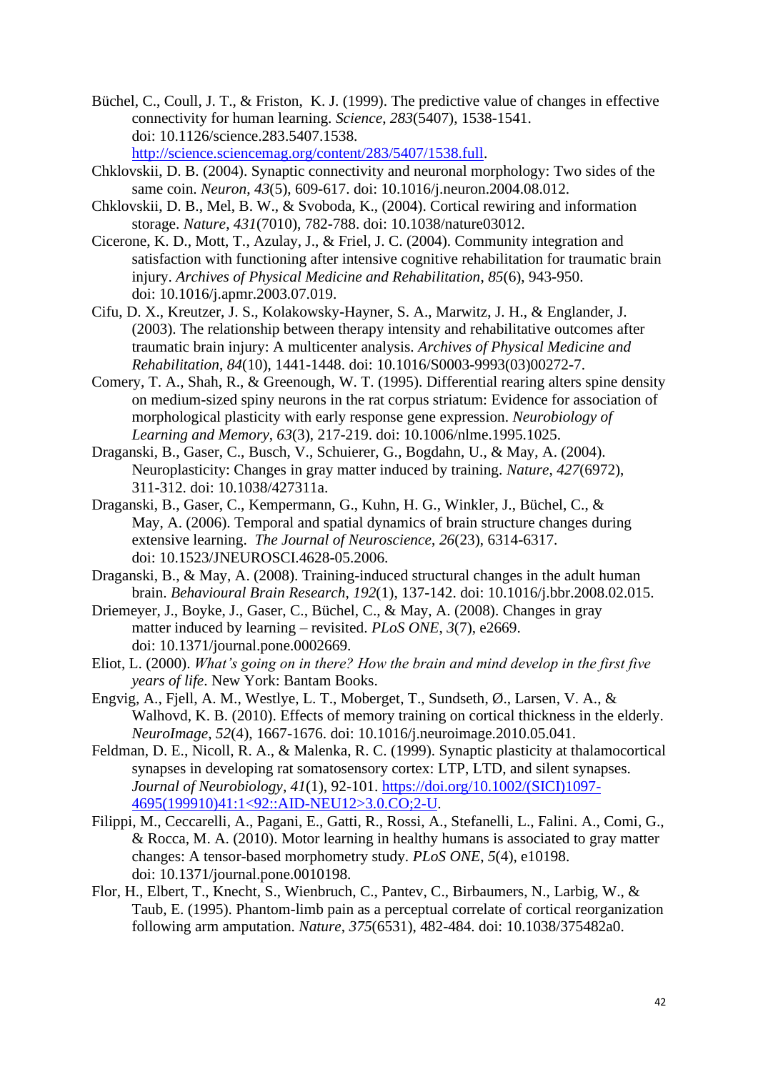Büchel, C., Coull, J. T., & Friston, K. J. (1999). The predictive value of changes in effective connectivity for human learning. *Science*, *283*(5407), 1538-1541. doi: 10.1126/science.283.5407.1538. http://science.sciencemag.org/content/283/5407/1538.full.

Chklovskii, D. B. (2004). Synaptic connectivity and neuronal morphology: Two sides of the same coin. *Neuron*, *43*(5), 609-617. doi: 10.1016/j.neuron.2004.08.012.

Chklovskii, D. B., Mel, B. W., & Svoboda, K., (2004). Cortical rewiring and information storage. *Nature*, *431*(7010), 782-788. doi: 10.1038/nature03012.

Cicerone, K. D., Mott, T., Azulay, J., & Friel, J. C. (2004). Community integration and satisfaction with functioning after intensive cognitive rehabilitation for traumatic brain injury. *Archives of Physical Medicine and Rehabilitation*, *85*(6), 943-950. doi: 10.1016/j.apmr.2003.07.019.

Cifu, D. X., Kreutzer, J. S., Kolakowsky-Hayner, S. A., Marwitz, J. H., & Englander, J. (2003). The relationship between therapy intensity and rehabilitative outcomes after traumatic brain injury: A multicenter analysis. *Archives of Physical Medicine and Rehabilitation*, *84*(10), 1441-1448. doi: 10.1016/S0003-9993(03)00272-7.

Comery, T. A., Shah, R., & Greenough, W. T. (1995). Differential rearing alters spine density on medium-sized spiny neurons in the rat corpus striatum: Evidence for association of morphological plasticity with early response gene expression. *Neurobiology of Learning and Memory*, *63*(3), 217-219. doi: 10.1006/nlme.1995.1025.

Draganski, B., Gaser, C., Busch, V., Schuierer, G., Bogdahn, U., & May, A. (2004). Neuroplasticity: Changes in gray matter induced by training. *Nature*, *427*(6972), 311-312. doi: 10.1038/427311a.

Draganski, B., Gaser, C., Kempermann, G., Kuhn, H. G., Winkler, J., Büchel, C., & May, A. (2006). Temporal and spatial dynamics of brain structure changes during extensive learning. *The Journal of Neuroscience*, *26*(23), 6314-6317. doi: 10.1523/JNEUROSCI.4628-05.2006.

Draganski, B., & May, A. (2008). Training-induced structural changes in the adult human brain. *Behavioural Brain Research*, *192*(1), 137-142. doi: 10.1016/j.bbr.2008.02.015.

Driemeyer, J., Boyke, J., Gaser, C., Büchel, C., & May, A. (2008). Changes in gray matter induced by learning – revisited. *PLoS ONE*, *3*(7), e2669. doi: 10.1371/journal.pone.0002669.

Eliot, L. (2000). *What's going on in there? How the brain and mind develop in the first five years of life*. New York: Bantam Books.

Engvig, A., Fjell, A. M., Westlye, L. T., Moberget, T., Sundseth, Ø., Larsen, V. A., & Walhovd, K. B. (2010). Effects of memory training on cortical thickness in the elderly. *NeuroImage*, *52*(4), 1667-1676. doi: 10.1016/j.neuroimage.2010.05.041.

Feldman, D. E., Nicoll, R. A., & Malenka, R. C. (1999). Synaptic plasticity at thalamocortical synapses in developing rat somatosensory cortex: LTP, LTD, and silent synapses. *Journal of Neurobiology*, *41*(1), 92-101. https://doi.org/10.1002/(SICI)1097-4695(199910)41:1<92::AID-NEU12>3.0.CO;2-U.

Filippi, M., Ceccarelli, A., Pagani, E., Gatti, R., Rossi, A., Stefanelli, L., Falini. A., Comi, G., & Rocca, M. A. (2010). Motor learning in healthy humans is associated to gray matter changes: A tensor-based morphometry study. *PLoS ONE*, *5*(4), e10198. doi: 10.1371/journal.pone.0010198.

Flor, H., Elbert, T., Knecht, S., Wienbruch, C., Pantev, C., Birbaumers, N., Larbig, W., & Taub, E. (1995). Phantom-limb pain as a perceptual correlate of cortical reorganization following arm amputation. *Nature*, *375*(6531), 482-484. doi: 10.1038/375482a0.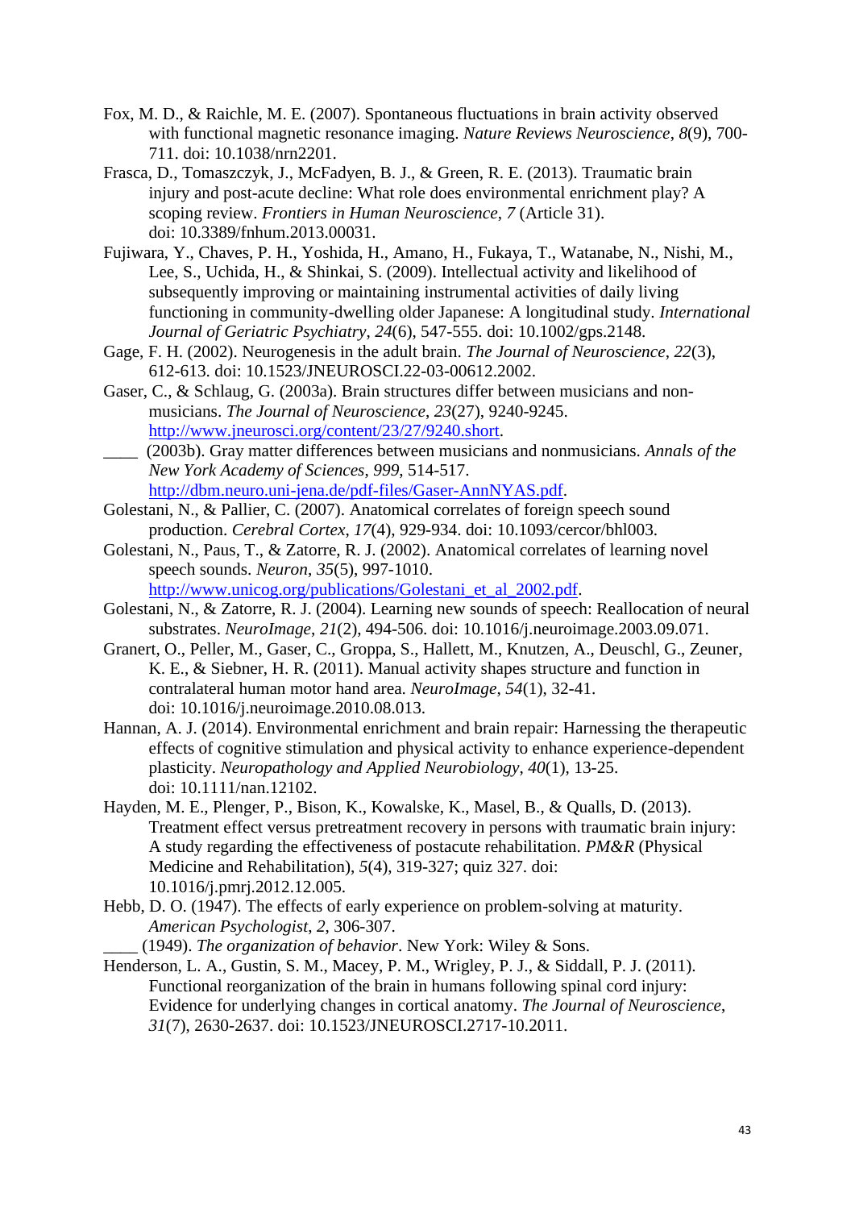Fox, M. D., & Raichle, M. E. (2007). Spontaneous fluctuations in brain activity observed with functional magnetic resonance imaging. *Nature Reviews Neuroscience*, *8*(9), 700-711. doi: 10.1038/nrn2201.

Frasca, D., Tomaszczyk, J., McFadyen, B. J., & Green, R. E. (2013). Traumatic brain injury and post-acute decline: What role does environmental enrichment play? A scoping review. *Frontiers in Human Neuroscience*, *7* (Article 31). doi: 10.3389/fnhum.2013.00031.

Fujiwara, Y., Chaves, P. H., Yoshida, H., Amano, H., Fukaya, T., Watanabe, N., Nishi, M., Lee, S., Uchida, H., & Shinkai, S. (2009). Intellectual activity and likelihood of subsequently improving or maintaining instrumental activities of daily living functioning in community-dwelling older Japanese: A longitudinal study. *International Journal of Geriatric Psychiatry*, *24*(6), 547-555. doi: 10.1002/gps.2148.

Gage, F. H. (2002). Neurogenesis in the adult brain. *The Journal of Neuroscience*, *22*(3), 612-613. doi: 10.1523/JNEUROSCI.22-03-00612.2002.

Gaser, C., & Schlaug, G. (2003a). Brain structures differ between musicians and non-musicians. *The Journal of Neuroscience*, *23*(27), 9240-9245. http://www.jneurosci.org/content/23/27/9240.short.

____ (2003b). Gray matter differences between musicians and nonmusicians. *Annals of the New York Academy of Sciences*, *999*, 514-517. http://dbm.neuro.uni-jena.de/pdf-files/Gaser-AnnNYAS.pdf.

Golestani, N., & Pallier, C. (2007). Anatomical correlates of foreign speech sound production. *Cerebral Cortex*, *17*(4), 929-934. doi: 10.1093/cercor/bhl003.

Golestani, N., Paus, T., & Zatorre, R. J. (2002). Anatomical correlates of learning novel speech sounds. *Neuron*, *35*(5), 997-1010. http://www.unicog.org/publications/Golestani_et_al_2002.pdf.

Golestani, N., & Zatorre, R. J. (2004). Learning new sounds of speech: Reallocation of neural substrates. *NeuroImage*, *21*(2), 494-506. doi: 10.1016/j.neuroimage.2003.09.071.

Granert, O., Peller, M., Gaser, C., Groppa, S., Hallett, M., Knutzen, A., Deuschl, G., Zeuner, K. E., & Siebner, H. R. (2011). Manual activity shapes structure and function in contralateral human motor hand area. *NeuroImage*, *54*(1), 32-41. doi: 10.1016/j.neuroimage.2010.08.013.

Hannan, A. J. (2014). Environmental enrichment and brain repair: Harnessing the therapeutic effects of cognitive stimulation and physical activity to enhance experience-dependent plasticity. *Neuropathology and Applied Neurobiology*, *40*(1), 13-25. doi: 10.1111/nan.12102.

Hayden, M. E., Plenger, P., Bison, K., Kowalske, K., Masel, B., & Qualls, D. (2013). Treatment effect versus pretreatment recovery in persons with traumatic brain injury: A study regarding the effectiveness of postacute rehabilitation. *PM&R* (Physical Medicine and Rehabilitation), *5*(4), 319-327; quiz 327. doi: 10.1016/j.pmrj.2012.12.005.

Hebb, D. O. (1947). The effects of early experience on problem-solving at maturity. *American Psychologist*, *2*, 306-307.

____ (1949). *The organization of behavior*. New York: Wiley & Sons.

Henderson, L. A., Gustin, S. M., Macey, P. M., Wrigley, P. J., & Siddall, P. J. (2011). Functional reorganization of the brain in humans following spinal cord injury: Evidence for underlying changes in cortical anatomy. *The Journal of Neuroscience*, *31*(7), 2630-2637. doi: 10.1523/JNEUROSCI.2717-10.2011.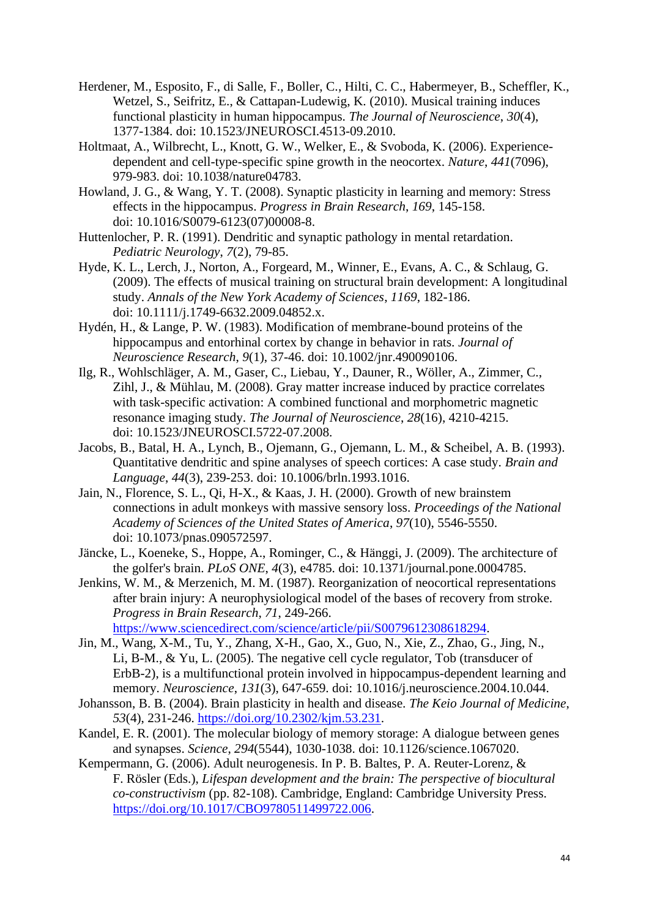Herdener, M., Esposito, F., di Salle, F., Boller, C., Hilti, C. C., Habermeyer, B., Scheffler, K., Wetzel, S., Seifritz, E., & Cattapan-Ludewig, K. (2010). Musical training induces functional plasticity in human hippocampus. *The Journal of Neuroscience*, *30*(4), 1377-1384. doi: 10.1523/JNEUROSCI.4513-09.2010.

Holtmaat, A., Wilbrecht, L., Knott, G. W., Welker, E., & Svoboda, K. (2006). Experience-dependent and cell-type-specific spine growth in the neocortex. *Nature*, *441*(7096), 979-983. doi: 10.1038/nature04783.

Howland, J. G., & Wang, Y. T. (2008). Synaptic plasticity in learning and memory: Stress effects in the hippocampus. *Progress in Brain Research*, *169*, 145-158. doi: 10.1016/S0079-6123(07)00008-8.

Huttenlocher, P. R. (1991). Dendritic and synaptic pathology in mental retardation. *Pediatric Neurology*, *7*(2), 79-85.

Hyde, K. L., Lerch, J., Norton, A., Forgeard, M., Winner, E., Evans, A. C., & Schlaug, G. (2009). The effects of musical training on structural brain development: A longitudinal study. *Annals of the New York Academy of Sciences*, *1169*, 182-186. doi: 10.1111/j.1749-6632.2009.04852.x.

Hydén, H., & Lange, P. W. (1983). Modification of membrane-bound proteins of the hippocampus and entorhinal cortex by change in behavior in rats. *Journal of Neuroscience Research*, *9*(1), 37-46. doi: 10.1002/jnr.490090106.

Ilg, R., Wohlschläger, A. M., Gaser, C., Liebau, Y., Dauner, R., Wöller, A., Zimmer, C., Zihl, J., & Mühlau, M. (2008). Gray matter increase induced by practice correlates with task-specific activation: A combined functional and morphometric magnetic resonance imaging study. *The Journal of Neuroscience*, *28*(16), 4210-4215. doi: 10.1523/JNEUROSCI.5722-07.2008.

Jacobs, B., Batal, H. A., Lynch, B., Ojemann, G., Ojemann, L. M., & Scheibel, A. B. (1993). Quantitative dendritic and spine analyses of speech cortices: A case study. *Brain and Language*, *44*(3), 239-253. doi: 10.1006/brln.1993.1016.

Jain, N., Florence, S. L., Qi, H-X., & Kaas, J. H. (2000). Growth of new brainstem connections in adult monkeys with massive sensory loss. *Proceedings of the National Academy of Sciences of the United States of America*, *97*(10), 5546-5550. doi: 10.1073/pnas.090572597.

Jäncke, L., Koeneke, S., Hoppe, A., Rominger, C., & Hänggi, J. (2009). The architecture of the golfer's brain. *PLoS ONE*, *4*(3), e4785. doi: 10.1371/journal.pone.0004785.

Jenkins, W. M., & Merzenich, M. M. (1987). Reorganization of neocortical representations after brain injury: A neurophysiological model of the bases of recovery from stroke. *Progress in Brain Research*, *71*, 249-266. https://www.sciencedirect.com/science/article/pii/S0079612308618294.

Jin, M., Wang, X-M., Tu, Y., Zhang, X-H., Gao, X., Guo, N., Xie, Z., Zhao, G., Jing, N., Li, B-M., & Yu, L. (2005). The negative cell cycle regulator, Tob (transducer of ErbB-2), is a multifunctional protein involved in hippocampus-dependent learning and memory. *Neuroscience*, *131*(3), 647-659. doi: 10.1016/j.neuroscience.2004.10.044.

Johansson, B. B. (2004). Brain plasticity in health and disease. *The Keio Journal of Medicine*, *53*(4), 231-246. https://doi.org/10.2302/kjm.53.231.

Kandel, E. R. (2001). The molecular biology of memory storage: A dialogue between genes and synapses. *Science*, *294*(5544), 1030-1038. doi: 10.1126/science.1067020.

Kempermann, G. (2006). Adult neurogenesis. In P. B. Baltes, P. A. Reuter-Lorenz, & F. Rösler (Eds.), *Lifespan development and the brain: The perspective of biocultural co-constructivism* (pp. 82-108). Cambridge, England: Cambridge University Press. https://doi.org/10.1017/CBO9780511499722.006.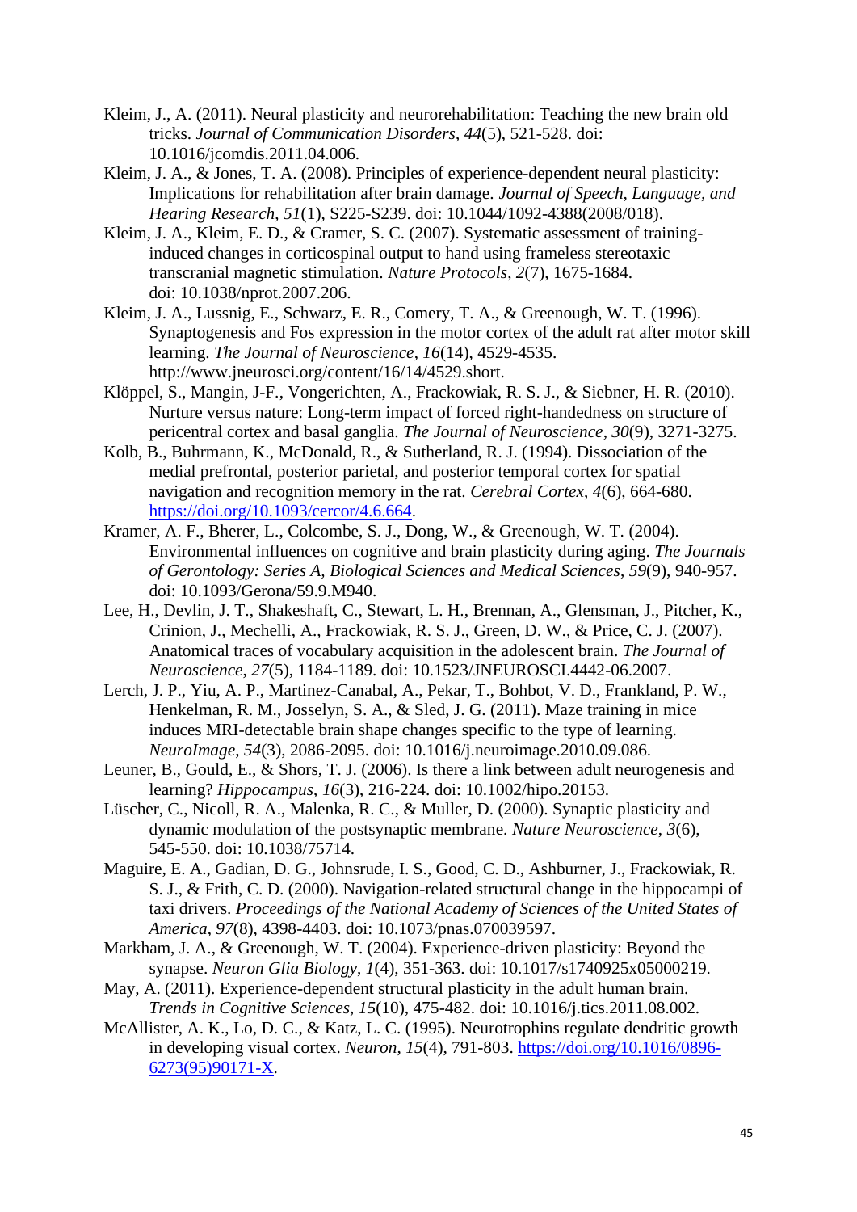Kleim, J., A. (2011). Neural plasticity and neurorehabilitation: Teaching the new brain old tricks. *Journal of Communication Disorders*, *44*(5), 521-528. doi: 10.1016/jcomdis.2011.04.006.

Kleim, J. A., & Jones, T. A. (2008). Principles of experience-dependent neural plasticity: Implications for rehabilitation after brain damage. *Journal of Speech, Language, and Hearing Research*, *51*(1), S225-S239. doi: 10.1044/1092-4388(2008/018).

Kleim, J. A., Kleim, E. D., & Cramer, S. C. (2007). Systematic assessment of training-induced changes in corticospinal output to hand using frameless stereotaxic transcranial magnetic stimulation. *Nature Protocols*, *2*(7), 1675-1684. doi: 10.1038/nprot.2007.206.

Kleim, J. A., Lussnig, E., Schwarz, E. R., Comery, T. A., & Greenough, W. T. (1996). Synaptogenesis and Fos expression in the motor cortex of the adult rat after motor skill learning. *The Journal of Neuroscience*, *16*(14), 4529-4535. http://www.jneurosci.org/content/16/14/4529.short.

Klöppel, S., Mangin, J-F., Vongerichten, A., Frackowiak, R. S. J., & Siebner, H. R. (2010). Nurture versus nature: Long-term impact of forced right-handedness on structure of pericentral cortex and basal ganglia. *The Journal of Neuroscience*, *30*(9), 3271-3275.

Kolb, B., Buhrmann, K., McDonald, R., & Sutherland, R. J. (1994). Dissociation of the medial prefrontal, posterior parietal, and posterior temporal cortex for spatial navigation and recognition memory in the rat. *Cerebral Cortex*, *4*(6), 664-680. https://doi.org/10.1093/cercor/4.6.664.

Kramer, A. F., Bherer, L., Colcombe, S. J., Dong, W., & Greenough, W. T. (2004). Environmental influences on cognitive and brain plasticity during aging. *The Journals of Gerontology: Series A, Biological Sciences and Medical Sciences*, *59*(9), 940-957. doi: 10.1093/Gerona/59.9.M940.

Lee, H., Devlin, J. T., Shakeshaft, C., Stewart, L. H., Brennan, A., Glensman, J., Pitcher, K., Crinion, J., Mechelli, A., Frackowiak, R. S. J., Green, D. W., & Price, C. J. (2007). Anatomical traces of vocabulary acquisition in the adolescent brain. *The Journal of Neuroscience*, *27*(5), 1184-1189. doi: 10.1523/JNEUROSCI.4442-06.2007.

Lerch, J. P., Yiu, A. P., Martinez-Canabal, A., Pekar, T., Bohbot, V. D., Frankland, P. W., Henkelman, R. M., Josselyn, S. A., & Sled, J. G. (2011). Maze training in mice induces MRI-detectable brain shape changes specific to the type of learning. *NeuroImage*, *54*(3), 2086-2095. doi: 10.1016/j.neuroimage.2010.09.086.

Leuner, B., Gould, E., & Shors, T. J. (2006). Is there a link between adult neurogenesis and learning? *Hippocampus*, *16*(3), 216-224. doi: 10.1002/hipo.20153.

Lüscher, C., Nicoll, R. A., Malenka, R. C., & Muller, D. (2000). Synaptic plasticity and dynamic modulation of the postsynaptic membrane. *Nature Neuroscience*, *3*(6), 545-550. doi: 10.1038/75714.

Maguire, E. A., Gadian, D. G., Johnsrude, I. S., Good, C. D., Ashburner, J., Frackowiak, R. S. J., & Frith, C. D. (2000). Navigation-related structural change in the hippocampi of taxi drivers. *Proceedings of the National Academy of Sciences of the United States of America*, *97*(8), 4398-4403. doi: 10.1073/pnas.070039597.

Markham, J. A., & Greenough, W. T. (2004). Experience-driven plasticity: Beyond the synapse. *Neuron Glia Biology*, *1*(4), 351-363. doi: 10.1017/s1740925x05000219.

May, A. (2011). Experience-dependent structural plasticity in the adult human brain. *Trends in Cognitive Sciences*, *15*(10), 475-482. doi: 10.1016/j.tics.2011.08.002.

McAllister, A. K., Lo, D. C., & Katz, L. C. (1995). Neurotrophins regulate dendritic growth in developing visual cortex. *Neuron*, *15*(4), 791-803. https://doi.org/10.1016/0896-6273(95)90171-X.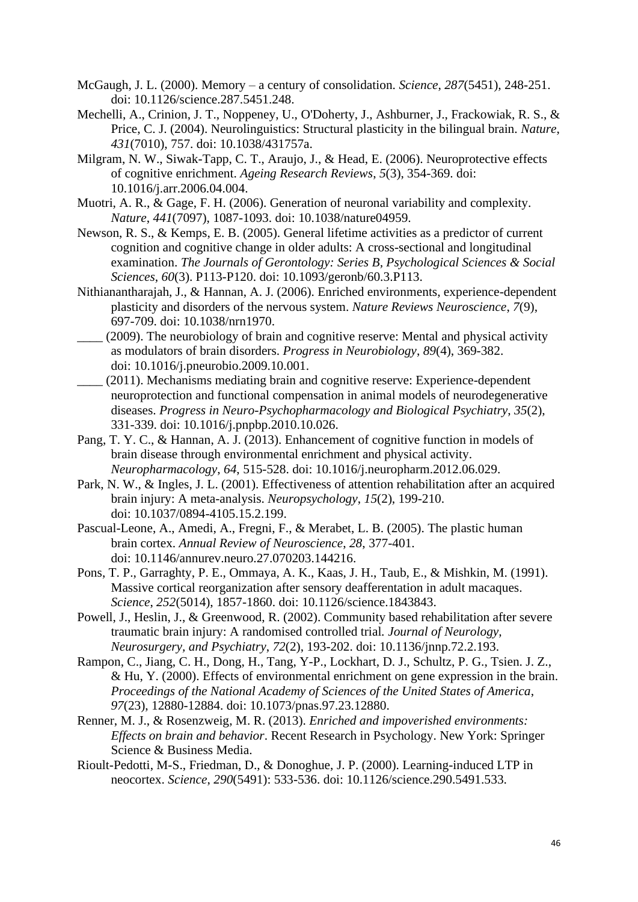McGaugh, J. L. (2000). Memory – a century of consolidation. *Science*, *287*(5451), 248-251. doi: 10.1126/science.287.5451.248.

Mechelli, A., Crinion, J. T., Noppeney, U., O'Doherty, J., Ashburner, J., Frackowiak, R. S., & Price, C. J. (2004). Neurolinguistics: Structural plasticity in the bilingual brain. *Nature*, *431*(7010), 757. doi: 10.1038/431757a.

Milgram, N. W., Siwak-Tapp, C. T., Araujo, J., & Head, E. (2006). Neuroprotective effects of cognitive enrichment. *Ageing Research Reviews*, *5*(3), 354-369. doi: 10.1016/j.arr.2006.04.004.

Muotri, A. R., & Gage, F. H. (2006). Generation of neuronal variability and complexity. *Nature*, *441*(7097), 1087-1093. doi: 10.1038/nature04959.

Newson, R. S., & Kemps, E. B. (2005). General lifetime activities as a predictor of current cognition and cognitive change in older adults: A cross-sectional and longitudinal examination. *The Journals of Gerontology: Series B, Psychological Sciences & Social Sciences*, *60*(3). P113-P120. doi: 10.1093/geronb/60.3.P113.

Nithianantharajah, J., & Hannan, A. J. (2006). Enriched environments, experience-dependent plasticity and disorders of the nervous system. *Nature Reviews Neuroscience*, *7*(9), 697-709. doi: 10.1038/nrn1970.

____ (2009). The neurobiology of brain and cognitive reserve: Mental and physical activity as modulators of brain disorders. *Progress in Neurobiology*, *89*(4), 369-382. doi: 10.1016/j.pneurobio.2009.10.001.

____ (2011). Mechanisms mediating brain and cognitive reserve: Experience-dependent neuroprotection and functional compensation in animal models of neurodegenerative diseases. *Progress in Neuro-Psychopharmacology and Biological Psychiatry*, *35*(2), 331-339. doi: 10.1016/j.pnpbp.2010.10.026.

Pang, T. Y. C., & Hannan, A. J. (2013). Enhancement of cognitive function in models of brain disease through environmental enrichment and physical activity. *Neuropharmacology*, *64*, 515-528. doi: 10.1016/j.neuropharm.2012.06.029.

Park, N. W., & Ingles, J. L. (2001). Effectiveness of attention rehabilitation after an acquired brain injury: A meta-analysis. *Neuropsychology*, *15*(2), 199-210. doi: 10.1037/0894-4105.15.2.199.

Pascual-Leone, A., Amedi, A., Fregni, F., & Merabet, L. B. (2005). The plastic human brain cortex. *Annual Review of Neuroscience*, *28*, 377-401. doi: 10.1146/annurev.neuro.27.070203.144216.

Pons, T. P., Garraghty, P. E., Ommaya, A. K., Kaas, J. H., Taub, E., & Mishkin, M. (1991). Massive cortical reorganization after sensory deafferentation in adult macaques. *Science*, *252*(5014), 1857-1860. doi: 10.1126/science.1843843.

Powell, J., Heslin, J., & Greenwood, R. (2002). Community based rehabilitation after severe traumatic brain injury: A randomised controlled trial. *Journal of Neurology, Neurosurgery, and Psychiatry*, *72*(2), 193-202. doi: 10.1136/jnnp.72.2.193.

Rampon, C., Jiang, C. H., Dong, H., Tang, Y-P., Lockhart, D. J., Schultz, P. G., Tsien. J. Z., & Hu, Y. (2000). Effects of environmental enrichment on gene expression in the brain. *Proceedings of the National Academy of Sciences of the United States of America*, *97*(23), 12880-12884. doi: 10.1073/pnas.97.23.12880.

Renner, M. J., & Rosenzweig, M. R. (2013). *Enriched and impoverished environments: Effects on brain and behavior*. Recent Research in Psychology. New York: Springer Science & Business Media.

Rioult-Pedotti, M-S., Friedman, D., & Donoghue, J. P. (2000). Learning-induced LTP in neocortex. *Science*, *290*(5491): 533-536. doi: 10.1126/science.290.5491.533.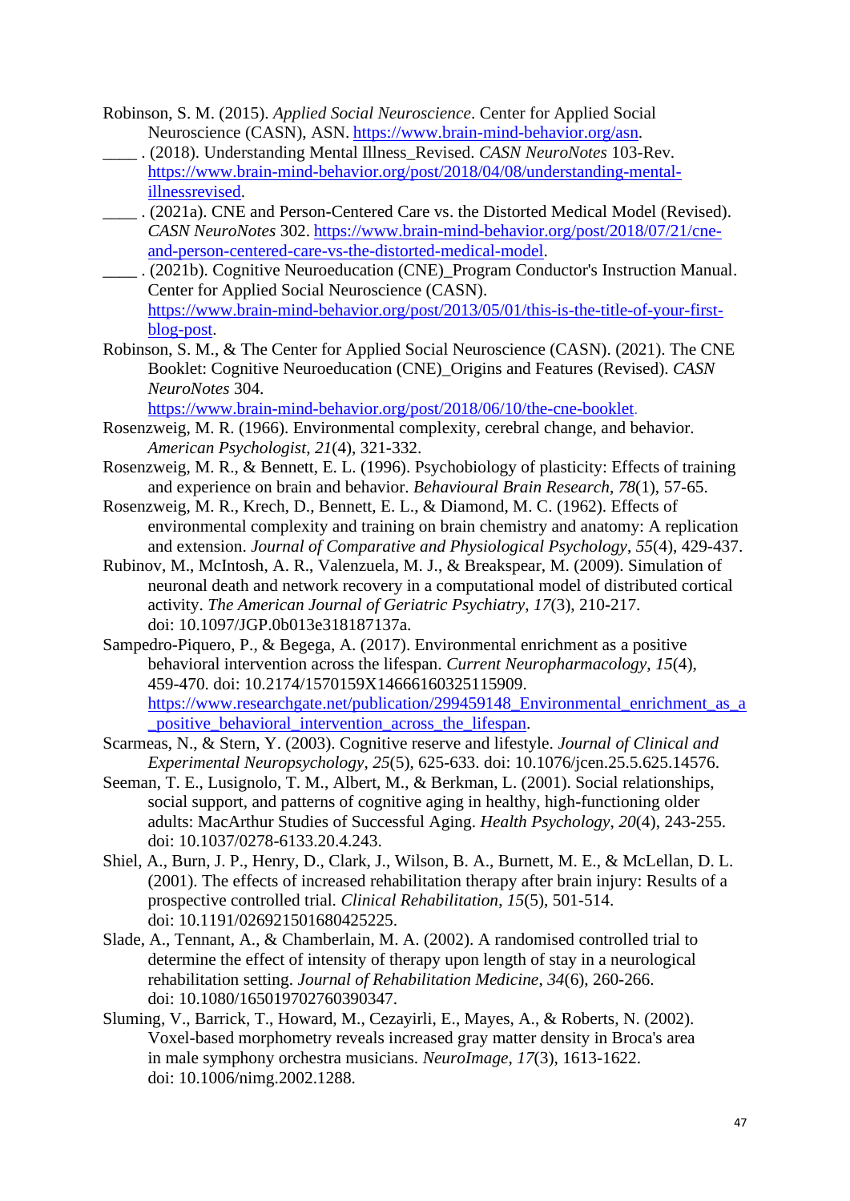Robinson, S. M. (2015). *Applied Social Neuroscience*. Center for Applied Social Neuroscience (CASN), ASN. https://www.brain-mind-behavior.org/asn.

____ . (2018). Understanding Mental Illness_Revised. *CASN NeuroNotes* 103-Rev. https://www.brain-mind-behavior.org/post/2018/04/08/understanding-mental-illnessrevised.

____ . (2021a). CNE and Person-Centered Care vs. the Distorted Medical Model (Revised). *CASN NeuroNotes* 302. https://www.brain-mind-behavior.org/post/2018/07/21/cne-and-person-centered-care-vs-the-distorted-medical-model.

____ . (2021b). Cognitive Neuroeducation (CNE)_Program Conductor's Instruction Manual. Center for Applied Social Neuroscience (CASN). https://www.brain-mind-behavior.org/post/2013/05/01/this-is-the-title-of-your-first-blog-post.

Robinson, S. M., & The Center for Applied Social Neuroscience (CASN). (2021). The CNE Booklet: Cognitive Neuroeducation (CNE)_Origins and Features (Revised). *CASN NeuroNotes* 304. https://www.brain-mind-behavior.org/post/2018/06/10/the-cne-booklet.

Rosenzweig, M. R. (1966). Environmental complexity, cerebral change, and behavior. *American Psychologist*, *21*(4), 321-332.

Rosenzweig, M. R., & Bennett, E. L. (1996). Psychobiology of plasticity: Effects of training and experience on brain and behavior. *Behavioural Brain Research*, *78*(1), 57-65.

Rosenzweig, M. R., Krech, D., Bennett, E. L., & Diamond, M. C. (1962). Effects of environmental complexity and training on brain chemistry and anatomy: A replication and extension. *Journal of Comparative and Physiological Psychology*, *55*(4), 429-437.

Rubinov, M., McIntosh, A. R., Valenzuela, M. J., & Breakspear, M. (2009). Simulation of neuronal death and network recovery in a computational model of distributed cortical activity. *The American Journal of Geriatric Psychiatry*, *17*(3), 210-217. doi: 10.1097/JGP.0b013e318187137a.

Sampedro-Piquero, P., & Begega, A. (2017). Environmental enrichment as a positive behavioral intervention across the lifespan. *Current Neuropharmacology*, *15*(4), 459-470. doi: 10.2174/1570159X14666160325115909. https://www.researchgate.net/publication/299459148_Environmental_enrichment_as_a_positive_behavioral_intervention_across_the_lifespan.

Scarmeas, N., & Stern, Y. (2003). Cognitive reserve and lifestyle. *Journal of Clinical and Experimental Neuropsychology*, *25*(5), 625-633. doi: 10.1076/jcen.25.5.625.14576.

Seeman, T. E., Lusignolo, T. M., Albert, M., & Berkman, L. (2001). Social relationships, social support, and patterns of cognitive aging in healthy, high-functioning older adults: MacArthur Studies of Successful Aging. *Health Psychology*, *20*(4), 243-255. doi: 10.1037/0278-6133.20.4.243.

Shiel, A., Burn, J. P., Henry, D., Clark, J., Wilson, B. A., Burnett, M. E., & McLellan, D. L. (2001). The effects of increased rehabilitation therapy after brain injury: Results of a prospective controlled trial. *Clinical Rehabilitation*, *15*(5), 501-514. doi: 10.1191/026921501680425225.

Slade, A., Tennant, A., & Chamberlain, M. A. (2002). A randomised controlled trial to determine the effect of intensity of therapy upon length of stay in a neurological rehabilitation setting. *Journal of Rehabilitation Medicine*, *34*(6), 260-266. doi: 10.1080/165019702760390347.

Sluming, V., Barrick, T., Howard, M., Cezayirli, E., Mayes, A., & Roberts, N. (2002). Voxel-based morphometry reveals increased gray matter density in Broca's area in male symphony orchestra musicians. *NeuroImage*, *17*(3), 1613-1622. doi: 10.1006/nimg.2002.1288.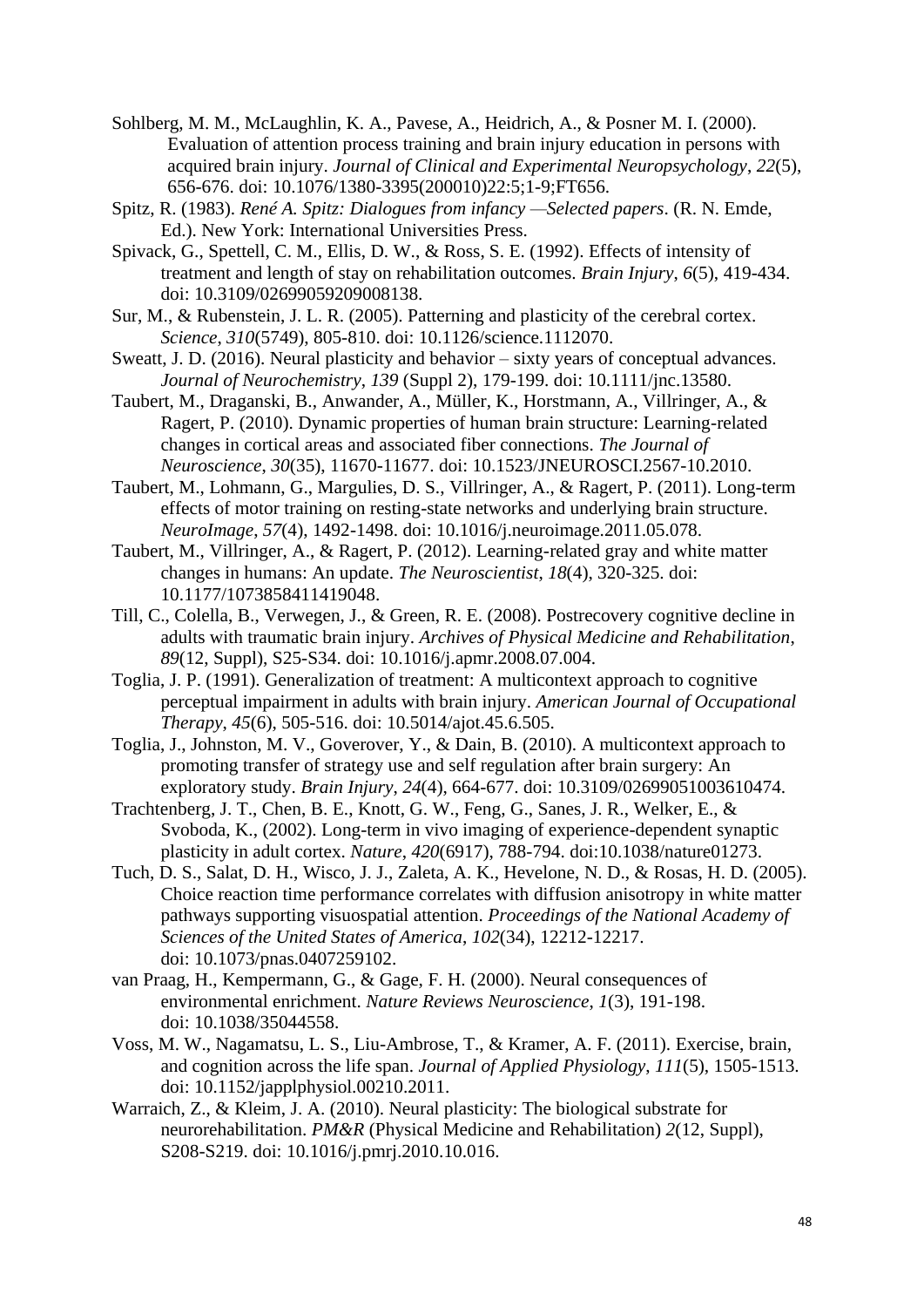Sohlberg, M. M., McLaughlin, K. A., Pavese, A., Heidrich, A., & Posner M. I. (2000). Evaluation of attention process training and brain injury education in persons with acquired brain injury. *Journal of Clinical and Experimental Neuropsychology*, *22*(5), 656-676. doi: 10.1076/1380-3395(200010)22:5;1-9;FT656.

Spitz, R. (1983). *René A. Spitz: Dialogues from infancy —Selected papers*. (R. N. Emde, Ed.). New York: International Universities Press.

Spivack, G., Spettell, C. M., Ellis, D. W., & Ross, S. E. (1992). Effects of intensity of treatment and length of stay on rehabilitation outcomes. *Brain Injury*, *6*(5), 419-434. doi: 10.3109/02699059209008138.

Sur, M., & Rubenstein, J. L. R. (2005). Patterning and plasticity of the cerebral cortex. *Science*, *310*(5749), 805-810. doi: 10.1126/science.1112070.

Sweatt, J. D. (2016). Neural plasticity and behavior – sixty years of conceptual advances. *Journal of Neurochemistry*, *139* (Suppl 2), 179-199. doi: 10.1111/jnc.13580.

Taubert, M., Draganski, B., Anwander, A., Müller, K., Horstmann, A., Villringer, A., & Ragert, P. (2010). Dynamic properties of human brain structure: Learning-related changes in cortical areas and associated fiber connections. *The Journal of Neuroscience*, *30*(35), 11670-11677. doi: 10.1523/JNEUROSCI.2567-10.2010.

Taubert, M., Lohmann, G., Margulies, D. S., Villringer, A., & Ragert, P. (2011). Long-term effects of motor training on resting-state networks and underlying brain structure. *NeuroImage*, *57*(4), 1492-1498. doi: 10.1016/j.neuroimage.2011.05.078.

Taubert, M., Villringer, A., & Ragert, P. (2012). Learning-related gray and white matter changes in humans: An update. *The Neuroscientist*, *18*(4), 320-325. doi: 10.1177/1073858411419048.

Till, C., Colella, B., Verwegen, J., & Green, R. E. (2008). Postrecovery cognitive decline in adults with traumatic brain injury. *Archives of Physical Medicine and Rehabilitation*, *89*(12, Suppl), S25-S34. doi: 10.1016/j.apmr.2008.07.004.

Toglia, J. P. (1991). Generalization of treatment: A multicontext approach to cognitive perceptual impairment in adults with brain injury. *American Journal of Occupational Therapy*, *45*(6), 505-516. doi: 10.5014/ajot.45.6.505.

Toglia, J., Johnston, M. V., Goverover, Y., & Dain, B. (2010). A multicontext approach to promoting transfer of strategy use and self regulation after brain surgery: An exploratory study. *Brain Injury*, *24*(4), 664-677. doi: 10.3109/02699051003610474.

Trachtenberg, J. T., Chen, B. E., Knott, G. W., Feng, G., Sanes, J. R., Welker, E., & Svoboda, K., (2002). Long-term in vivo imaging of experience-dependent synaptic plasticity in adult cortex. *Nature*, *420*(6917), 788-794. doi:10.1038/nature01273.

Tuch, D. S., Salat, D. H., Wisco, J. J., Zaleta, A. K., Hevelone, N. D., & Rosas, H. D. (2005). Choice reaction time performance correlates with diffusion anisotropy in white matter pathways supporting visuospatial attention. *Proceedings of the National Academy of Sciences of the United States of America*, *102*(34), 12212-12217. doi: 10.1073/pnas.0407259102.

van Praag, H., Kempermann, G., & Gage, F. H. (2000). Neural consequences of environmental enrichment. *Nature Reviews Neuroscience*, *1*(3), 191-198. doi: 10.1038/35044558.

Voss, M. W., Nagamatsu, L. S., Liu-Ambrose, T., & Kramer, A. F. (2011). Exercise, brain, and cognition across the life span. *Journal of Applied Physiology*, *111*(5), 1505-1513. doi: 10.1152/japplphysiol.00210.2011.

Warraich, Z., & Kleim, J. A. (2010). Neural plasticity: The biological substrate for neurorehabilitation. *PM&R* (Physical Medicine and Rehabilitation) *2*(12, Suppl), S208-S219. doi: 10.1016/j.pmrj.2010.10.016.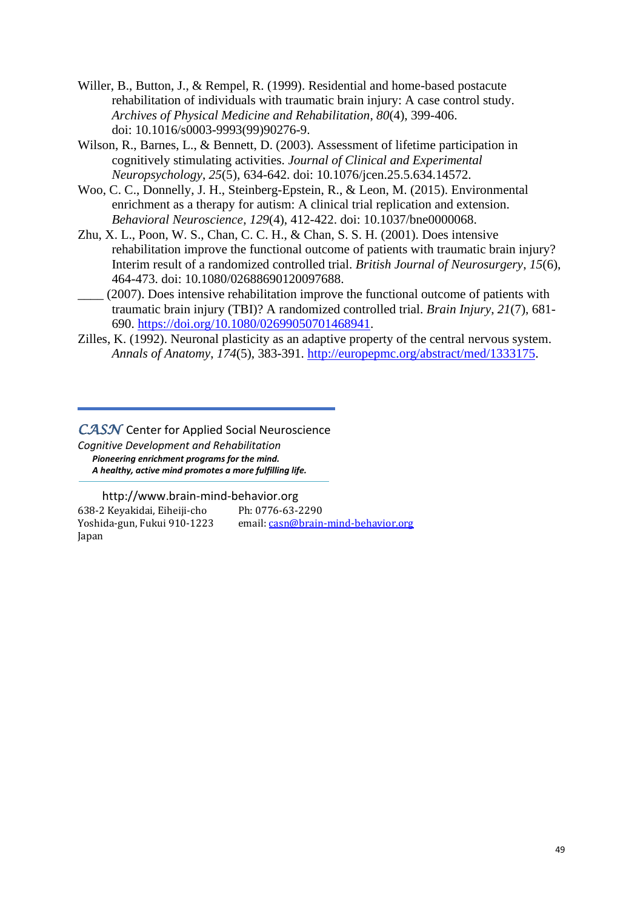Willer, B., Button, J., & Rempel, R. (1999). Residential and home-based postacute rehabilitation of individuals with traumatic brain injury: A case control study. *Archives of Physical Medicine and Rehabilitation*, *80*(4), 399-406. doi: 10.1016/s0003-9993(99)90276-9.

Wilson, R., Barnes, L., & Bennett, D. (2003). Assessment of lifetime participation in cognitively stimulating activities. *Journal of Clinical and Experimental Neuropsychology*, *25*(5), 634-642. doi: 10.1076/jcen.25.5.634.14572.

Woo, C. C., Donnelly, J. H., Steinberg-Epstein, R., & Leon, M. (2015). Environmental enrichment as a therapy for autism: A clinical trial replication and extension. *Behavioral Neuroscience*, *129*(4), 412-422. doi: 10.1037/bne0000068.

Zhu, X. L., Poon, W. S., Chan, C. C. H., & Chan, S. S. H. (2001). Does intensive rehabilitation improve the functional outcome of patients with traumatic brain injury? Interim result of a randomized controlled trial. *British Journal of Neurosurgery*, *15*(6), 464-473. doi: 10.1080/02688690120097688.

____ (2007). Does intensive rehabilitation improve the functional outcome of patients with traumatic brain injury (TBI)? A randomized controlled trial. *Brain Injury*, *21*(7), 681-690. https://doi.org/10.1080/02699050701468941.

Zilles, K. (1992). Neuronal plasticity as an adaptive property of the central nervous system. *Annals of Anatomy*, *174*(5), 383-391. http://europepmc.org/abstract/med/1333175.

---

*CASN* Center for Applied Social Neuroscience

*Cognitive Development and Rehabilitation*

***Pioneering enrichment programs for the mind.***

***A healthy, active mind promotes a more fulfilling life.***

http://www.brain-mind-behavior.org

638-2 Keyakidai, Eiheiji-cho
Yoshida-gun, Fukui 910-1223
Japan

Ph: 0776-63-2290
email: casn@brain-mind-behavior.org